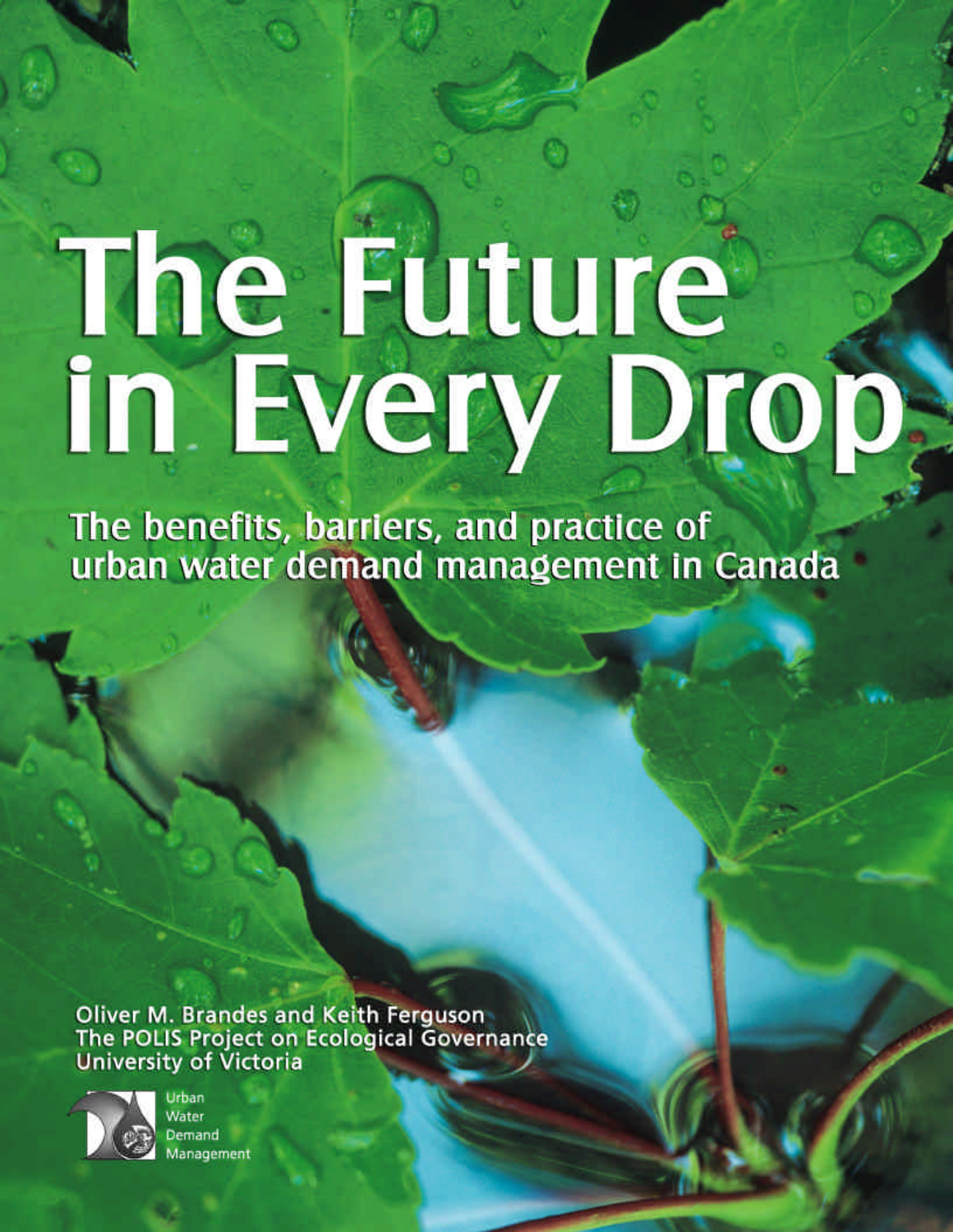# The Future in Every Drop

## The benefits, barriers, and practice of urban water demand management in Canada

Oliver M. Brandes and Keith Ferguson
The POLIS Project on Ecological Governance
University of Victoria

Urban Water Demand Management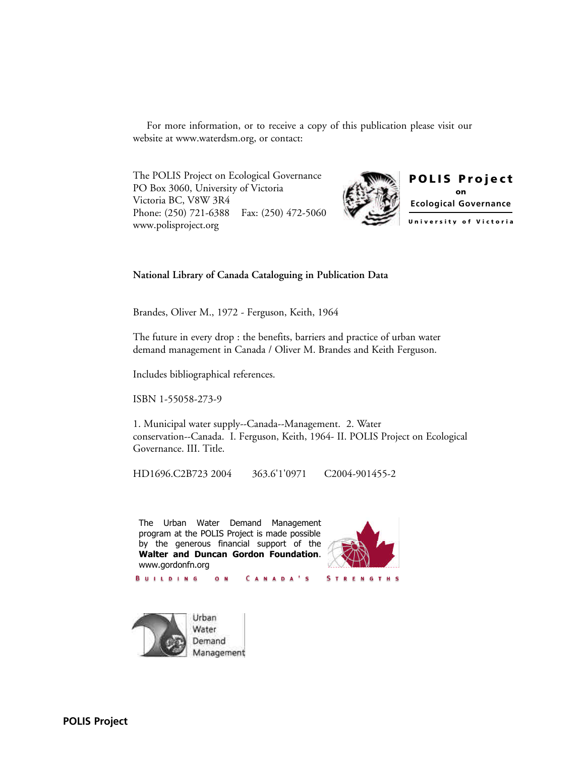For more information, or to receive a copy of this publication please visit our website at www.waterdsm.org, or contact:

The POLIS Project on Ecological Governance
PO Box 3060, University of Victoria
Victoria BC, V8W 3R4
Phone: (250) 721-6388    Fax: (250) 472-5060
www.polisproject.org

**POLIS Project on Ecological Governance**
University of Victoria

**National Library of Canada Cataloguing in Publication Data**

Brandes, Oliver M., 1972 - Ferguson, Keith, 1964

The future in every drop : the benefits, barriers and practice of urban water demand management in Canada / Oliver M. Brandes and Keith Ferguson.

Includes bibliographical references.

ISBN 1-55058-273-9

1. Municipal water supply--Canada--Management. 2. Water conservation--Canada. I. Ferguson, Keith, 1964- II. POLIS Project on Ecological Governance. III. Title.

HD1696.C2B723 2004    363.6'1'0971    C2004-901455-2

The Urban Water Demand Management program at the POLIS Project is made possible by the generous financial support of the **Walter and Duncan Gordon Foundation**. www.gordonfn.org

BUILDING ON CANADA'S STRENGTHS

Urban Water Demand Management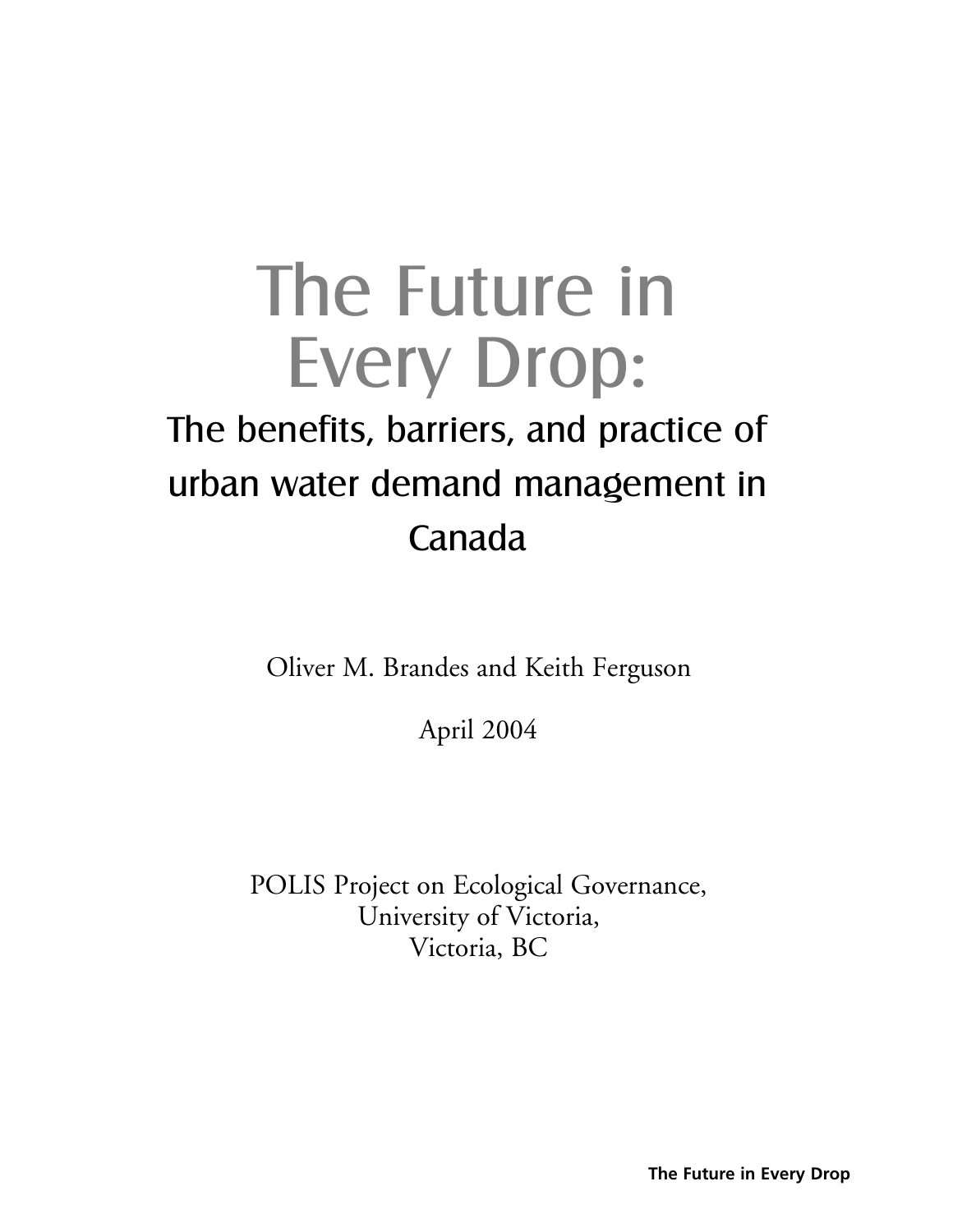# The Future in Every Drop:

## The benefits, barriers, and practice of urban water demand management in Canada

Oliver M. Brandes and Keith Ferguson

April 2004

POLIS Project on Ecological Governance,
University of Victoria,
Victoria, BC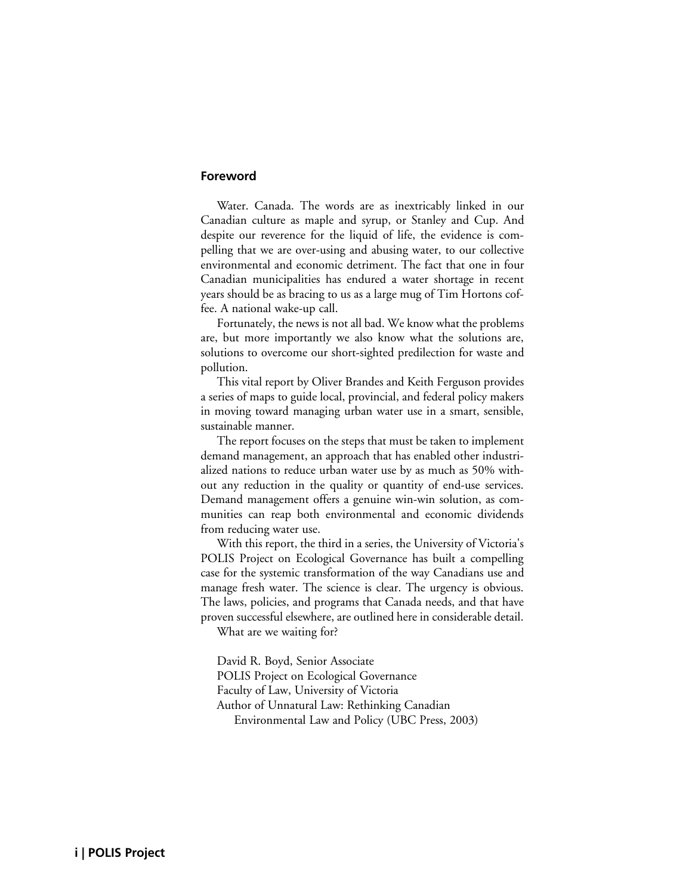## Foreword

Water. Canada. The words are as inextricably linked in our Canadian culture as maple and syrup, or Stanley and Cup. And despite our reverence for the liquid of life, the evidence is compelling that we are over-using and abusing water, to our collective environmental and economic detriment. The fact that one in four Canadian municipalities has endured a water shortage in recent years should be as bracing to us as a large mug of Tim Hortons coffee. A national wake-up call.

Fortunately, the news is not all bad. We know what the problems are, but more importantly we also know what the solutions are, solutions to overcome our short-sighted predilection for waste and pollution.

This vital report by Oliver Brandes and Keith Ferguson provides a series of maps to guide local, provincial, and federal policy makers in moving toward managing urban water use in a smart, sensible, sustainable manner.

The report focuses on the steps that must be taken to implement demand management, an approach that has enabled other industrialized nations to reduce urban water use by as much as 50% without any reduction in the quality or quantity of end-use services. Demand management offers a genuine win-win solution, as communities can reap both environmental and economic dividends from reducing water use.

With this report, the third in a series, the University of Victoria's POLIS Project on Ecological Governance has built a compelling case for the systemic transformation of the way Canadians use and manage fresh water. The science is clear. The urgency is obvious. The laws, policies, and programs that Canada needs, and that have proven successful elsewhere, are outlined here in considerable detail.

What are we waiting for?

David R. Boyd, Senior Associate
POLIS Project on Ecological Governance
Faculty of Law, University of Victoria
Author of Unnatural Law: Rethinking Canadian Environmental Law and Policy (UBC Press, 2003)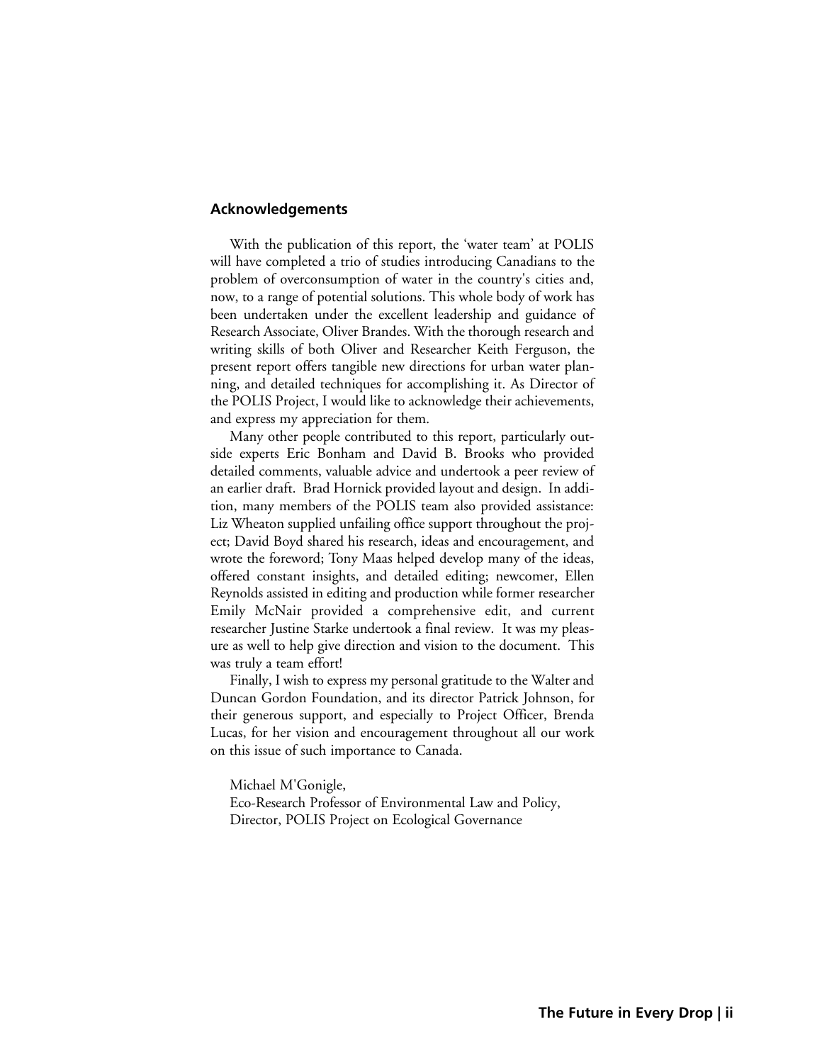## Acknowledgements

With the publication of this report, the 'water team' at POLIS will have completed a trio of studies introducing Canadians to the problem of overconsumption of water in the country's cities and, now, to a range of potential solutions. This whole body of work has been undertaken under the excellent leadership and guidance of Research Associate, Oliver Brandes. With the thorough research and writing skills of both Oliver and Researcher Keith Ferguson, the present report offers tangible new directions for urban water planning, and detailed techniques for accomplishing it. As Director of the POLIS Project, I would like to acknowledge their achievements, and express my appreciation for them.

Many other people contributed to this report, particularly outside experts Eric Bonham and David B. Brooks who provided detailed comments, valuable advice and undertook a peer review of an earlier draft. Brad Hornick provided layout and design. In addition, many members of the POLIS team also provided assistance: Liz Wheaton supplied unfailing office support throughout the project; David Boyd shared his research, ideas and encouragement, and wrote the foreword; Tony Maas helped develop many of the ideas, offered constant insights, and detailed editing; newcomer, Ellen Reynolds assisted in editing and production while former researcher Emily McNair provided a comprehensive edit, and current researcher Justine Starke undertook a final review. It was my pleasure as well to help give direction and vision to the document. This was truly a team effort!

Finally, I wish to express my personal gratitude to the Walter and Duncan Gordon Foundation, and its director Patrick Johnson, for their generous support, and especially to Project Officer, Brenda Lucas, for her vision and encouragement throughout all our work on this issue of such importance to Canada.

Michael M'Gonigle,
Eco-Research Professor of Environmental Law and Policy,
Director, POLIS Project on Ecological Governance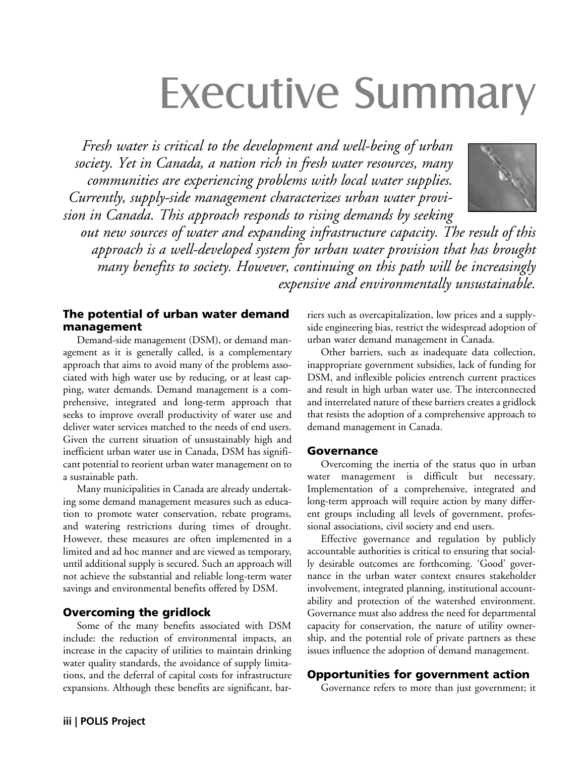# Executive Summary

*Fresh water is critical to the development and well-being of urban society. Yet in Canada, a nation rich in fresh water resources, many communities are experiencing problems with local water supplies. Currently, supply-side management characterizes urban water provision in Canada. This approach responds to rising demands by seeking out new sources of water and expanding infrastructure capacity. The result of this approach is a well-developed system for urban water provision that has brought many benefits to society. However, continuing on this path will be increasingly expensive and environmentally unsustainable.*

### The potential of urban water demand management

Demand-side management (DSM), or demand management as it is generally called, is a complementary approach that aims to avoid many of the problems associated with high water use by reducing, or at least capping, water demands. Demand management is a comprehensive, integrated and long-term approach that seeks to improve overall productivity of water use and deliver water services matched to the needs of end users. Given the current situation of unsustainably high and inefficient urban water use in Canada, DSM has significant potential to reorient urban water management on to a sustainable path.

Many municipalities in Canada are already undertaking some demand management measures such as education to promote water conservation, rebate programs, and watering restrictions during times of drought. However, these measures are often implemented in a limited and ad hoc manner and are viewed as temporary, until additional supply is secured. Such an approach will not achieve the substantial and reliable long-term water savings and environmental benefits offered by DSM.

### Overcoming the gridlock

Some of the many benefits associated with DSM include: the reduction of environmental impacts, an increase in the capacity of utilities to maintain drinking water quality standards, the avoidance of supply limitations, and the deferral of capital costs for infrastructure expansions. Although these benefits are significant, barriers such as overcapitalization, low prices and a supply-side engineering bias, restrict the widespread adoption of urban water demand management in Canada.

Other barriers, such as inadequate data collection, inappropriate government subsidies, lack of funding for DSM, and inflexible policies entrench current practices and result in high urban water use. The interconnected and interrelated nature of these barriers creates a gridlock that resists the adoption of a comprehensive approach to demand management in Canada.

### Governance

Overcoming the inertia of the status quo in urban water management is difficult but necessary. Implementation of a comprehensive, integrated and long-term approach will require action by many different groups including all levels of government, professional associations, civil society and end users.

Effective governance and regulation by publicly accountable authorities is critical to ensuring that socially desirable outcomes are forthcoming. 'Good' governance in the urban water context ensures stakeholder involvement, integrated planning, institutional accountability and protection of the watershed environment. Governance must also address the need for departmental capacity for conservation, the nature of utility ownership, and the potential role of private partners as these issues influence the adoption of demand management.

### Opportunities for government action

Governance refers to more than just government; it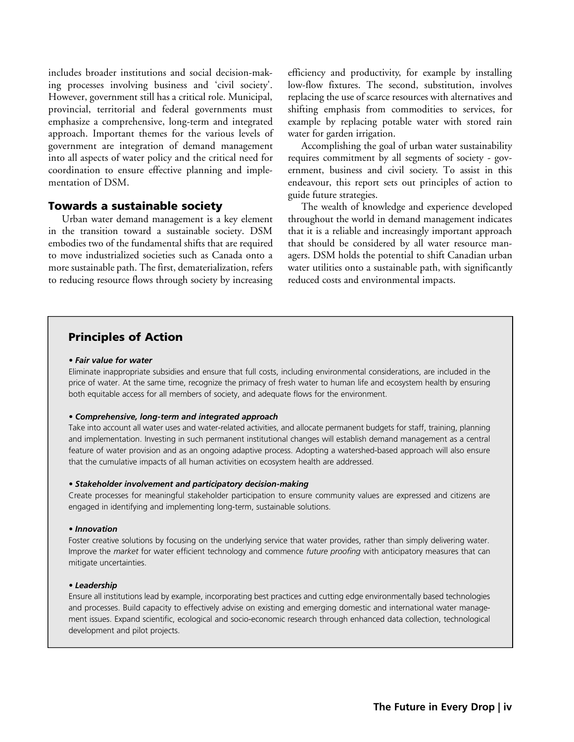includes broader institutions and social decision-making processes involving business and 'civil society'. However, government still has a critical role. Municipal, provincial, territorial and federal governments must emphasize a comprehensive, long-term and integrated approach. Important themes for the various levels of government are integration of demand management into all aspects of water policy and the critical need for coordination to ensure effective planning and implementation of DSM.

## Towards a sustainable society

Urban water demand management is a key element in the transition toward a sustainable society. DSM embodies two of the fundamental shifts that are required to move industrialized societies such as Canada onto a more sustainable path. The first, dematerialization, refers to reducing resource flows through society by increasing efficiency and productivity, for example by installing low-flow fixtures. The second, substitution, involves replacing the use of scarce resources with alternatives and shifting emphasis from commodities to services, for example by replacing potable water with stored rain water for garden irrigation.

Accomplishing the goal of urban water sustainability requires commitment by all segments of society - government, business and civil society. To assist in this endeavour, this report sets out principles of action to guide future strategies.

The wealth of knowledge and experience developed throughout the world in demand management indicates that it is a reliable and increasingly important approach that should be considered by all water resource managers. DSM holds the potential to shift Canadian urban water utilities onto a sustainable path, with significantly reduced costs and environmental impacts.

## Principles of Action

***• Fair value for water***

Eliminate inappropriate subsidies and ensure that full costs, including environmental considerations, are included in the price of water. At the same time, recognize the primacy of fresh water to human life and ecosystem health by ensuring both equitable access for all members of society, and adequate flows for the environment.

***• Comprehensive, long-term and integrated approach***

Take into account all water uses and water-related activities, and allocate permanent budgets for staff, training, planning and implementation. Investing in such permanent institutional changes will establish demand management as a central feature of water provision and as an ongoing adaptive process. Adopting a watershed-based approach will also ensure that the cumulative impacts of all human activities on ecosystem health are addressed.

***• Stakeholder involvement and participatory decision-making***

Create processes for meaningful stakeholder participation to ensure community values are expressed and citizens are engaged in identifying and implementing long-term, sustainable solutions.

***• Innovation***

Foster creative solutions by focusing on the underlying service that water provides, rather than simply delivering water. Improve the *market* for water efficient technology and commence *future proofing* with anticipatory measures that can mitigate uncertainties.

***• Leadership***

Ensure all institutions lead by example, incorporating best practices and cutting edge environmentally based technologies and processes. Build capacity to effectively advise on existing and emerging domestic and international water management issues. Expand scientific, ecological and socio-economic research through enhanced data collection, technological development and pilot projects.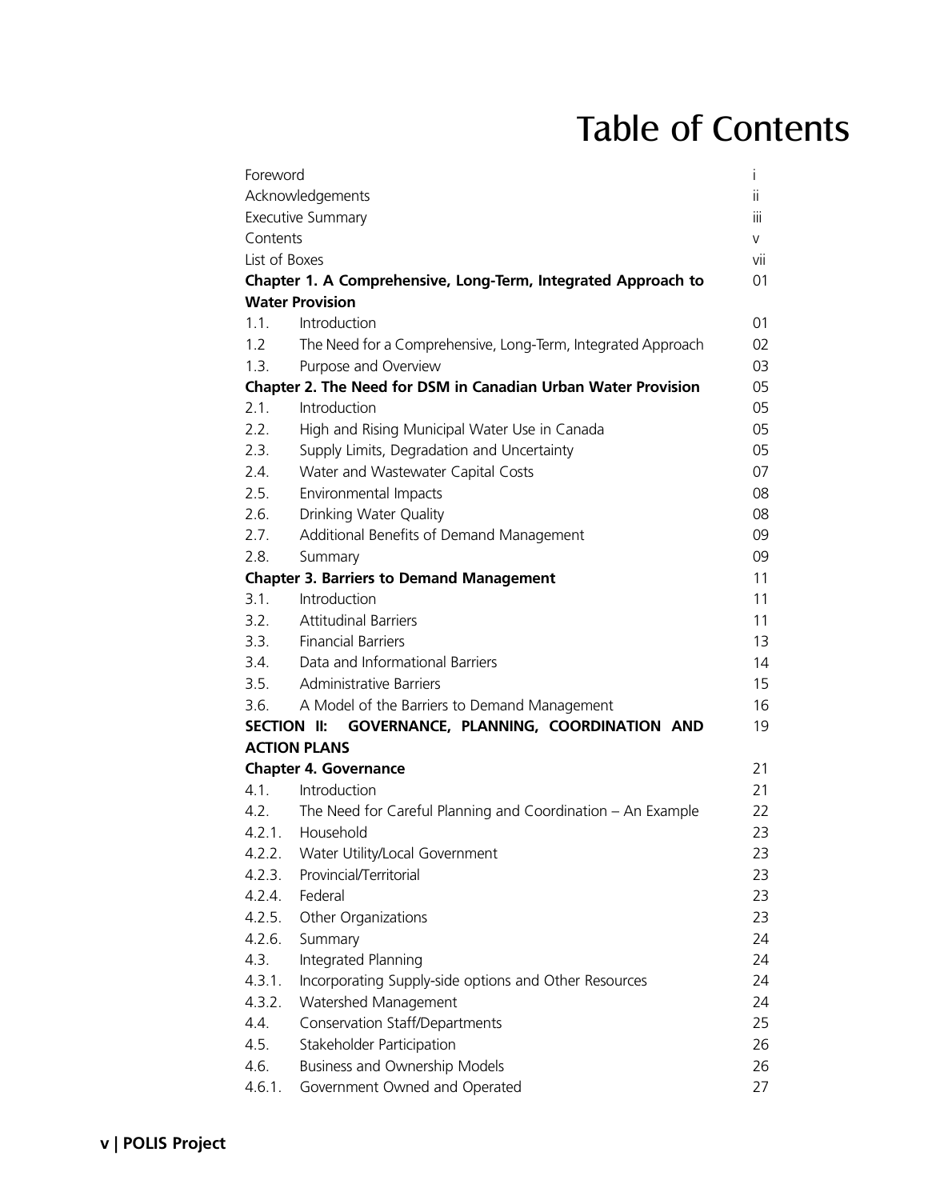# Table of Contents

| | | |
|---|---|---|
| Foreword | | i |
| Acknowledgements | | ii |
| Executive Summary | | iii |
| Contents | | v |
| List of Boxes | | vii |
| **Chapter 1. A Comprehensive, Long-Term, Integrated Approach to Water Provision** | | 01 |
| 1.1. | Introduction | 01 |
| 1.2 | The Need for a Comprehensive, Long-Term, Integrated Approach | 02 |
| 1.3. | Purpose and Overview | 03 |
| **Chapter 2. The Need for DSM in Canadian Urban Water Provision** | | 05 |
| 2.1. | Introduction | 05 |
| 2.2. | High and Rising Municipal Water Use in Canada | 05 |
| 2.3. | Supply Limits, Degradation and Uncertainty | 05 |
| 2.4. | Water and Wastewater Capital Costs | 07 |
| 2.5. | Environmental Impacts | 08 |
| 2.6. | Drinking Water Quality | 08 |
| 2.7. | Additional Benefits of Demand Management | 09 |
| 2.8. | Summary | 09 |
| **Chapter 3. Barriers to Demand Management** | | 11 |
| 3.1. | Introduction | 11 |
| 3.2. | Attitudinal Barriers | 11 |
| 3.3. | Financial Barriers | 13 |
| 3.4. | Data and Informational Barriers | 14 |
| 3.5. | Administrative Barriers | 15 |
| 3.6. | A Model of the Barriers to Demand Management | 16 |
| **SECTION II: GOVERNANCE, PLANNING, COORDINATION AND ACTION PLANS** | | 19 |
| **Chapter 4. Governance** | | 21 |
| 4.1. | Introduction | 21 |
| 4.2. | The Need for Careful Planning and Coordination – An Example | 22 |
| 4.2.1. | Household | 23 |
| 4.2.2. | Water Utility/Local Government | 23 |
| 4.2.3. | Provincial/Territorial | 23 |
| 4.2.4. | Federal | 23 |
| 4.2.5. | Other Organizations | 23 |
| 4.2.6. | Summary | 24 |
| 4.3. | Integrated Planning | 24 |
| 4.3.1. | Incorporating Supply-side options and Other Resources | 24 |
| 4.3.2. | Watershed Management | 24 |
| 4.4. | Conservation Staff/Departments | 25 |
| 4.5. | Stakeholder Participation | 26 |
| 4.6. | Business and Ownership Models | 26 |
| 4.6.1. | Government Owned and Operated | 27 |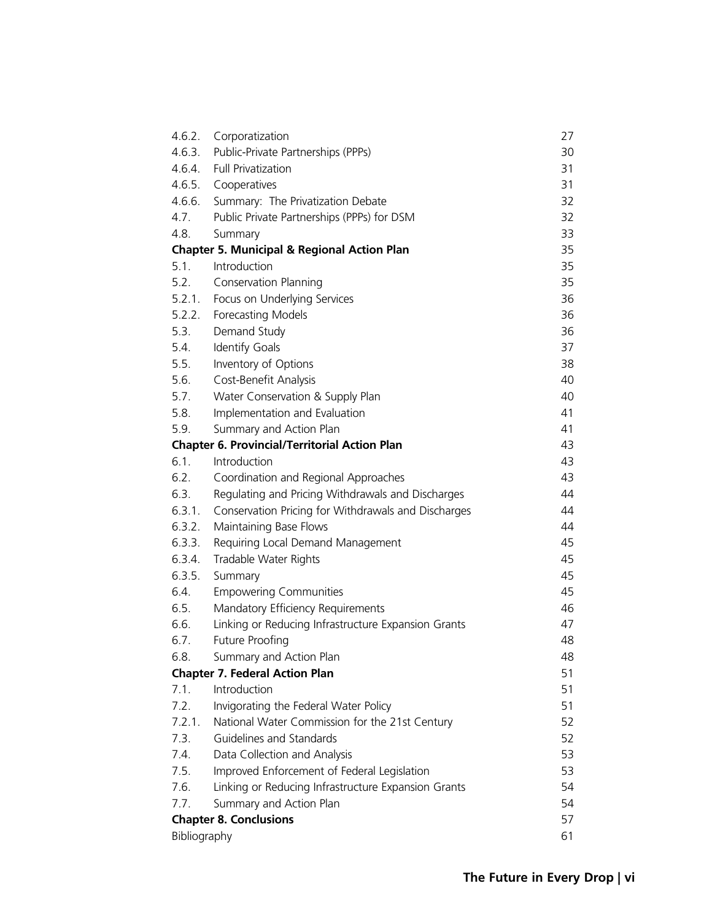| | | |
|---|---|---|
| 4.6.2. | Corporatization | 27 |
| 4.6.3. | Public-Private Partnerships (PPPs) | 30 |
| 4.6.4. | Full Privatization | 31 |
| 4.6.5. | Cooperatives | 31 |
| 4.6.6. | Summary: The Privatization Debate | 32 |
| 4.7. | Public Private Partnerships (PPPs) for DSM | 32 |
| 4.8. | Summary | 33 |
| **Chapter 5. Municipal & Regional Action Plan** | | 35 |
| 5.1. | Introduction | 35 |
| 5.2. | Conservation Planning | 35 |
| 5.2.1. | Focus on Underlying Services | 36 |
| 5.2.2. | Forecasting Models | 36 |
| 5.3. | Demand Study | 36 |
| 5.4. | Identify Goals | 37 |
| 5.5. | Inventory of Options | 38 |
| 5.6. | Cost-Benefit Analysis | 40 |
| 5.7. | Water Conservation & Supply Plan | 40 |
| 5.8. | Implementation and Evaluation | 41 |
| 5.9. | Summary and Action Plan | 41 |
| **Chapter 6. Provincial/Territorial Action Plan** | | 43 |
| 6.1. | Introduction | 43 |
| 6.2. | Coordination and Regional Approaches | 43 |
| 6.3. | Regulating and Pricing Withdrawals and Discharges | 44 |
| 6.3.1. | Conservation Pricing for Withdrawals and Discharges | 44 |
| 6.3.2. | Maintaining Base Flows | 44 |
| 6.3.3. | Requiring Local Demand Management | 45 |
| 6.3.4. | Tradable Water Rights | 45 |
| 6.3.5. | Summary | 45 |
| 6.4. | Empowering Communities | 45 |
| 6.5. | Mandatory Efficiency Requirements | 46 |
| 6.6. | Linking or Reducing Infrastructure Expansion Grants | 47 |
| 6.7. | Future Proofing | 48 |
| 6.8. | Summary and Action Plan | 48 |
| **Chapter 7. Federal Action Plan** | | 51 |
| 7.1. | Introduction | 51 |
| 7.2. | Invigorating the Federal Water Policy | 51 |
| 7.2.1. | National Water Commission for the 21st Century | 52 |
| 7.3. | Guidelines and Standards | 52 |
| 7.4. | Data Collection and Analysis | 53 |
| 7.5. | Improved Enforcement of Federal Legislation | 53 |
| 7.6. | Linking or Reducing Infrastructure Expansion Grants | 54 |
| 7.7. | Summary and Action Plan | 54 |
| **Chapter 8. Conclusions** | | 57 |
| Bibliography | | 61 |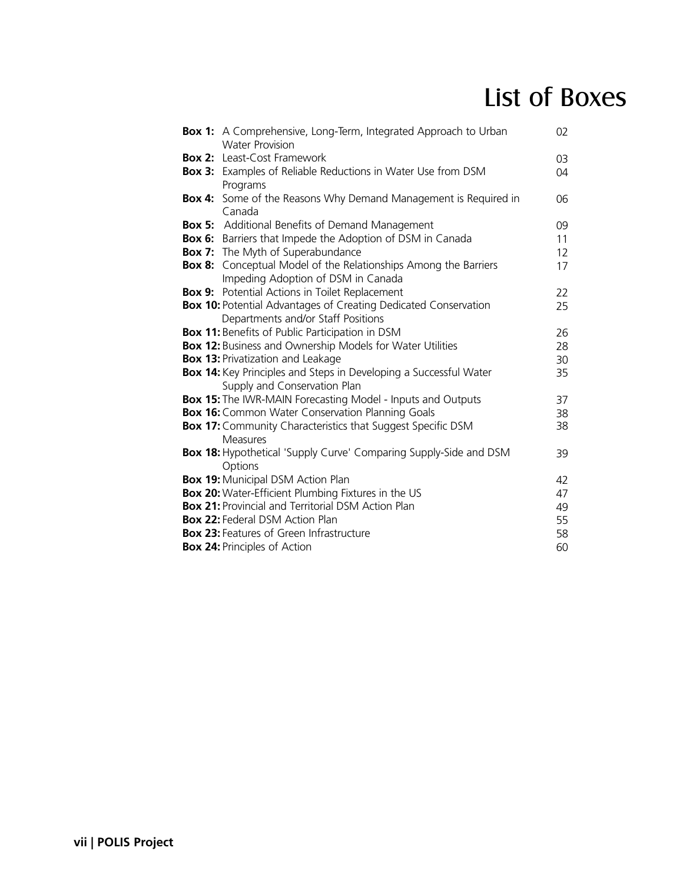# List of Boxes

| | | |
|---|---|---|
| **Box 1:** | A Comprehensive, Long-Term, Integrated Approach to Urban Water Provision | 02 |
| **Box 2:** | Least-Cost Framework | 03 |
| **Box 3:** | Examples of Reliable Reductions in Water Use from DSM Programs | 04 |
| **Box 4:** | Some of the Reasons Why Demand Management is Required in Canada | 06 |
| **Box 5:** | Additional Benefits of Demand Management | 09 |
| **Box 6:** | Barriers that Impede the Adoption of DSM in Canada | 11 |
| **Box 7:** | The Myth of Superabundance | 12 |
| **Box 8:** | Conceptual Model of the Relationships Among the Barriers Impeding Adoption of DSM in Canada | 17 |
| **Box 9:** | Potential Actions in Toilet Replacement | 22 |
| **Box 10:** | Potential Advantages of Creating Dedicated Conservation Departments and/or Staff Positions | 25 |
| **Box 11:** | Benefits of Public Participation in DSM | 26 |
| **Box 12:** | Business and Ownership Models for Water Utilities | 28 |
| **Box 13:** | Privatization and Leakage | 30 |
| **Box 14:** | Key Principles and Steps in Developing a Successful Water Supply and Conservation Plan | 35 |
| **Box 15:** | The IWR-MAIN Forecasting Model - Inputs and Outputs | 37 |
| **Box 16:** | Common Water Conservation Planning Goals | 38 |
| **Box 17:** | Community Characteristics that Suggest Specific DSM Measures | 38 |
| **Box 18:** | Hypothetical 'Supply Curve' Comparing Supply-Side and DSM Options | 39 |
| **Box 19:** | Municipal DSM Action Plan | 42 |
| **Box 20:** | Water-Efficient Plumbing Fixtures in the US | 47 |
| **Box 21:** | Provincial and Territorial DSM Action Plan | 49 |
| **Box 22:** | Federal DSM Action Plan | 55 |
| **Box 23:** | Features of Green Infrastructure | 58 |
| **Box 24:** | Principles of Action | 60 |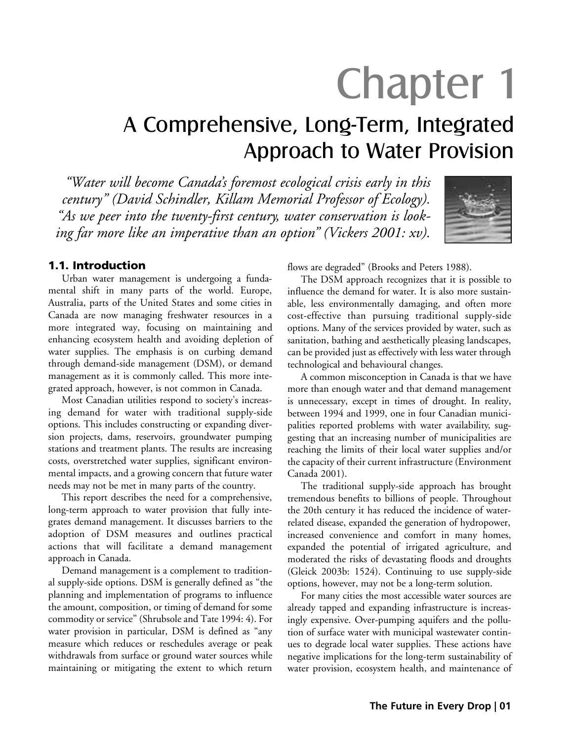# Chapter 1

## A Comprehensive, Long-Term, Integrated Approach to Water Provision

*"Water will become Canada's foremost ecological crisis early in this century" (David Schindler, Killam Memorial Professor of Ecology). "As we peer into the twenty-first century, water conservation is looking far more like an imperative than an option" (Vickers 2001: xv).*

### 1.1. Introduction

Urban water management is undergoing a fundamental shift in many parts of the world. Europe, Australia, parts of the United States and some cities in Canada are now managing freshwater resources in a more integrated way, focusing on maintaining and enhancing ecosystem health and avoiding depletion of water supplies. The emphasis is on curbing demand through demand-side management (DSM), or demand management as it is commonly called. This more integrated approach, however, is not common in Canada.

Most Canadian utilities respond to society's increasing demand for water with traditional supply-side options. This includes constructing or expanding diversion projects, dams, reservoirs, groundwater pumping stations and treatment plants. The results are increasing costs, overstretched water supplies, significant environmental impacts, and a growing concern that future water needs may not be met in many parts of the country.

This report describes the need for a comprehensive, long-term approach to water provision that fully integrates demand management. It discusses barriers to the adoption of DSM measures and outlines practical actions that will facilitate a demand management approach in Canada.

Demand management is a complement to traditional supply-side options. DSM is generally defined as "the planning and implementation of programs to influence the amount, composition, or timing of demand for some commodity or service" (Shrubsole and Tate 1994: 4). For water provision in particular, DSM is defined as "any measure which reduces or reschedules average or peak withdrawals from surface or ground water sources while maintaining or mitigating the extent to which return flows are degraded" (Brooks and Peters 1988).

The DSM approach recognizes that it is possible to influence the demand for water. It is also more sustainable, less environmentally damaging, and often more cost-effective than pursuing traditional supply-side options. Many of the services provided by water, such as sanitation, bathing and aesthetically pleasing landscapes, can be provided just as effectively with less water through technological and behavioural changes.

A common misconception in Canada is that we have more than enough water and that demand management is unnecessary, except in times of drought. In reality, between 1994 and 1999, one in four Canadian municipalities reported problems with water availability, suggesting that an increasing number of municipalities are reaching the limits of their local water supplies and/or the capacity of their current infrastructure (Environment Canada 2001).

The traditional supply-side approach has brought tremendous benefits to billions of people. Throughout the 20th century it has reduced the incidence of water-related disease, expanded the generation of hydropower, increased convenience and comfort in many homes, expanded the potential of irrigated agriculture, and moderated the risks of devastating floods and droughts (Gleick 2003b: 1524). Continuing to use supply-side options, however, may not be a long-term solution.

For many cities the most accessible water sources are already tapped and expanding infrastructure is increasingly expensive. Over-pumping aquifers and the pollution of surface water with municipal wastewater continues to degrade local water supplies. These actions have negative implications for the long-term sustainability of water provision, ecosystem health, and maintenance of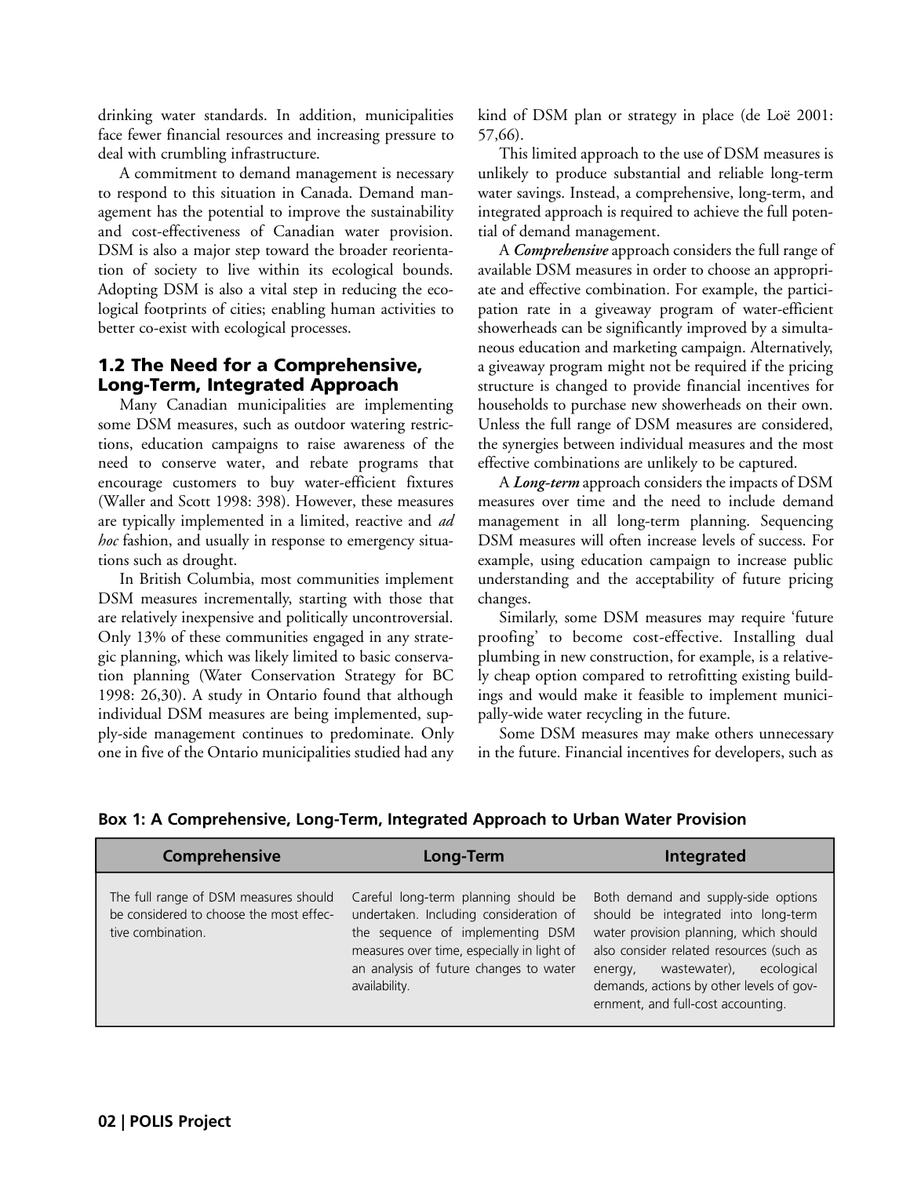drinking water standards. In addition, municipalities face fewer financial resources and increasing pressure to deal with crumbling infrastructure.

A commitment to demand management is necessary to respond to this situation in Canada. Demand management has the potential to improve the sustainability and cost-effectiveness of Canadian water provision. DSM is also a major step toward the broader reorientation of society to live within its ecological bounds. Adopting DSM is also a vital step in reducing the ecological footprints of cities; enabling human activities to better co-exist with ecological processes.

## 1.2 The Need for a Comprehensive, Long-Term, Integrated Approach

Many Canadian municipalities are implementing some DSM measures, such as outdoor watering restrictions, education campaigns to raise awareness of the need to conserve water, and rebate programs that encourage customers to buy water-efficient fixtures (Waller and Scott 1998: 398). However, these measures are typically implemented in a limited, reactive and *ad hoc* fashion, and usually in response to emergency situations such as drought.

In British Columbia, most communities implement DSM measures incrementally, starting with those that are relatively inexpensive and politically uncontroversial. Only 13% of these communities engaged in any strategic planning, which was likely limited to basic conservation planning (Water Conservation Strategy for BC 1998: 26,30). A study in Ontario found that although individual DSM measures are being implemented, supply-side management continues to predominate. Only one in five of the Ontario municipalities studied had any kind of DSM plan or strategy in place (de Loë 2001: 57,66).

This limited approach to the use of DSM measures is unlikely to produce substantial and reliable long-term water savings. Instead, a comprehensive, long-term, and integrated approach is required to achieve the full potential of demand management.

A ***Comprehensive*** approach considers the full range of available DSM measures in order to choose an appropriate and effective combination. For example, the participation rate in a giveaway program of water-efficient showerheads can be significantly improved by a simultaneous education and marketing campaign. Alternatively, a giveaway program might not be required if the pricing structure is changed to provide financial incentives for households to purchase new showerheads on their own. Unless the full range of DSM measures are considered, the synergies between individual measures and the most effective combinations are unlikely to be captured.

A ***Long-term*** approach considers the impacts of DSM measures over time and the need to include demand management in all long-term planning. Sequencing DSM measures will often increase levels of success. For example, using education campaign to increase public understanding and the acceptability of future pricing changes.

Similarly, some DSM measures may require 'future proofing' to become cost-effective. Installing dual plumbing in new construction, for example, is a relatively cheap option compared to retrofitting existing buildings and would make it feasible to implement municipally-wide water recycling in the future.

Some DSM measures may make others unnecessary in the future. Financial incentives for developers, such as

**Box 1: A Comprehensive, Long-Term, Integrated Approach to Urban Water Provision**

| Comprehensive | Long-Term | Integrated |
|---|---|---|
| The full range of DSM measures should be considered to choose the most effective combination. | Careful long-term planning should be undertaken. Including consideration of the sequence of implementing DSM measures over time, especially in light of an analysis of future changes to water availability. | Both demand and supply-side options should be integrated into long-term water provision planning, which should also consider related resources (such as energy, wastewater), ecological demands, actions by other levels of government, and full-cost accounting. |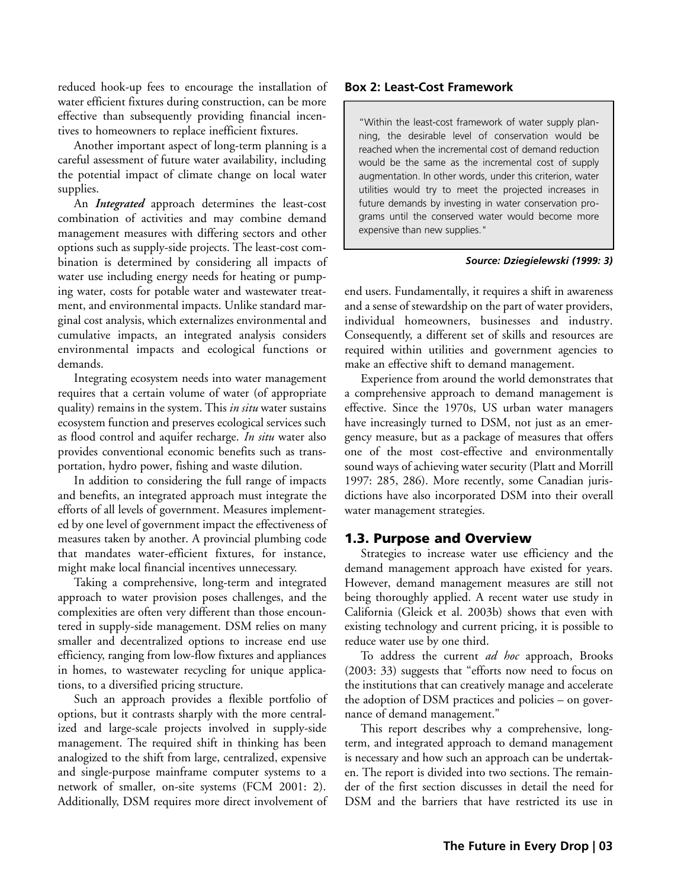reduced hook-up fees to encourage the installation of water efficient fixtures during construction, can be more effective than subsequently providing financial incentives to homeowners to replace inefficient fixtures.

Another important aspect of long-term planning is a careful assessment of future water availability, including the potential impact of climate change on local water supplies.

An ***Integrated*** approach determines the least-cost combination of activities and may combine demand management measures with differing sectors and other options such as supply-side projects. The least-cost combination is determined by considering all impacts of water use including energy needs for heating or pumping water, costs for potable water and wastewater treatment, and environmental impacts. Unlike standard marginal cost analysis, which externalizes environmental and cumulative impacts, an integrated analysis considers environmental impacts and ecological functions or demands.

Integrating ecosystem needs into water management requires that a certain volume of water (of appropriate quality) remains in the system. This *in situ* water sustains ecosystem function and preserves ecological services such as flood control and aquifer recharge. *In situ* water also provides conventional economic benefits such as transportation, hydro power, fishing and waste dilution.

In addition to considering the full range of impacts and benefits, an integrated approach must integrate the efforts of all levels of government. Measures implemented by one level of government impact the effectiveness of measures taken by another. A provincial plumbing code that mandates water-efficient fixtures, for instance, might make local financial incentives unnecessary.

Taking a comprehensive, long-term and integrated approach to water provision poses challenges, and the complexities are often very different than those encountered in supply-side management. DSM relies on many smaller and decentralized options to increase end use efficiency, ranging from low-flow fixtures and appliances in homes, to wastewater recycling for unique applications, to a diversified pricing structure.

Such an approach provides a flexible portfolio of options, but it contrasts sharply with the more centralized and large-scale projects involved in supply-side management. The required shift in thinking has been analogized to the shift from large, centralized, expensive and single-purpose mainframe computer systems to a network of smaller, on-site systems (FCM 2001: 2). Additionally, DSM requires more direct involvement of end users. Fundamentally, it requires a shift in awareness and a sense of stewardship on the part of water providers, individual homeowners, businesses and industry. Consequently, a different set of skills and resources are required within utilities and government agencies to make an effective shift to demand management.

**Box 2: Least-Cost Framework**

> "Within the least-cost framework of water supply planning, the desirable level of conservation would be reached when the incremental cost of demand reduction would be the same as the incremental cost of supply augmentation. In other words, under this criterion, water utilities would try to meet the projected increases in future demands by investing in water conservation programs until the conserved water would become more expensive than new supplies."

***Source: Dziegielewski (1999: 3)***

Experience from around the world demonstrates that a comprehensive approach to demand management is effective. Since the 1970s, US urban water managers have increasingly turned to DSM, not just as an emergency measure, but as a package of measures that offers one of the most cost-effective and environmentally sound ways of achieving water security (Platt and Morrill 1997: 285, 286). More recently, some Canadian jurisdictions have also incorporated DSM into their overall water management strategies.

## 1.3. Purpose and Overview

Strategies to increase water use efficiency and the demand management approach have existed for years. However, demand management measures are still not being thoroughly applied. A recent water use study in California (Gleick et al. 2003b) shows that even with existing technology and current pricing, it is possible to reduce water use by one third.

To address the current *ad hoc* approach, Brooks (2003: 33) suggests that "efforts now need to focus on the institutions that can creatively manage and accelerate the adoption of DSM practices and policies – on governance of demand management."

This report describes why a comprehensive, long-term, and integrated approach to demand management is necessary and how such an approach can be undertaken. The report is divided into two sections. The remainder of the first section discusses in detail the need for DSM and the barriers that have restricted its use in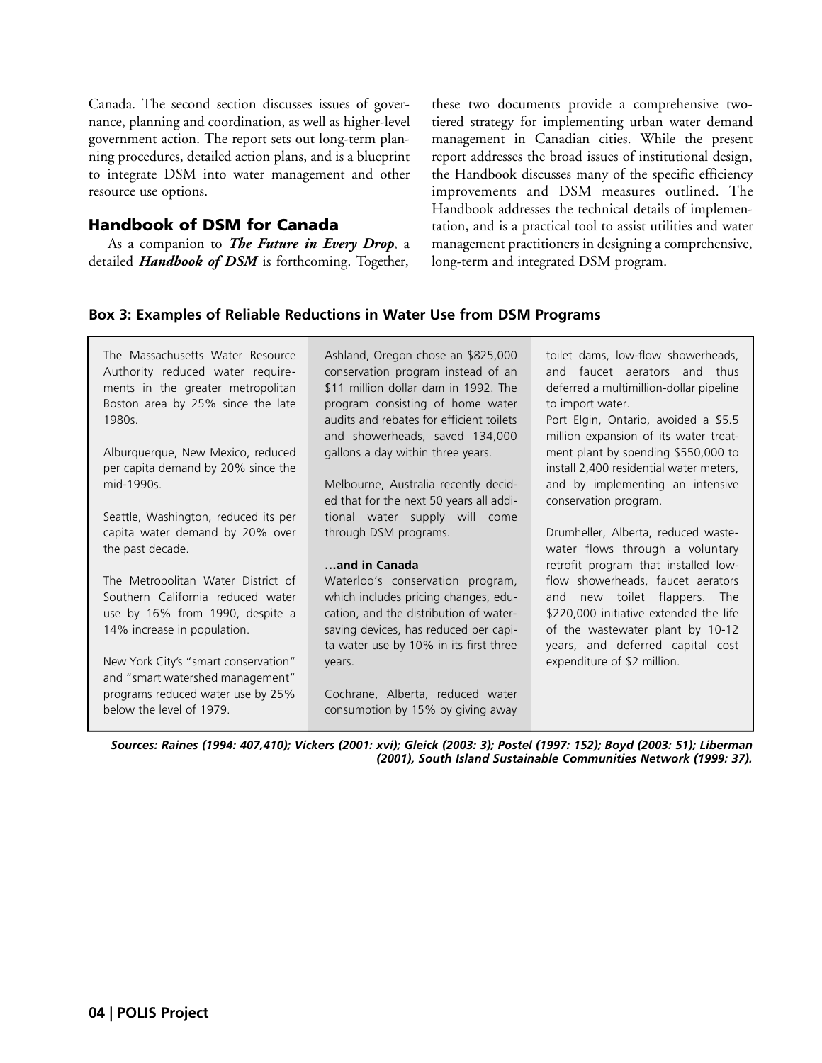Canada. The second section discusses issues of governance, planning and coordination, as well as higher-level government action. The report sets out long-term planning procedures, detailed action plans, and is a blueprint to integrate DSM into water management and other resource use options.

## Handbook of DSM for Canada

As a companion to ***The Future in Every Drop***, a detailed ***Handbook of DSM*** is forthcoming. Together, these two documents provide a comprehensive two-tiered strategy for implementing urban water demand management in Canadian cities. While the present report addresses the broad issues of institutional design, the Handbook discusses many of the specific efficiency improvements and DSM measures outlined. The Handbook addresses the technical details of implementation, and is a practical tool to assist utilities and water management practitioners in designing a comprehensive, long-term and integrated DSM program.

### Box 3: Examples of Reliable Reductions in Water Use from DSM Programs

The Massachusetts Water Resource Authority reduced water requirements in the greater metropolitan Boston area by 25% since the late 1980s.

Alburquerque, New Mexico, reduced per capita demand by 20% since the mid-1990s.

Seattle, Washington, reduced its per capita water demand by 20% over the past decade.

The Metropolitan Water District of Southern California reduced water use by 16% from 1990, despite a 14% increase in population.

New York City's "smart conservation" and "smart watershed management" programs reduced water use by 25% below the level of 1979.

Ashland, Oregon chose an $825,000 conservation program instead of an $11 million dollar dam in 1992. The program consisting of home water audits and rebates for efficient toilets and showerheads, saved 134,000 gallons a day within three years.

Melbourne, Australia recently decided that for the next 50 years all additional water supply will come through DSM programs.

**…and in Canada**

Waterloo's conservation program, which includes pricing changes, education, and the distribution of water-saving devices, has reduced per capita water use by 10% in its first three years.

Cochrane, Alberta, reduced water consumption by 15% by giving away toilet dams, low-flow showerheads, and faucet aerators and thus deferred a multimillion-dollar pipeline to import water.

Port Elgin, Ontario, avoided a $5.5 million expansion of its water treatment plant by spending $550,000 to install 2,400 residential water meters, and by implementing an intensive conservation program.

Drumheller, Alberta, reduced wastewater flows through a voluntary retrofit program that installed low-flow showerheads, faucet aerators and new toilet flappers. The $220,000 initiative extended the life of the wastewater plant by 10-12 years, and deferred capital cost expenditure of $2 million.

***Sources: Raines (1994: 407,410); Vickers (2001: xvi); Gleick (2003: 3); Postel (1997: 152); Boyd (2003: 51); Liberman (2001), South Island Sustainable Communities Network (1999: 37).***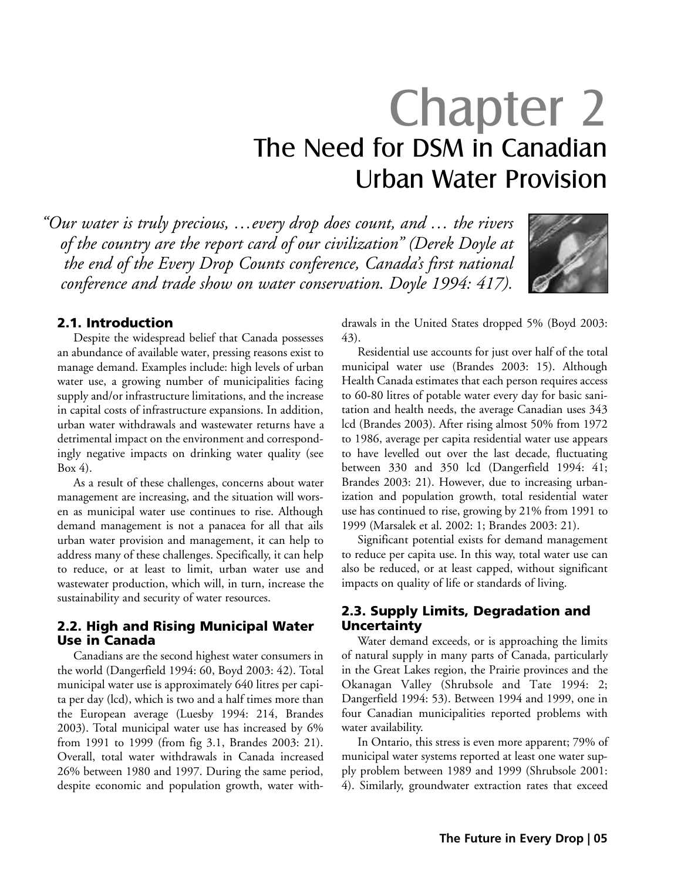# Chapter 2
## The Need for DSM in Canadian Urban Water Provision

*"Our water is truly precious, …every drop does count, and … the rivers of the country are the report card of our civilization" (Derek Doyle at the end of the Every Drop Counts conference, Canada's first national conference and trade show on water conservation. Doyle 1994: 417).*

### 2.1. Introduction

Despite the widespread belief that Canada possesses an abundance of available water, pressing reasons exist to manage demand. Examples include: high levels of urban water use, a growing number of municipalities facing supply and/or infrastructure limitations, and the increase in capital costs of infrastructure expansions. In addition, urban water withdrawals and wastewater returns have a detrimental impact on the environment and correspondingly negative impacts on drinking water quality (see Box 4).

As a result of these challenges, concerns about water management are increasing, and the situation will worsen as municipal water use continues to rise. Although demand management is not a panacea for all that ails urban water provision and management, it can help to address many of these challenges. Specifically, it can help to reduce, or at least to limit, urban water use and wastewater production, which will, in turn, increase the sustainability and security of water resources.

### 2.2. High and Rising Municipal Water Use in Canada

Canadians are the second highest water consumers in the world (Dangerfield 1994: 60, Boyd 2003: 42). Total municipal water use is approximately 640 litres per capita per day (lcd), which is two and a half times more than the European average (Luesby 1994: 214, Brandes 2003). Total municipal water use has increased by 6% from 1991 to 1999 (from fig 3.1, Brandes 2003: 21). Overall, total water withdrawals in Canada increased 26% between 1980 and 1997. During the same period, despite economic and population growth, water withdrawals in the United States dropped 5% (Boyd 2003: 43).

Residential use accounts for just over half of the total municipal water use (Brandes 2003: 15). Although Health Canada estimates that each person requires access to 60-80 litres of potable water every day for basic sanitation and health needs, the average Canadian uses 343 lcd (Brandes 2003). After rising almost 50% from 1972 to 1986, average per capita residential water use appears to have levelled out over the last decade, fluctuating between 330 and 350 lcd (Dangerfield 1994: 41; Brandes 2003: 21). However, due to increasing urbanization and population growth, total residential water use has continued to rise, growing by 21% from 1991 to 1999 (Marsalek et al. 2002: 1; Brandes 2003: 21).

Significant potential exists for demand management to reduce per capita use. In this way, total water use can also be reduced, or at least capped, without significant impacts on quality of life or standards of living.

### 2.3. Supply Limits, Degradation and Uncertainty

Water demand exceeds, or is approaching the limits of natural supply in many parts of Canada, particularly in the Great Lakes region, the Prairie provinces and the Okanagan Valley (Shrubsole and Tate 1994: 2; Dangerfield 1994: 53). Between 1994 and 1999, one in four Canadian municipalities reported problems with water availability.

In Ontario, this stress is even more apparent; 79% of municipal water systems reported at least one water supply problem between 1989 and 1999 (Shrubsole 2001: 4). Similarly, groundwater extraction rates that exceed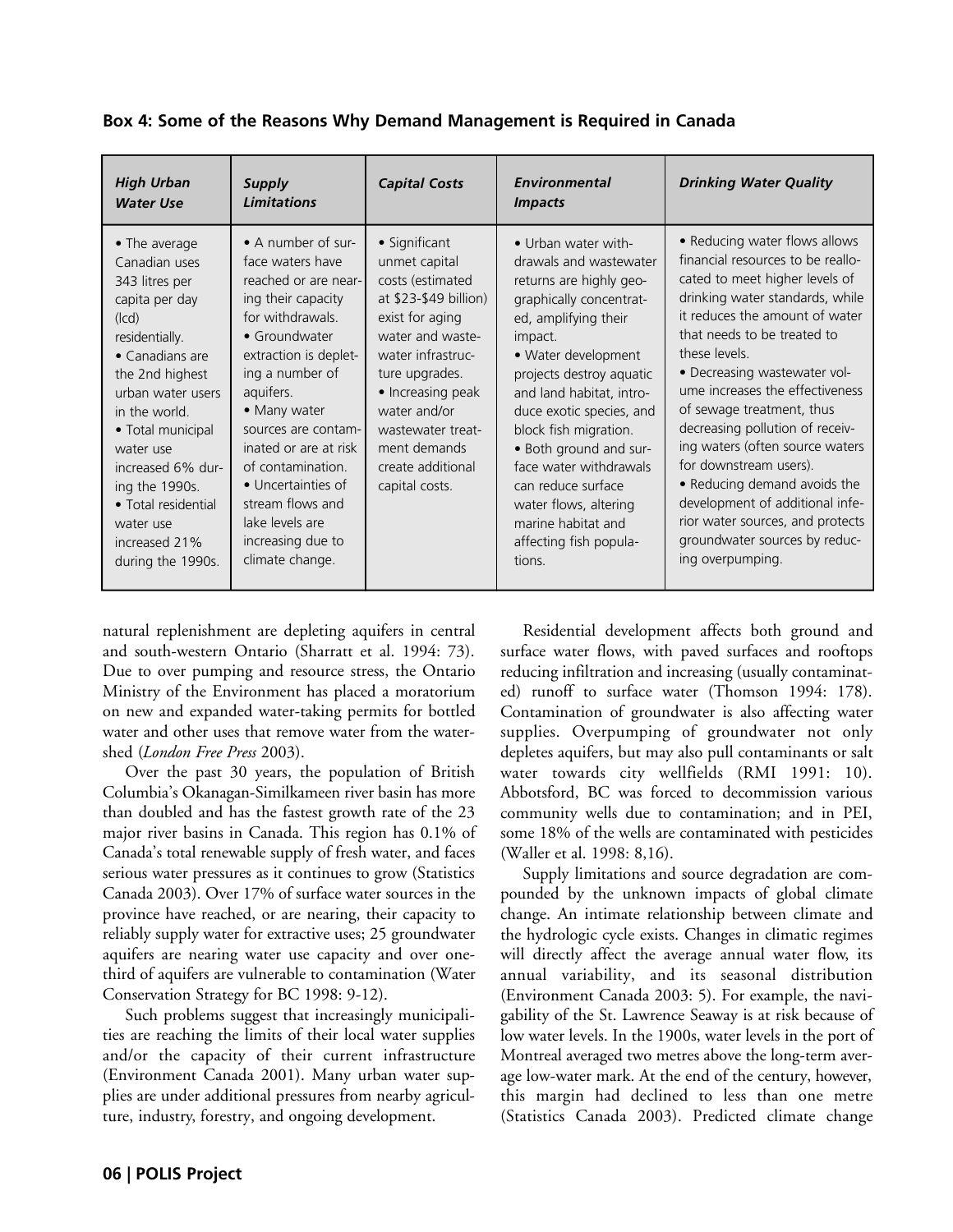**Box 4: Some of the Reasons Why Demand Management is Required in Canada**

| *High Urban Water Use* | *Supply Limitations* | *Capital Costs* | *Environmental Impacts* | *Drinking Water Quality* |
|---|---|---|---|---|
| • The average Canadian uses 343 litres per capita per day (lcd) residentially.<br>• Canadians are the 2nd highest urban water users in the world.<br>• Total municipal water use increased 6% during the 1990s.<br>• Total residential water use increased 21% during the 1990s. | • A number of surface waters have reached or are nearing their capacity for withdrawals.<br>• Groundwater extraction is depleting a number of aquifers.<br>• Many water sources are contaminated or are at risk of contamination.<br>• Uncertainties of stream flows and lake levels are increasing due to climate change. | • Significant unmet capital costs (estimated at $23-$49 billion) exist for aging water and wastewater infrastructure upgrades.<br>• Increasing peak water and/or wastewater treatment demands create additional capital costs. | • Urban water withdrawals and wastewater returns are highly geographically concentrated, amplifying their impact.<br>• Water development projects destroy aquatic and land habitat, introduce exotic species, and block fish migration.<br>• Both ground and surface water withdrawals can reduce surface water flows, altering marine habitat and affecting fish populations. | • Reducing water flows allows financial resources to be reallocated to meet higher levels of drinking water standards, while it reduces the amount of water that needs to be treated to these levels.<br>• Decreasing wastewater volume increases the effectiveness of sewage treatment, thus decreasing pollution of receiving waters (often source waters for downstream users).<br>• Reducing demand avoids the development of additional inferior water sources, and protects groundwater sources by reducing overpumping. |

natural replenishment are depleting aquifers in central and south-western Ontario (Sharratt et al. 1994: 73). Due to over pumping and resource stress, the Ontario Ministry of the Environment has placed a moratorium on new and expanded water-taking permits for bottled water and other uses that remove water from the watershed (*London Free Press* 2003).

Over the past 30 years, the population of British Columbia's Okanagan-Similkameen river basin has more than doubled and has the fastest growth rate of the 23 major river basins in Canada. This region has 0.1% of Canada's total renewable supply of fresh water, and faces serious water pressures as it continues to grow (Statistics Canada 2003). Over 17% of surface water sources in the province have reached, or are nearing, their capacity to reliably supply water for extractive uses; 25 groundwater aquifers are nearing water use capacity and over one-third of aquifers are vulnerable to contamination (Water Conservation Strategy for BC 1998: 9-12).

Such problems suggest that increasingly municipalities are reaching the limits of their local water supplies and/or the capacity of their current infrastructure (Environment Canada 2001). Many urban water supplies are under additional pressures from nearby agriculture, industry, forestry, and ongoing development.

Residential development affects both ground and surface water flows, with paved surfaces and rooftops reducing infiltration and increasing (usually contaminated) runoff to surface water (Thomson 1994: 178). Contamination of groundwater is also affecting water supplies. Overpumping of groundwater not only depletes aquifers, but may also pull contaminants or salt water towards city wellfields (RMI 1991: 10). Abbotsford, BC was forced to decommission various community wells due to contamination; and in PEI, some 18% of the wells are contaminated with pesticides (Waller et al. 1998: 8,16).

Supply limitations and source degradation are compounded by the unknown impacts of global climate change. An intimate relationship between climate and the hydrologic cycle exists. Changes in climatic regimes will directly affect the average annual water flow, its annual variability, and its seasonal distribution (Environment Canada 2003: 5). For example, the navigability of the St. Lawrence Seaway is at risk because of low water levels. In the 1900s, water levels in the port of Montreal averaged two metres above the long-term average low-water mark. At the end of the century, however, this margin had declined to less than one metre (Statistics Canada 2003). Predicted climate change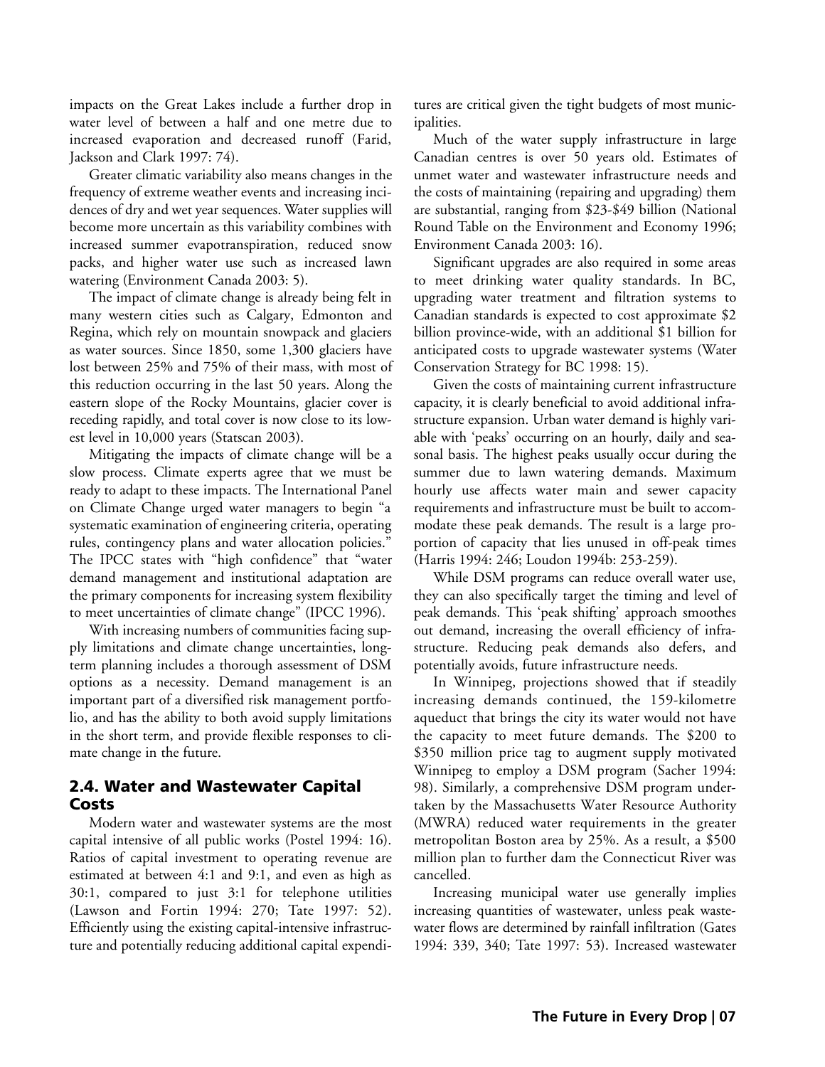impacts on the Great Lakes include a further drop in water level of between a half and one metre due to increased evaporation and decreased runoff (Farid, Jackson and Clark 1997: 74).

Greater climatic variability also means changes in the frequency of extreme weather events and increasing incidences of dry and wet year sequences. Water supplies will become more uncertain as this variability combines with increased summer evapotranspiration, reduced snow packs, and higher water use such as increased lawn watering (Environment Canada 2003: 5).

The impact of climate change is already being felt in many western cities such as Calgary, Edmonton and Regina, which rely on mountain snowpack and glaciers as water sources. Since 1850, some 1,300 glaciers have lost between 25% and 75% of their mass, with most of this reduction occurring in the last 50 years. Along the eastern slope of the Rocky Mountains, glacier cover is receding rapidly, and total cover is now close to its lowest level in 10,000 years (Statscan 2003).

Mitigating the impacts of climate change will be a slow process. Climate experts agree that we must be ready to adapt to these impacts. The International Panel on Climate Change urged water managers to begin "a systematic examination of engineering criteria, operating rules, contingency plans and water allocation policies." The IPCC states with "high confidence" that "water demand management and institutional adaptation are the primary components for increasing system flexibility to meet uncertainties of climate change" (IPCC 1996).

With increasing numbers of communities facing supply limitations and climate change uncertainties, long-term planning includes a thorough assessment of DSM options as a necessity. Demand management is an important part of a diversified risk management portfolio, and has the ability to both avoid supply limitations in the short term, and provide flexible responses to climate change in the future.

## 2.4. Water and Wastewater Capital Costs

Modern water and wastewater systems are the most capital intensive of all public works (Postel 1994: 16). Ratios of capital investment to operating revenue are estimated at between 4:1 and 9:1, and even as high as 30:1, compared to just 3:1 for telephone utilities (Lawson and Fortin 1994: 270; Tate 1997: 52). Efficiently using the existing capital-intensive infrastructure and potentially reducing additional capital expenditures are critical given the tight budgets of most municipalities.

Much of the water supply infrastructure in large Canadian centres is over 50 years old. Estimates of unmet water and wastewater infrastructure needs and the costs of maintaining (repairing and upgrading) them are substantial, ranging from $23-$49 billion (National Round Table on the Environment and Economy 1996; Environment Canada 2003: 16).

Significant upgrades are also required in some areas to meet drinking water quality standards. In BC, upgrading water treatment and filtration systems to Canadian standards is expected to cost approximate $2 billion province-wide, with an additional $1 billion for anticipated costs to upgrade wastewater systems (Water Conservation Strategy for BC 1998: 15).

Given the costs of maintaining current infrastructure capacity, it is clearly beneficial to avoid additional infrastructure expansion. Urban water demand is highly variable with 'peaks' occurring on an hourly, daily and seasonal basis. The highest peaks usually occur during the summer due to lawn watering demands. Maximum hourly use affects water main and sewer capacity requirements and infrastructure must be built to accommodate these peak demands. The result is a large proportion of capacity that lies unused in off-peak times (Harris 1994: 246; Loudon 1994b: 253-259).

While DSM programs can reduce overall water use, they can also specifically target the timing and level of peak demands. This 'peak shifting' approach smoothes out demand, increasing the overall efficiency of infrastructure. Reducing peak demands also defers, and potentially avoids, future infrastructure needs.

In Winnipeg, projections showed that if steadily increasing demands continued, the 159-kilometre aqueduct that brings the city its water would not have the capacity to meet future demands. The $200 to $350 million price tag to augment supply motivated Winnipeg to employ a DSM program (Sacher 1994: 98). Similarly, a comprehensive DSM program undertaken by the Massachusetts Water Resource Authority (MWRA) reduced water requirements in the greater metropolitan Boston area by 25%. As a result, a $500 million plan to further dam the Connecticut River was cancelled.

Increasing municipal water use generally implies increasing quantities of wastewater, unless peak wastewater flows are determined by rainfall infiltration (Gates 1994: 339, 340; Tate 1997: 53). Increased wastewater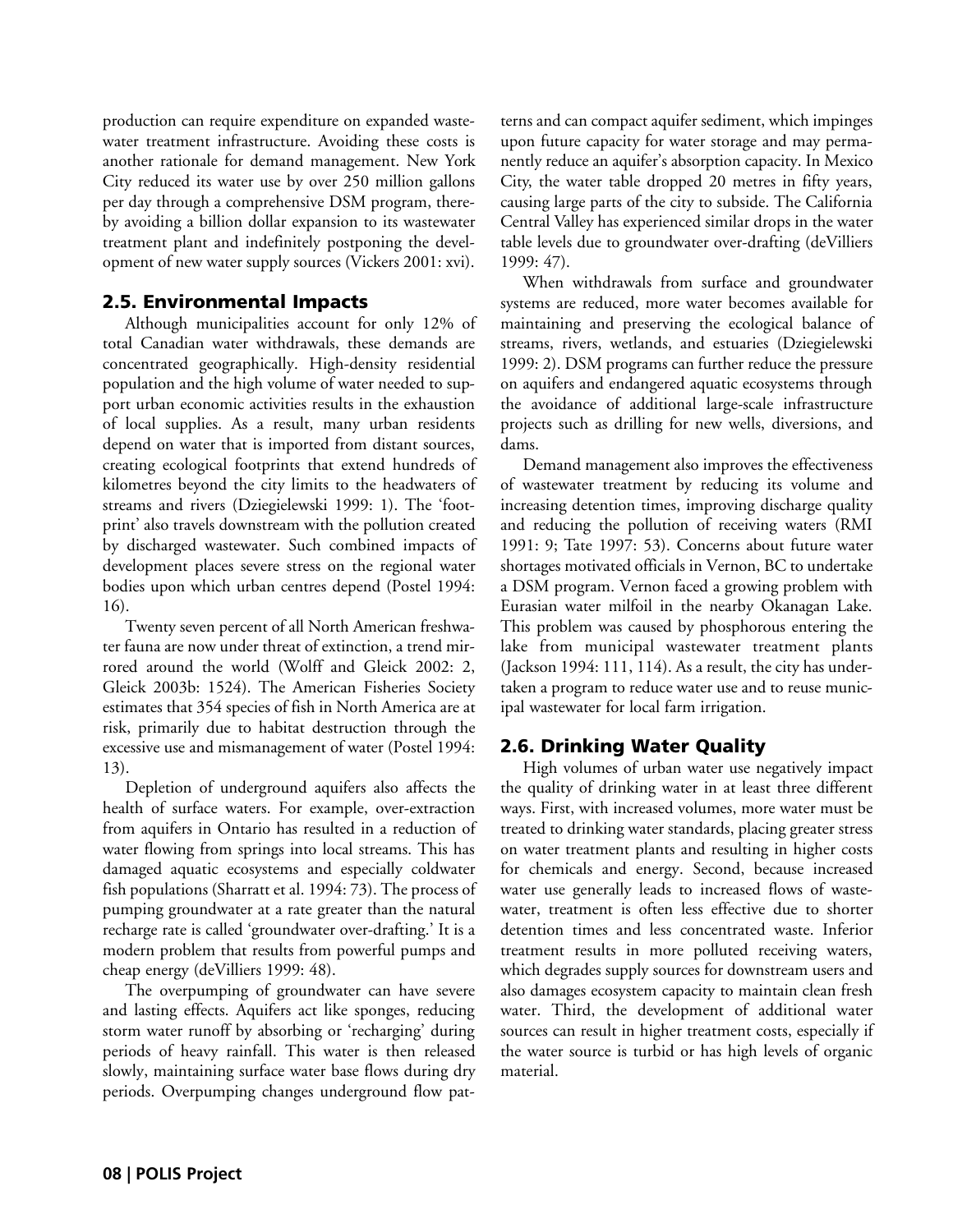production can require expenditure on expanded wastewater treatment infrastructure. Avoiding these costs is another rationale for demand management. New York City reduced its water use by over 250 million gallons per day through a comprehensive DSM program, thereby avoiding a billion dollar expansion to its wastewater treatment plant and indefinitely postponing the development of new water supply sources (Vickers 2001: xvi).

## 2.5. Environmental Impacts

Although municipalities account for only 12% of total Canadian water withdrawals, these demands are concentrated geographically. High-density residential population and the high volume of water needed to support urban economic activities results in the exhaustion of local supplies. As a result, many urban residents depend on water that is imported from distant sources, creating ecological footprints that extend hundreds of kilometres beyond the city limits to the headwaters of streams and rivers (Dziegielewski 1999: 1). The 'footprint' also travels downstream with the pollution created by discharged wastewater. Such combined impacts of development places severe stress on the regional water bodies upon which urban centres depend (Postel 1994: 16).

Twenty seven percent of all North American freshwater fauna are now under threat of extinction, a trend mirrored around the world (Wolff and Gleick 2002: 2, Gleick 2003b: 1524). The American Fisheries Society estimates that 354 species of fish in North America are at risk, primarily due to habitat destruction through the excessive use and mismanagement of water (Postel 1994: 13).

Depletion of underground aquifers also affects the health of surface waters. For example, over-extraction from aquifers in Ontario has resulted in a reduction of water flowing from springs into local streams. This has damaged aquatic ecosystems and especially coldwater fish populations (Sharratt et al. 1994: 73). The process of pumping groundwater at a rate greater than the natural recharge rate is called 'groundwater over-drafting.' It is a modern problem that results from powerful pumps and cheap energy (deVilliers 1999: 48).

The overpumping of groundwater can have severe and lasting effects. Aquifers act like sponges, reducing storm water runoff by absorbing or 'recharging' during periods of heavy rainfall. This water is then released slowly, maintaining surface water base flows during dry periods. Overpumping changes underground flow patterns and can compact aquifer sediment, which impinges upon future capacity for water storage and may permanently reduce an aquifer's absorption capacity. In Mexico City, the water table dropped 20 metres in fifty years, causing large parts of the city to subside. The California Central Valley has experienced similar drops in the water table levels due to groundwater over-drafting (deVilliers 1999: 47).

When withdrawals from surface and groundwater systems are reduced, more water becomes available for maintaining and preserving the ecological balance of streams, rivers, wetlands, and estuaries (Dziegielewski 1999: 2). DSM programs can further reduce the pressure on aquifers and endangered aquatic ecosystems through the avoidance of additional large-scale infrastructure projects such as drilling for new wells, diversions, and dams.

Demand management also improves the effectiveness of wastewater treatment by reducing its volume and increasing detention times, improving discharge quality and reducing the pollution of receiving waters (RMI 1991: 9; Tate 1997: 53). Concerns about future water shortages motivated officials in Vernon, BC to undertake a DSM program. Vernon faced a growing problem with Eurasian water milfoil in the nearby Okanagan Lake. This problem was caused by phosphorous entering the lake from municipal wastewater treatment plants (Jackson 1994: 111, 114). As a result, the city has undertaken a program to reduce water use and to reuse municipal wastewater for local farm irrigation.

## 2.6. Drinking Water Quality

High volumes of urban water use negatively impact the quality of drinking water in at least three different ways. First, with increased volumes, more water must be treated to drinking water standards, placing greater stress on water treatment plants and resulting in higher costs for chemicals and energy. Second, because increased water use generally leads to increased flows of wastewater, treatment is often less effective due to shorter detention times and less concentrated waste. Inferior treatment results in more polluted receiving waters, which degrades supply sources for downstream users and also damages ecosystem capacity to maintain clean fresh water. Third, the development of additional water sources can result in higher treatment costs, especially if the water source is turbid or has high levels of organic material.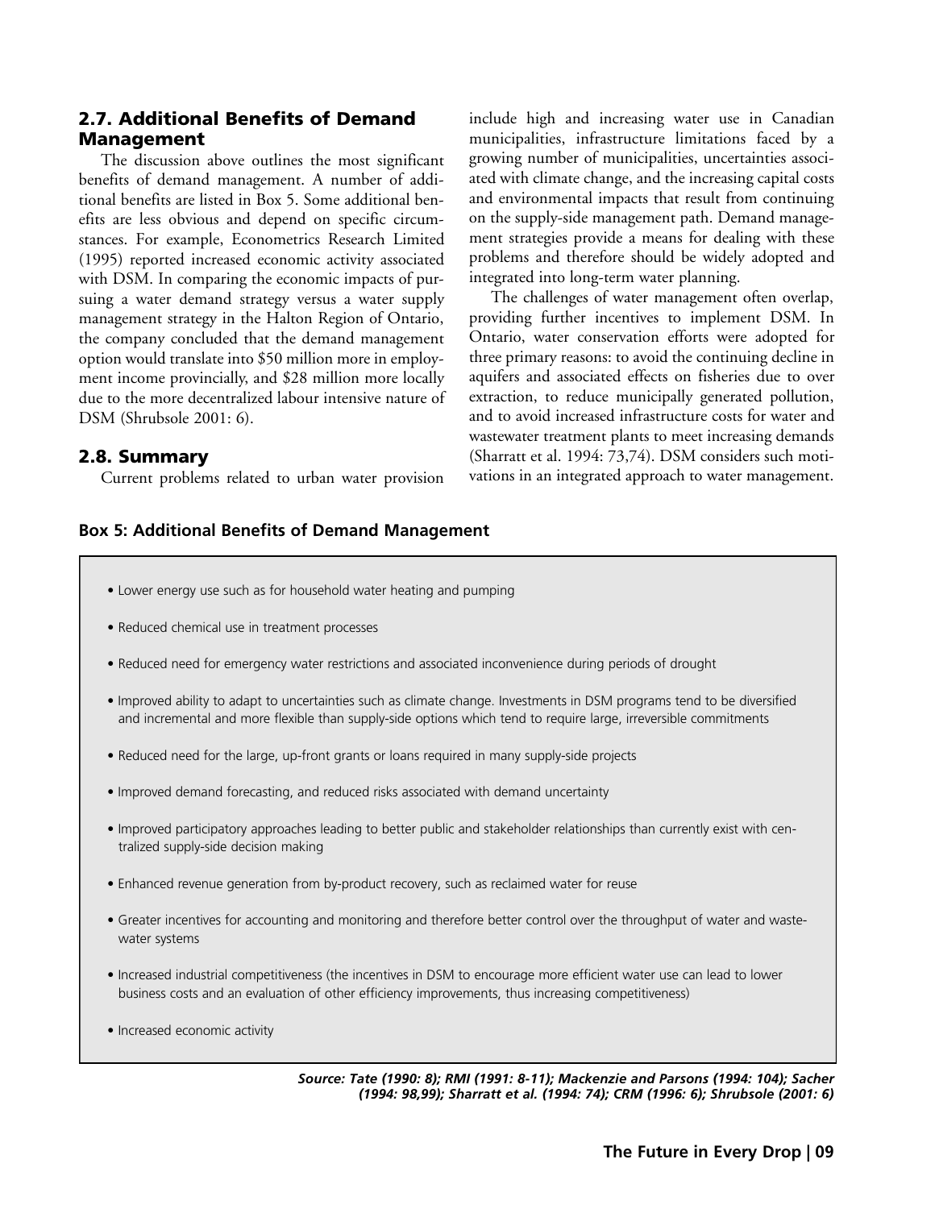## 2.7. Additional Benefits of Demand Management

The discussion above outlines the most significant benefits of demand management. A number of additional benefits are listed in Box 5. Some additional benefits are less obvious and depend on specific circumstances. For example, Econometrics Research Limited (1995) reported increased economic activity associated with DSM. In comparing the economic impacts of pursuing a water demand strategy versus a water supply management strategy in the Halton Region of Ontario, the company concluded that the demand management option would translate into $50 million more in employment income provincially, and $28 million more locally due to the more decentralized labour intensive nature of DSM (Shrubsole 2001: 6).

## 2.8. Summary

Current problems related to urban water provision include high and increasing water use in Canadian municipalities, infrastructure limitations faced by a growing number of municipalities, uncertainties associated with climate change, and the increasing capital costs and environmental impacts that result from continuing on the supply-side management path. Demand management strategies provide a means for dealing with these problems and therefore should be widely adopted and integrated into long-term water planning.

The challenges of water management often overlap, providing further incentives to implement DSM. In Ontario, water conservation efforts were adopted for three primary reasons: to avoid the continuing decline in aquifers and associated effects on fisheries due to over extraction, to reduce municipally generated pollution, and to avoid increased infrastructure costs for water and wastewater treatment plants to meet increasing demands (Sharratt et al. 1994: 73,74). DSM considers such motivations in an integrated approach to water management.

**Box 5: Additional Benefits of Demand Management**

- Lower energy use such as for household water heating and pumping
- Reduced chemical use in treatment processes
- Reduced need for emergency water restrictions and associated inconvenience during periods of drought
- Improved ability to adapt to uncertainties such as climate change. Investments in DSM programs tend to be diversified and incremental and more flexible than supply-side options which tend to require large, irreversible commitments
- Reduced need for the large, up-front grants or loans required in many supply-side projects
- Improved demand forecasting, and reduced risks associated with demand uncertainty
- Improved participatory approaches leading to better public and stakeholder relationships than currently exist with centralized supply-side decision making
- Enhanced revenue generation from by-product recovery, such as reclaimed water for reuse
- Greater incentives for accounting and monitoring and therefore better control over the throughput of water and wastewater systems
- Increased industrial competitiveness (the incentives in DSM to encourage more efficient water use can lead to lower business costs and an evaluation of other efficiency improvements, thus increasing competitiveness)
- Increased economic activity

***Source: Tate (1990: 8); RMI (1991: 8-11); Mackenzie and Parsons (1994: 104); Sacher (1994: 98,99); Sharratt et al. (1994: 74); CRM (1996: 6); Shrubsole (2001: 6)***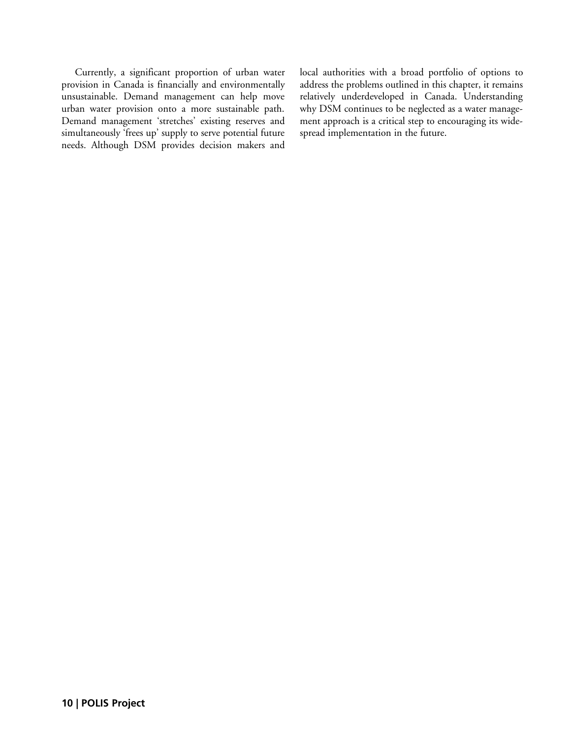Currently, a significant proportion of urban water provision in Canada is financially and environmentally unsustainable. Demand management can help move urban water provision onto a more sustainable path. Demand management 'stretches' existing reserves and simultaneously 'frees up' supply to serve potential future needs. Although DSM provides decision makers and local authorities with a broad portfolio of options to address the problems outlined in this chapter, it remains relatively underdeveloped in Canada. Understanding why DSM continues to be neglected as a water management approach is a critical step to encouraging its widespread implementation in the future.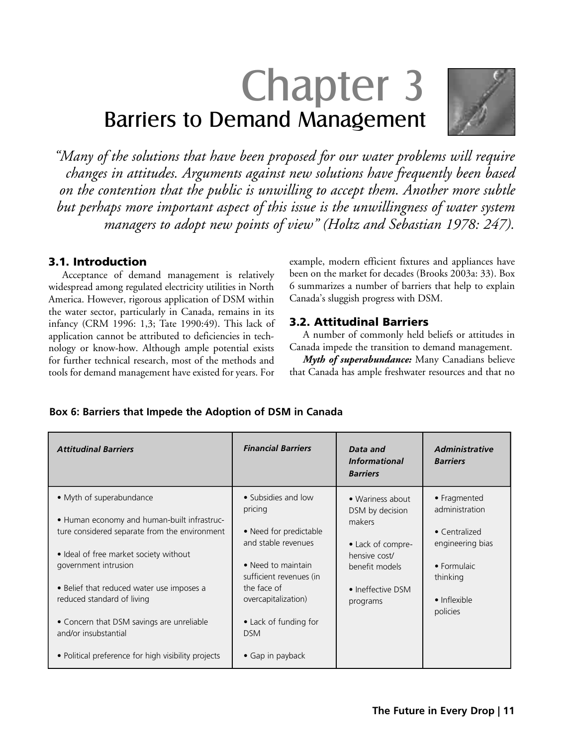# Chapter 3

## Barriers to Demand Management

*"Many of the solutions that have been proposed for our water problems will require changes in attitudes. Arguments against new solutions have frequently been based on the contention that the public is unwilling to accept them. Another more subtle but perhaps more important aspect of this issue is the unwillingness of water system managers to adopt new points of view" (Holtz and Sebastian 1978: 247).*

### 3.1. Introduction

Acceptance of demand management is relatively widespread among regulated electricity utilities in North America. However, rigorous application of DSM within the water sector, particularly in Canada, remains in its infancy (CRM 1996: 1,3; Tate 1990:49). This lack of application cannot be attributed to deficiencies in technology or know-how. Although ample potential exists for further technical research, most of the methods and tools for demand management have existed for years. For example, modern efficient fixtures and appliances have been on the market for decades (Brooks 2003a: 33). Box 6 summarizes a number of barriers that help to explain Canada's sluggish progress with DSM.

### 3.2. Attitudinal Barriers

A number of commonly held beliefs or attitudes in Canada impede the transition to demand management.

***Myth of superabundance:*** Many Canadians believe that Canada has ample freshwater resources and that no

**Box 6: Barriers that Impede the Adoption of DSM in Canada**

| *Attitudinal Barriers* | *Financial Barriers* | *Data and Informational Barriers* | *Administrative Barriers* |
|---|---|---|---|
| • Myth of superabundance<br>• Human economy and human-built infrastructure considered separate from the environment<br>• Ideal of free market society without government intrusion<br>• Belief that reduced water use imposes a reduced standard of living<br>• Concern that DSM savings are unreliable and/or insubstantial<br>• Political preference for high visibility projects | • Subsidies and low pricing<br>• Need for predictable and stable revenues<br>• Need to maintain sufficient revenues (in the face of overcapitalization)<br>• Lack of funding for DSM<br>• Gap in payback | • Wariness about DSM by decision makers<br>• Lack of comprehensive cost/benefit models<br>• Ineffective DSM programs | • Fragmented administration<br>• Centralized engineering bias<br>• Formulaic thinking<br>• Inflexible policies |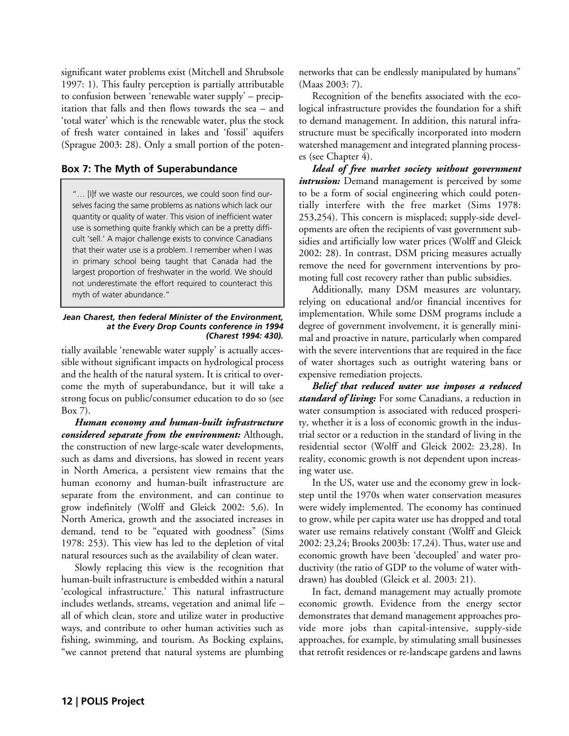significant water problems exist (Mitchell and Shrubsole 1997: 1). This faulty perception is partially attributable to confusion between 'renewable water supply' – precipitation that falls and then flows towards the sea – and 'total water' which is the renewable water, plus the stock of fresh water contained in lakes and 'fossil' aquifers (Sprague 2003: 28). Only a small portion of the potentially available 'renewable water supply' is actually accessible without significant impacts on hydrological process and the health of the natural system. It is critical to overcome the myth of superabundance, but it will take a strong focus on public/consumer education to do so (see Box 7).

### Box 7: The Myth of Superabundance

> "… [I]f we waste our resources, we could soon find ourselves facing the same problems as nations which lack our quantity or quality of water. This vision of inefficient water use is something quite frankly which can be a pretty difficult 'sell.' A major challenge exists to convince Canadians that their water use is a problem. I remember when I was in primary school being taught that Canada had the largest proportion of freshwater in the world. We should not underestimate the effort required to counteract this myth of water abundance."

***Jean Charest, then federal Minister of the Environment, at the Every Drop Counts conference in 1994 (Charest 1994: 430).***

***Human economy and human-built infrastructure considered separate from the environment:*** Although, the construction of new large-scale water developments, such as dams and diversions, has slowed in recent years in North America, a persistent view remains that the human economy and human-built infrastructure are separate from the environment, and can continue to grow indefinitely (Wolff and Gleick 2002: 5,6). In North America, growth and the associated increases in demand, tend to be "equated with goodness" (Sims 1978: 253). This view has led to the depletion of vital natural resources such as the availability of clean water.

Slowly replacing this view is the recognition that human-built infrastructure is embedded within a natural 'ecological infrastructure.' This natural infrastructure includes wetlands, streams, vegetation and animal life – all of which clean, store and utilize water in productive ways, and contribute to other human activities such as fishing, swimming, and tourism. As Bocking explains, "we cannot pretend that natural systems are plumbing networks that can be endlessly manipulated by humans" (Maas 2003: 7).

Recognition of the benefits associated with the ecological infrastructure provides the foundation for a shift to demand management. In addition, this natural infrastructure must be specifically incorporated into modern watershed management and integrated planning processes (see Chapter 4).

***Ideal of free market society without government intrusion:*** Demand management is perceived by some to be a form of social engineering which could potentially interfere with the free market (Sims 1978: 253,254). This concern is misplaced; supply-side developments are often the recipients of vast government subsidies and artificially low water prices (Wolff and Gleick 2002: 28). In contrast, DSM pricing measures actually remove the need for government interventions by promoting full cost recovery rather than public subsidies.

Additionally, many DSM measures are voluntary, relying on educational and/or financial incentives for implementation. While some DSM programs include a degree of government involvement, it is generally minimal and proactive in nature, particularly when compared with the severe interventions that are required in the face of water shortages such as outright watering bans or expensive remediation projects.

***Belief that reduced water use imposes a reduced standard of living:*** For some Canadians, a reduction in water consumption is associated with reduced prosperity, whether it is a loss of economic growth in the industrial sector or a reduction in the standard of living in the residential sector (Wolff and Gleick 2002: 23,28). In reality, economic growth is not dependent upon increasing water use.

In the US, water use and the economy grew in lockstep until the 1970s when water conservation measures were widely implemented. The economy has continued to grow, while per capita water use has dropped and total water use remains relatively constant (Wolff and Gleick 2002: 23,24; Brooks 2003b: 17,24). Thus, water use and economic growth have been 'decoupled' and water productivity (the ratio of GDP to the volume of water withdrawn) has doubled (Gleick et al. 2003: 21).

In fact, demand management may actually promote economic growth. Evidence from the energy sector demonstrates that demand management approaches provide more jobs than capital-intensive, supply-side approaches, for example, by stimulating small businesses that retrofit residences or re-landscape gardens and lawns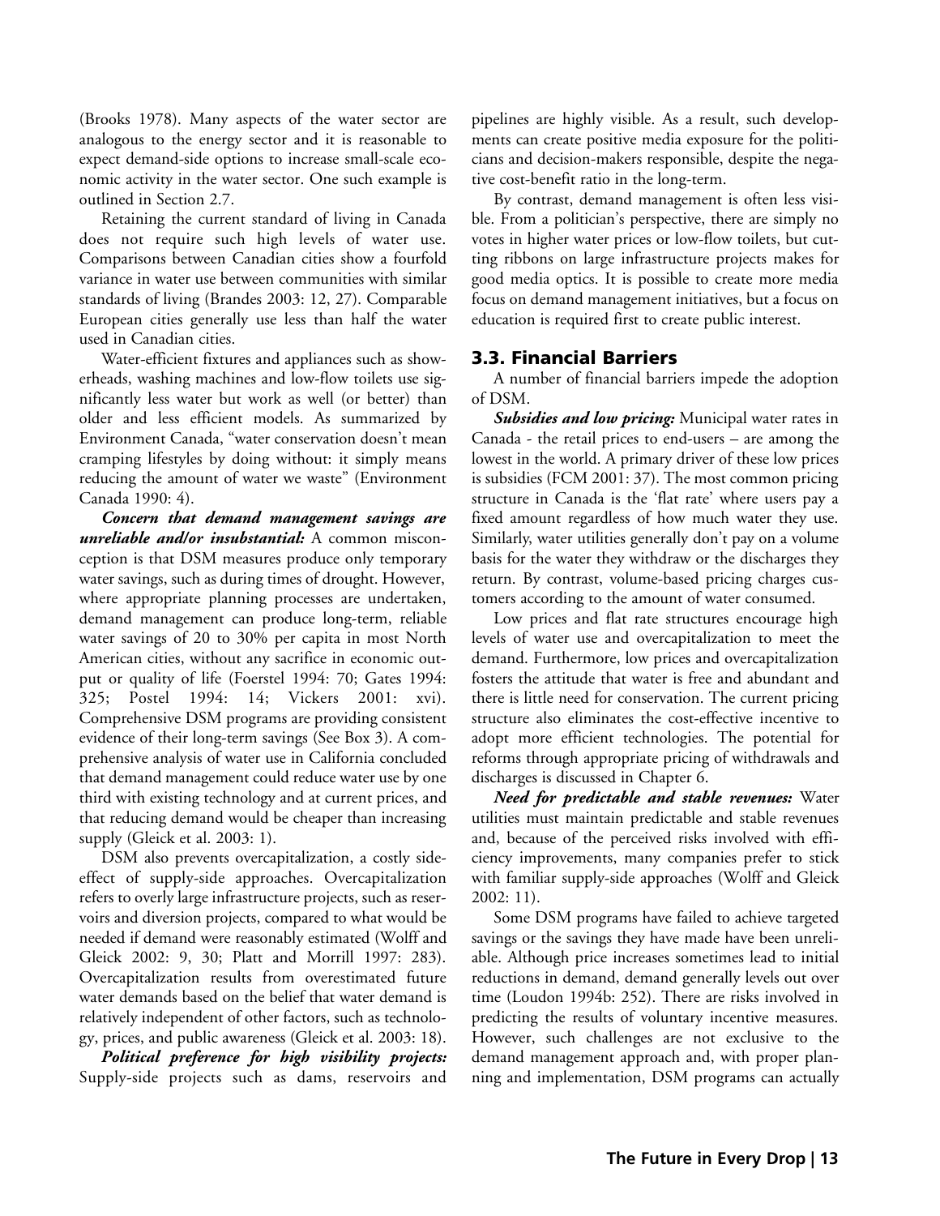(Brooks 1978). Many aspects of the water sector are analogous to the energy sector and it is reasonable to expect demand-side options to increase small-scale economic activity in the water sector. One such example is outlined in Section 2.7.

Retaining the current standard of living in Canada does not require such high levels of water use. Comparisons between Canadian cities show a fourfold variance in water use between communities with similar standards of living (Brandes 2003: 12, 27). Comparable European cities generally use less than half the water used in Canadian cities.

Water-efficient fixtures and appliances such as showerheads, washing machines and low-flow toilets use significantly less water but work as well (or better) than older and less efficient models. As summarized by Environment Canada, "water conservation doesn't mean cramping lifestyles by doing without: it simply means reducing the amount of water we waste" (Environment Canada 1990: 4).

***Concern that demand management savings are unreliable and/or insubstantial:*** A common misconception is that DSM measures produce only temporary water savings, such as during times of drought. However, where appropriate planning processes are undertaken, demand management can produce long-term, reliable water savings of 20 to 30% per capita in most North American cities, without any sacrifice in economic output or quality of life (Foerstel 1994: 70; Gates 1994: 325; Postel 1994: 14; Vickers 2001: xvi). Comprehensive DSM programs are providing consistent evidence of their long-term savings (See Box 3). A comprehensive analysis of water use in California concluded that demand management could reduce water use by one third with existing technology and at current prices, and that reducing demand would be cheaper than increasing supply (Gleick et al. 2003: 1).

DSM also prevents overcapitalization, a costly side-effect of supply-side approaches. Overcapitalization refers to overly large infrastructure projects, such as reservoirs and diversion projects, compared to what would be needed if demand were reasonably estimated (Wolff and Gleick 2002: 9, 30; Platt and Morrill 1997: 283). Overcapitalization results from overestimated future water demands based on the belief that water demand is relatively independent of other factors, such as technology, prices, and public awareness (Gleick et al. 2003: 18).

***Political preference for high visibility projects:*** Supply-side projects such as dams, reservoirs and pipelines are highly visible. As a result, such developments can create positive media exposure for the politicians and decision-makers responsible, despite the negative cost-benefit ratio in the long-term.

By contrast, demand management is often less visible. From a politician's perspective, there are simply no votes in higher water prices or low-flow toilets, but cutting ribbons on large infrastructure projects makes for good media optics. It is possible to create more media focus on demand management initiatives, but a focus on education is required first to create public interest.

## 3.3. Financial Barriers

A number of financial barriers impede the adoption of DSM.

***Subsidies and low pricing:*** Municipal water rates in Canada - the retail prices to end-users – are among the lowest in the world. A primary driver of these low prices is subsidies (FCM 2001: 37). The most common pricing structure in Canada is the 'flat rate' where users pay a fixed amount regardless of how much water they use. Similarly, water utilities generally don't pay on a volume basis for the water they withdraw or the discharges they return. By contrast, volume-based pricing charges customers according to the amount of water consumed.

Low prices and flat rate structures encourage high levels of water use and overcapitalization to meet the demand. Furthermore, low prices and overcapitalization fosters the attitude that water is free and abundant and there is little need for conservation. The current pricing structure also eliminates the cost-effective incentive to adopt more efficient technologies. The potential for reforms through appropriate pricing of withdrawals and discharges is discussed in Chapter 6.

***Need for predictable and stable revenues:*** Water utilities must maintain predictable and stable revenues and, because of the perceived risks involved with efficiency improvements, many companies prefer to stick with familiar supply-side approaches (Wolff and Gleick 2002: 11).

Some DSM programs have failed to achieve targeted savings or the savings they have made have been unreliable. Although price increases sometimes lead to initial reductions in demand, demand generally levels out over time (Loudon 1994b: 252). There are risks involved in predicting the results of voluntary incentive measures. However, such challenges are not exclusive to the demand management approach and, with proper planning and implementation, DSM programs can actually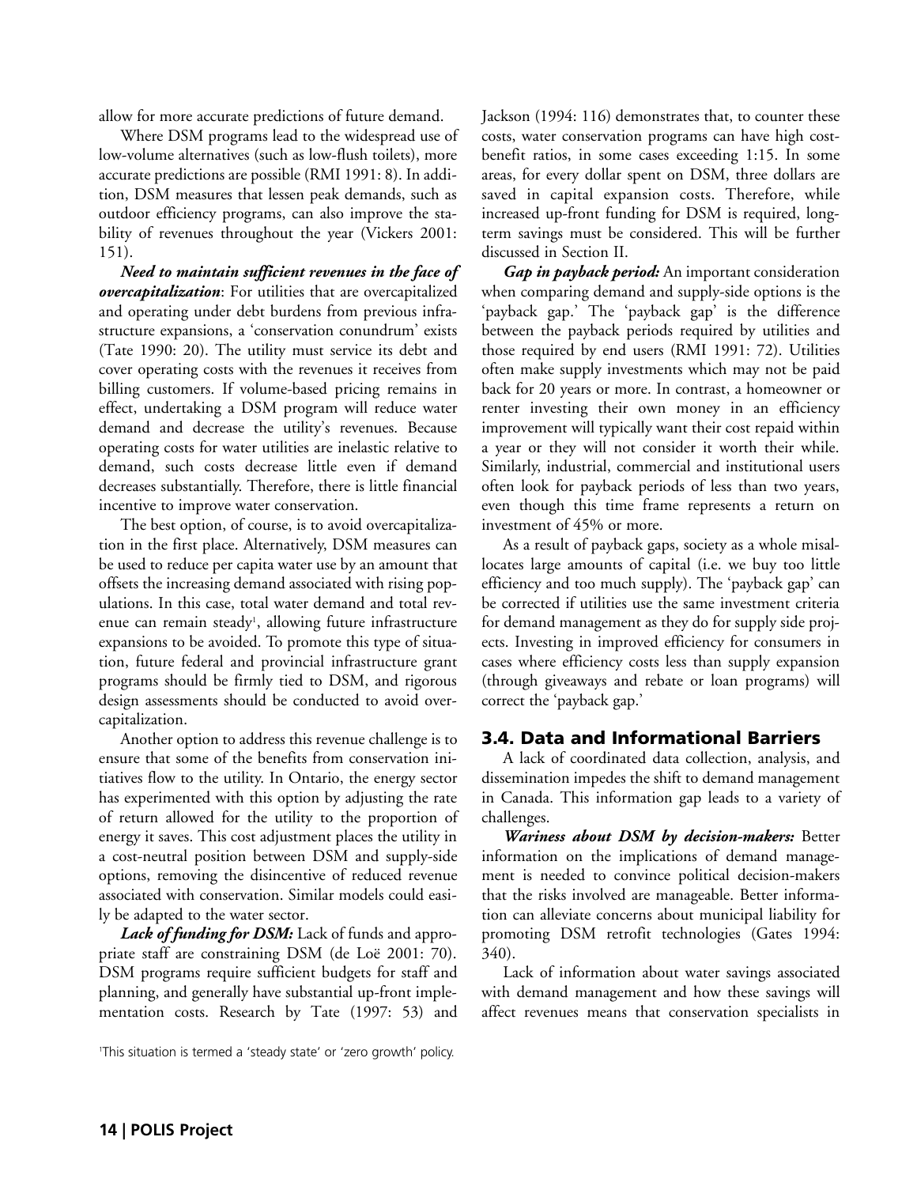allow for more accurate predictions of future demand.

Where DSM programs lead to the widespread use of low-volume alternatives (such as low-flush toilets), more accurate predictions are possible (RMI 1991: 8). In addition, DSM measures that lessen peak demands, such as outdoor efficiency programs, can also improve the stability of revenues throughout the year (Vickers 2001: 151).

***Need to maintain sufficient revenues in the face of overcapitalization***: For utilities that are overcapitalized and operating under debt burdens from previous infrastructure expansions, a 'conservation conundrum' exists (Tate 1990: 20). The utility must service its debt and cover operating costs with the revenues it receives from billing customers. If volume-based pricing remains in effect, undertaking a DSM program will reduce water demand and decrease the utility's revenues. Because operating costs for water utilities are inelastic relative to demand, such costs decrease little even if demand decreases substantially. Therefore, there is little financial incentive to improve water conservation.

The best option, of course, is to avoid overcapitalization in the first place. Alternatively, DSM measures can be used to reduce per capita water use by an amount that offsets the increasing demand associated with rising populations. In this case, total water demand and total revenue can remain steady[1], allowing future infrastructure expansions to be avoided. To promote this type of situation, future federal and provincial infrastructure grant programs should be firmly tied to DSM, and rigorous design assessments should be conducted to avoid overcapitalization.

Another option to address this revenue challenge is to ensure that some of the benefits from conservation initiatives flow to the utility. In Ontario, the energy sector has experimented with this option by adjusting the rate of return allowed for the utility to the proportion of energy it saves. This cost adjustment places the utility in a cost-neutral position between DSM and supply-side options, removing the disincentive of reduced revenue associated with conservation. Similar models could easily be adapted to the water sector.

***Lack of funding for DSM:*** Lack of funds and appropriate staff are constraining DSM (de Loë 2001: 70). DSM programs require sufficient budgets for staff and planning, and generally have substantial up-front implementation costs. Research by Tate (1997: 53) and Jackson (1994: 116) demonstrates that, to counter these costs, water conservation programs can have high cost-benefit ratios, in some cases exceeding 1:15. In some areas, for every dollar spent on DSM, three dollars are saved in capital expansion costs. Therefore, while increased up-front funding for DSM is required, long-term savings must be considered. This will be further discussed in Section II.

***Gap in payback period:*** An important consideration when comparing demand and supply-side options is the 'payback gap.' The 'payback gap' is the difference between the payback periods required by utilities and those required by end users (RMI 1991: 72). Utilities often make supply investments which may not be paid back for 20 years or more. In contrast, a homeowner or renter investing their own money in an efficiency improvement will typically want their cost repaid within a year or they will not consider it worth their while. Similarly, industrial, commercial and institutional users often look for payback periods of less than two years, even though this time frame represents a return on investment of 45% or more.

As a result of payback gaps, society as a whole misallocates large amounts of capital (i.e. we buy too little efficiency and too much supply). The 'payback gap' can be corrected if utilities use the same investment criteria for demand management as they do for supply side projects. Investing in improved efficiency for consumers in cases where efficiency costs less than supply expansion (through giveaways and rebate or loan programs) will correct the 'payback gap.'

## 3.4. Data and Informational Barriers

A lack of coordinated data collection, analysis, and dissemination impedes the shift to demand management in Canada. This information gap leads to a variety of challenges.

***Wariness about DSM by decision-makers:*** Better information on the implications of demand management is needed to convince political decision-makers that the risks involved are manageable. Better information can alleviate concerns about municipal liability for promoting DSM retrofit technologies (Gates 1994: 340).

Lack of information about water savings associated with demand management and how these savings will affect revenues means that conservation specialists in

[1] This situation is termed a 'steady state' or 'zero growth' policy.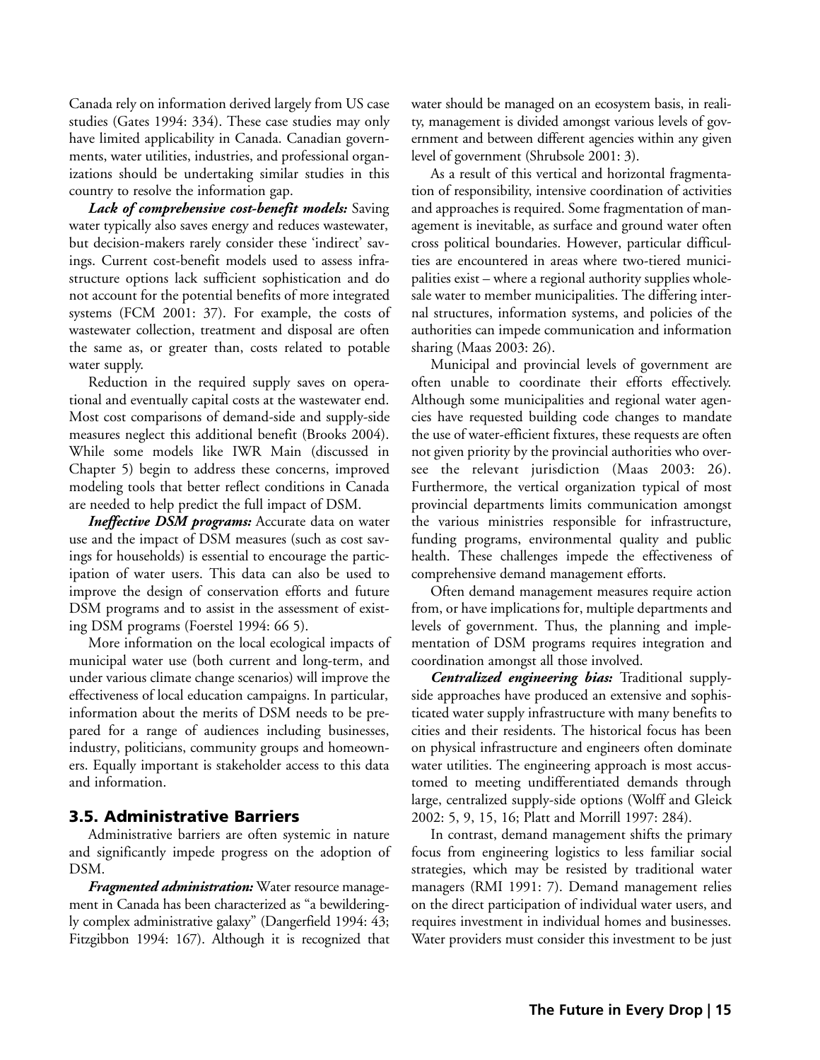Canada rely on information derived largely from US case studies (Gates 1994: 334). These case studies may only have limited applicability in Canada. Canadian governments, water utilities, industries, and professional organizations should be undertaking similar studies in this country to resolve the information gap.

***Lack of comprehensive cost-benefit models:*** Saving water typically also saves energy and reduces wastewater, but decision-makers rarely consider these 'indirect' savings. Current cost-benefit models used to assess infrastructure options lack sufficient sophistication and do not account for the potential benefits of more integrated systems (FCM 2001: 37). For example, the costs of wastewater collection, treatment and disposal are often the same as, or greater than, costs related to potable water supply.

Reduction in the required supply saves on operational and eventually capital costs at the wastewater end. Most cost comparisons of demand-side and supply-side measures neglect this additional benefit (Brooks 2004). While some models like IWR Main (discussed in Chapter 5) begin to address these concerns, improved modeling tools that better reflect conditions in Canada are needed to help predict the full impact of DSM.

***Ineffective DSM programs:*** Accurate data on water use and the impact of DSM measures (such as cost savings for households) is essential to encourage the participation of water users. This data can also be used to improve the design of conservation efforts and future DSM programs and to assist in the assessment of existing DSM programs (Foerstel 1994: 66 5).

More information on the local ecological impacts of municipal water use (both current and long-term, and under various climate change scenarios) will improve the effectiveness of local education campaigns. In particular, information about the merits of DSM needs to be prepared for a range of audiences including businesses, industry, politicians, community groups and homeowners. Equally important is stakeholder access to this data and information.

### 3.5. Administrative Barriers

Administrative barriers are often systemic in nature and significantly impede progress on the adoption of DSM.

***Fragmented administration:*** Water resource management in Canada has been characterized as "a bewilderingly complex administrative galaxy" (Dangerfield 1994: 43; Fitzgibbon 1994: 167). Although it is recognized that water should be managed on an ecosystem basis, in reality, management is divided amongst various levels of government and between different agencies within any given level of government (Shrubsole 2001: 3).

As a result of this vertical and horizontal fragmentation of responsibility, intensive coordination of activities and approaches is required. Some fragmentation of management is inevitable, as surface and ground water often cross political boundaries. However, particular difficulties are encountered in areas where two-tiered municipalities exist – where a regional authority supplies wholesale water to member municipalities. The differing internal structures, information systems, and policies of the authorities can impede communication and information sharing (Maas 2003: 26).

Municipal and provincial levels of government are often unable to coordinate their efforts effectively. Although some municipalities and regional water agencies have requested building code changes to mandate the use of water-efficient fixtures, these requests are often not given priority by the provincial authorities who oversee the relevant jurisdiction (Maas 2003: 26). Furthermore, the vertical organization typical of most provincial departments limits communication amongst the various ministries responsible for infrastructure, funding programs, environmental quality and public health. These challenges impede the effectiveness of comprehensive demand management efforts.

Often demand management measures require action from, or have implications for, multiple departments and levels of government. Thus, the planning and implementation of DSM programs requires integration and coordination amongst all those involved.

***Centralized engineering bias:*** Traditional supply-side approaches have produced an extensive and sophisticated water supply infrastructure with many benefits to cities and their residents. The historical focus has been on physical infrastructure and engineers often dominate water utilities. The engineering approach is most accustomed to meeting undifferentiated demands through large, centralized supply-side options (Wolff and Gleick 2002: 5, 9, 15, 16; Platt and Morrill 1997: 284).

In contrast, demand management shifts the primary focus from engineering logistics to less familiar social strategies, which may be resisted by traditional water managers (RMI 1991: 7). Demand management relies on the direct participation of individual water users, and requires investment in individual homes and businesses. Water providers must consider this investment to be just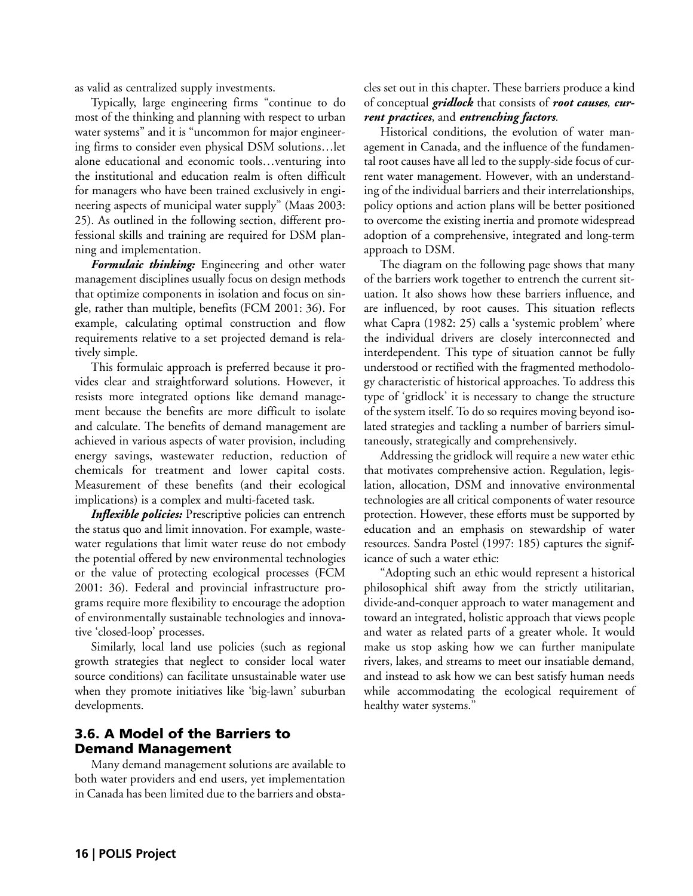as valid as centralized supply investments.

Typically, large engineering firms "continue to do most of the thinking and planning with respect to urban water systems" and it is "uncommon for major engineering firms to consider even physical DSM solutions…let alone educational and economic tools…venturing into the institutional and education realm is often difficult for managers who have been trained exclusively in engineering aspects of municipal water supply" (Maas 2003: 25). As outlined in the following section, different professional skills and training are required for DSM planning and implementation.

***Formulaic thinking:*** Engineering and other water management disciplines usually focus on design methods that optimize components in isolation and focus on single, rather than multiple, benefits (FCM 2001: 36). For example, calculating optimal construction and flow requirements relative to a set projected demand is relatively simple.

This formulaic approach is preferred because it provides clear and straightforward solutions. However, it resists more integrated options like demand management because the benefits are more difficult to isolate and calculate. The benefits of demand management are achieved in various aspects of water provision, including energy savings, wastewater reduction, reduction of chemicals for treatment and lower capital costs. Measurement of these benefits (and their ecological implications) is a complex and multi-faceted task.

***Inflexible policies:*** Prescriptive policies can entrench the status quo and limit innovation. For example, wastewater regulations that limit water reuse do not embody the potential offered by new environmental technologies or the value of protecting ecological processes (FCM 2001: 36). Federal and provincial infrastructure programs require more flexibility to encourage the adoption of environmentally sustainable technologies and innovative 'closed-loop' processes.

Similarly, local land use policies (such as regional growth strategies that neglect to consider local water source conditions) can facilitate unsustainable water use when they promote initiatives like 'big-lawn' suburban developments.

## 3.6. A Model of the Barriers to Demand Management

Many demand management solutions are available to both water providers and end users, yet implementation in Canada has been limited due to the barriers and obstacles set out in this chapter. These barriers produce a kind of conceptual ***gridlock*** that consists of ***root causes, current practices***, and ***entrenching factors***.

Historical conditions, the evolution of water management in Canada, and the influence of the fundamental root causes have all led to the supply-side focus of current water management. However, with an understanding of the individual barriers and their interrelationships, policy options and action plans will be better positioned to overcome the existing inertia and promote widespread adoption of a comprehensive, integrated and long-term approach to DSM.

The diagram on the following page shows that many of the barriers work together to entrench the current situation. It also shows how these barriers influence, and are influenced, by root causes. This situation reflects what Capra (1982: 25) calls a 'systemic problem' where the individual drivers are closely interconnected and interdependent. This type of situation cannot be fully understood or rectified with the fragmented methodology characteristic of historical approaches. To address this type of 'gridlock' it is necessary to change the structure of the system itself. To do so requires moving beyond isolated strategies and tackling a number of barriers simultaneously, strategically and comprehensively.

Addressing the gridlock will require a new water ethic that motivates comprehensive action. Regulation, legislation, allocation, DSM and innovative environmental technologies are all critical components of water resource protection. However, these efforts must be supported by education and an emphasis on stewardship of water resources. Sandra Postel (1997: 185) captures the significance of such a water ethic:

"Adopting such an ethic would represent a historical philosophical shift away from the strictly utilitarian, divide-and-conquer approach to water management and toward an integrated, holistic approach that views people and water as related parts of a greater whole. It would make us stop asking how we can further manipulate rivers, lakes, and streams to meet our insatiable demand, and instead to ask how we can best satisfy human needs while accommodating the ecological requirement of healthy water systems."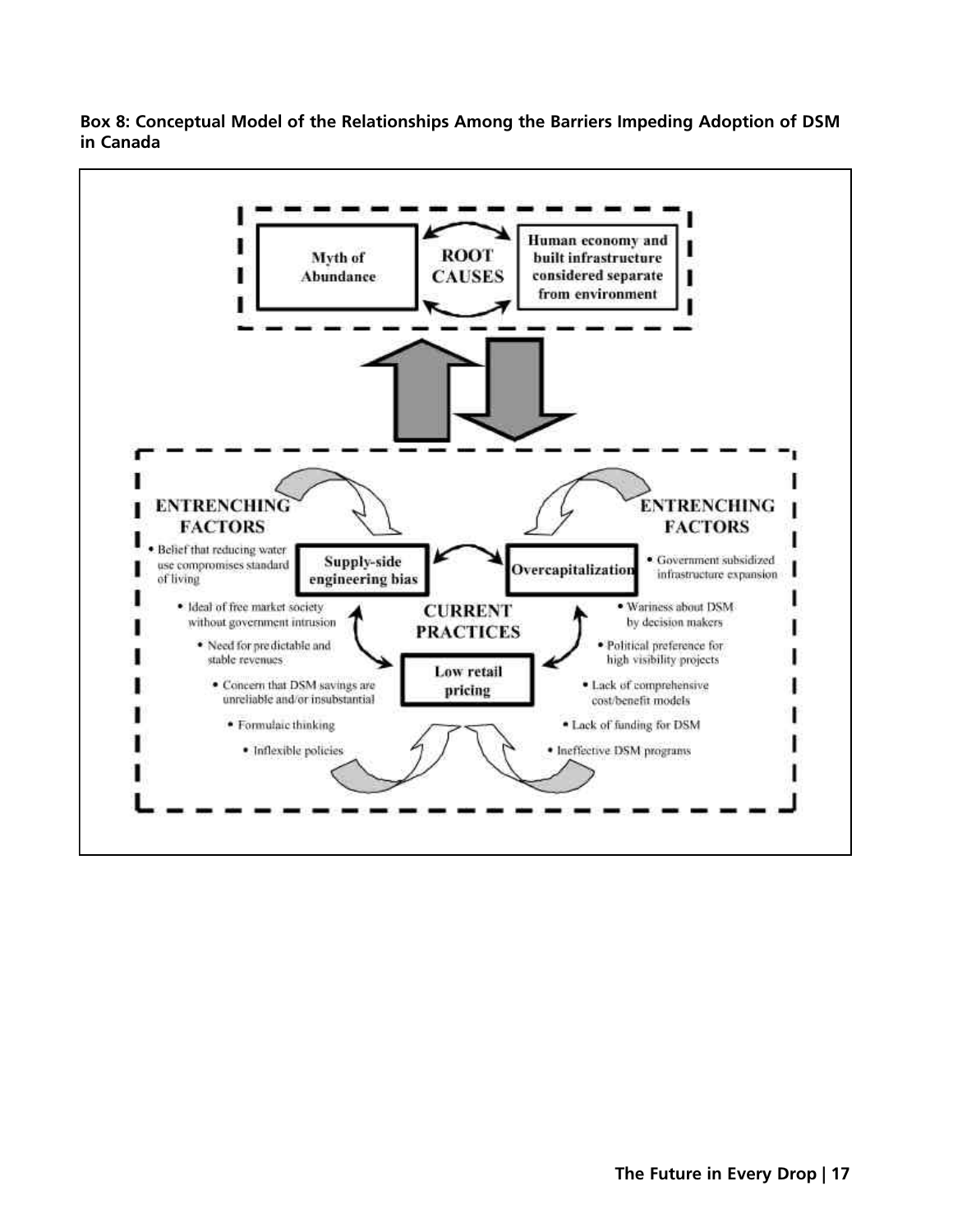**Box 8: Conceptual Model of the Relationships Among the Barriers Impeding Adoption of DSM in Canada**

**ROOT CAUSES**

- Myth of Abundance
- Human economy and built infrastructure considered separate from environment

**CURRENT PRACTICES**

- Supply-side engineering bias
- Overcapitalization
- Low retail pricing

**ENTRENCHING FACTORS**

- Belief that reducing water use compromises standard of living
- Ideal of free market society without government intrusion
- Need for predictable and stable revenues
- Concern that DSM savings are unreliable and/or insubstantial
- Formulaic thinking
- Inflexible policies

**ENTRENCHING FACTORS**

- Government subsidized infrastructure expansion
- Wariness about DSM by decision makers
- Political preference for high visibility projects
- Lack of comprehensive cost/benefit models
- Lack of funding for DSM
- Ineffective DSM programs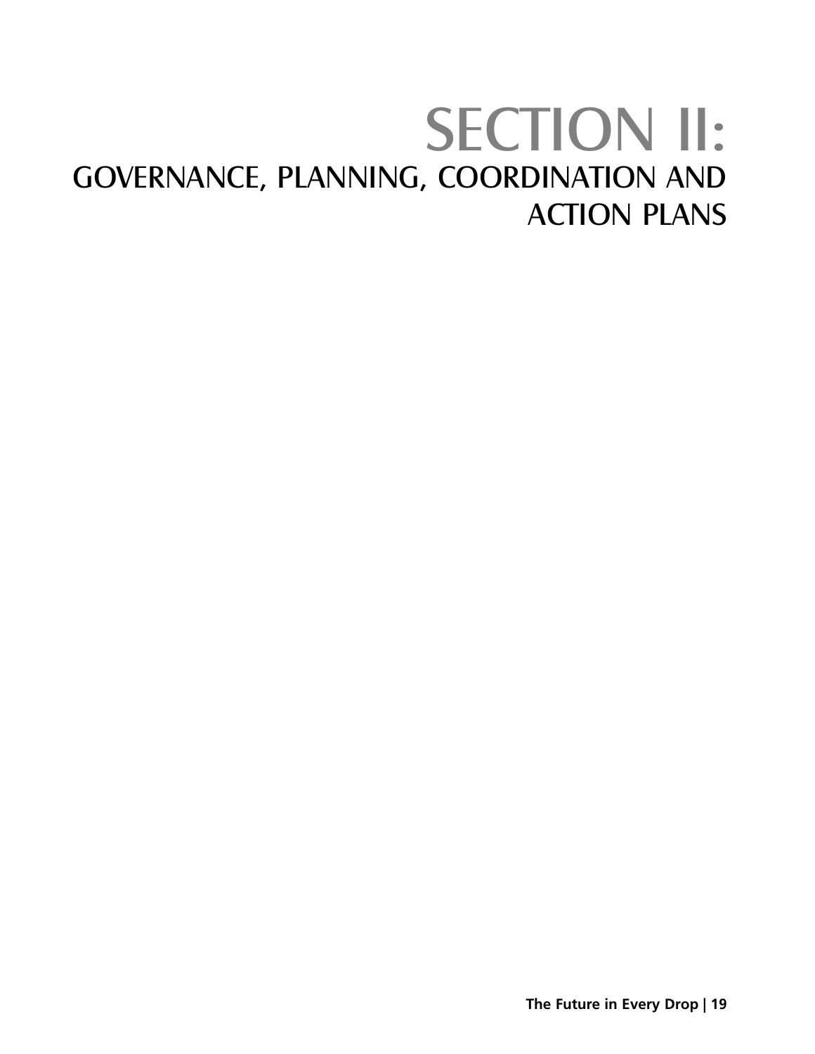# SECTION II:

## GOVERNANCE, PLANNING, COORDINATION AND ACTION PLANS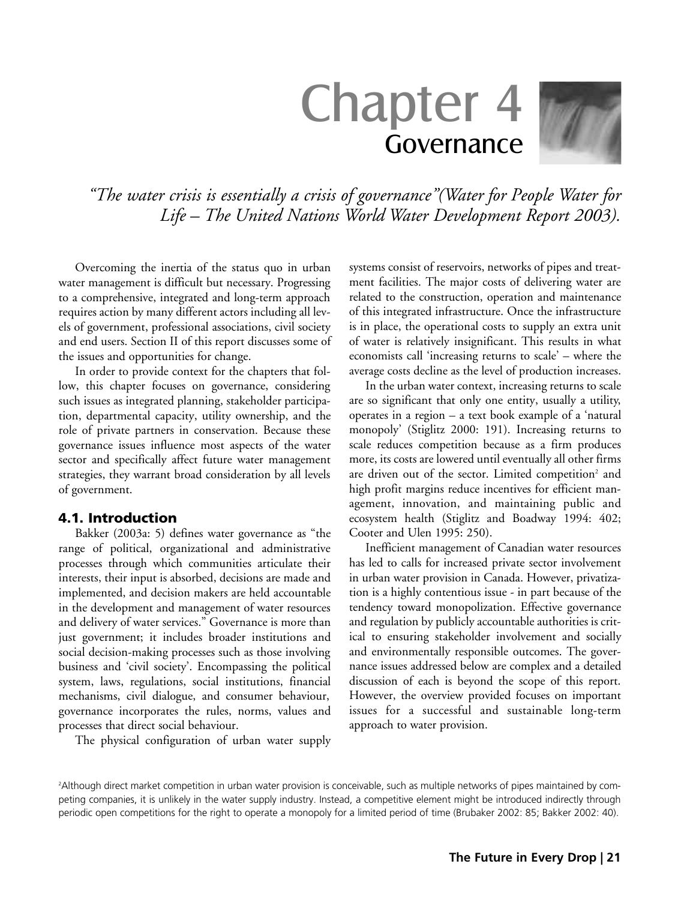# Chapter 4
## Governance

*"The water crisis is essentially a crisis of governance"(Water for People Water for Life – The United Nations World Water Development Report 2003).*

Overcoming the inertia of the status quo in urban water management is difficult but necessary. Progressing to a comprehensive, integrated and long-term approach requires action by many different actors including all levels of government, professional associations, civil society and end users. Section II of this report discusses some of the issues and opportunities for change.

In order to provide context for the chapters that follow, this chapter focuses on governance, considering such issues as integrated planning, stakeholder participation, departmental capacity, utility ownership, and the role of private partners in conservation. Because these governance issues influence most aspects of the water sector and specifically affect future water management strategies, they warrant broad consideration by all levels of government.

### 4.1. Introduction

Bakker (2003a: 5) defines water governance as "the range of political, organizational and administrative processes through which communities articulate their interests, their input is absorbed, decisions are made and implemented, and decision makers are held accountable in the development and management of water resources and delivery of water services." Governance is more than just government; it includes broader institutions and social decision-making processes such as those involving business and 'civil society'. Encompassing the political system, laws, regulations, social institutions, financial mechanisms, civil dialogue, and consumer behaviour, governance incorporates the rules, norms, values and processes that direct social behaviour.

The physical configuration of urban water supply systems consist of reservoirs, networks of pipes and treatment facilities. The major costs of delivering water are related to the construction, operation and maintenance of this integrated infrastructure. Once the infrastructure is in place, the operational costs to supply an extra unit of water is relatively insignificant. This results in what economists call 'increasing returns to scale' – where the average costs decline as the level of production increases.

In the urban water context, increasing returns to scale are so significant that only one entity, usually a utility, operates in a region – a text book example of a 'natural monopoly' (Stiglitz 2000: 191). Increasing returns to scale reduces competition because as a firm produces more, its costs are lowered until eventually all other firms are driven out of the sector. Limited competition[2] and high profit margins reduce incentives for efficient management, innovation, and maintaining public and ecosystem health (Stiglitz and Boadway 1994: 402; Cooter and Ulen 1995: 250).

Inefficient management of Canadian water resources has led to calls for increased private sector involvement in urban water provision in Canada. However, privatization is a highly contentious issue - in part because of the tendency toward monopolization. Effective governance and regulation by publicly accountable authorities is critical to ensuring stakeholder involvement and socially and environmentally responsible outcomes. The governance issues addressed below are complex and a detailed discussion of each is beyond the scope of this report. However, the overview provided focuses on important issues for a successful and sustainable long-term approach to water provision.

[2]Although direct market competition in urban water provision is conceivable, such as multiple networks of pipes maintained by competing companies, it is unlikely in the water supply industry. Instead, a competitive element might be introduced indirectly through periodic open competitions for the right to operate a monopoly for a limited period of time (Brubaker 2002: 85; Bakker 2002: 40).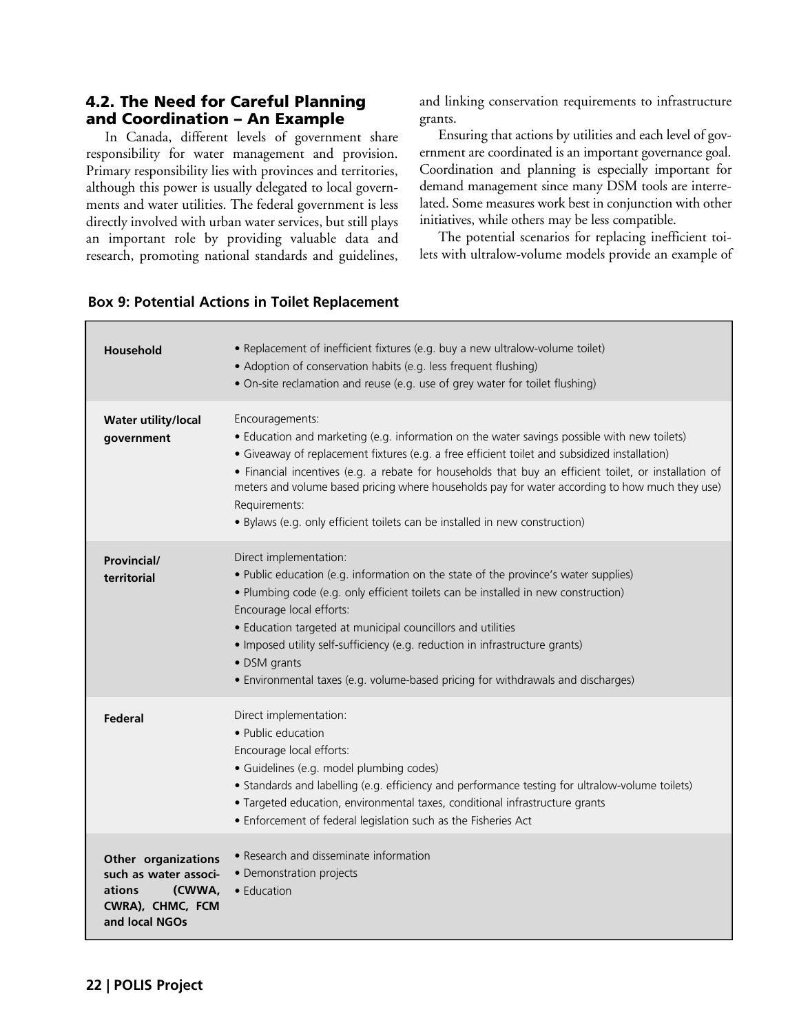## 4.2. The Need for Careful Planning and Coordination – An Example

In Canada, different levels of government share responsibility for water management and provision. Primary responsibility lies with provinces and territories, although this power is usually delegated to local governments and water utilities. The federal government is less directly involved with urban water services, but still plays an important role by providing valuable data and research, promoting national standards and guidelines, and linking conservation requirements to infrastructure grants.

Ensuring that actions by utilities and each level of government are coordinated is an important governance goal. Coordination and planning is especially important for demand management since many DSM tools are interrelated. Some measures work best in conjunction with other initiatives, while others may be less compatible.

The potential scenarios for replacing inefficient toilets with ultralow-volume models provide an example of

**Box 9: Potential Actions in Toilet Replacement**

| | |
|---|---|
| **Household** | • Replacement of inefficient fixtures (e.g. buy a new ultralow-volume toilet)<br>• Adoption of conservation habits (e.g. less frequent flushing)<br>• On-site reclamation and reuse (e.g. use of grey water for toilet flushing) |
| **Water utility/local government** | Encouragements:<br>• Education and marketing (e.g. information on the water savings possible with new toilets)<br>• Giveaway of replacement fixtures (e.g. a free efficient toilet and subsidized installation)<br>• Financial incentives (e.g. a rebate for households that buy an efficient toilet, or installation of meters and volume based pricing where households pay for water according to how much they use)<br>Requirements:<br>• Bylaws (e.g. only efficient toilets can be installed in new construction) |
| **Provincial/ territorial** | Direct implementation:<br>• Public education (e.g. information on the state of the province's water supplies)<br>• Plumbing code (e.g. only efficient toilets can be installed in new construction)<br>Encourage local efforts:<br>• Education targeted at municipal councillors and utilities<br>• Imposed utility self-sufficiency (e.g. reduction in infrastructure grants)<br>• DSM grants<br>• Environmental taxes (e.g. volume-based pricing for withdrawals and discharges) |
| **Federal** | Direct implementation:<br>• Public education<br>Encourage local efforts:<br>• Guidelines (e.g. model plumbing codes)<br>• Standards and labelling (e.g. efficiency and performance testing for ultralow-volume toilets)<br>• Targeted education, environmental taxes, conditional infrastructure grants<br>• Enforcement of federal legislation such as the Fisheries Act |
| **Other organizations such as water associations (CWWA, CWRA), CHMC, FCM and local NGOs** | • Research and disseminate information<br>• Demonstration projects<br>• Education |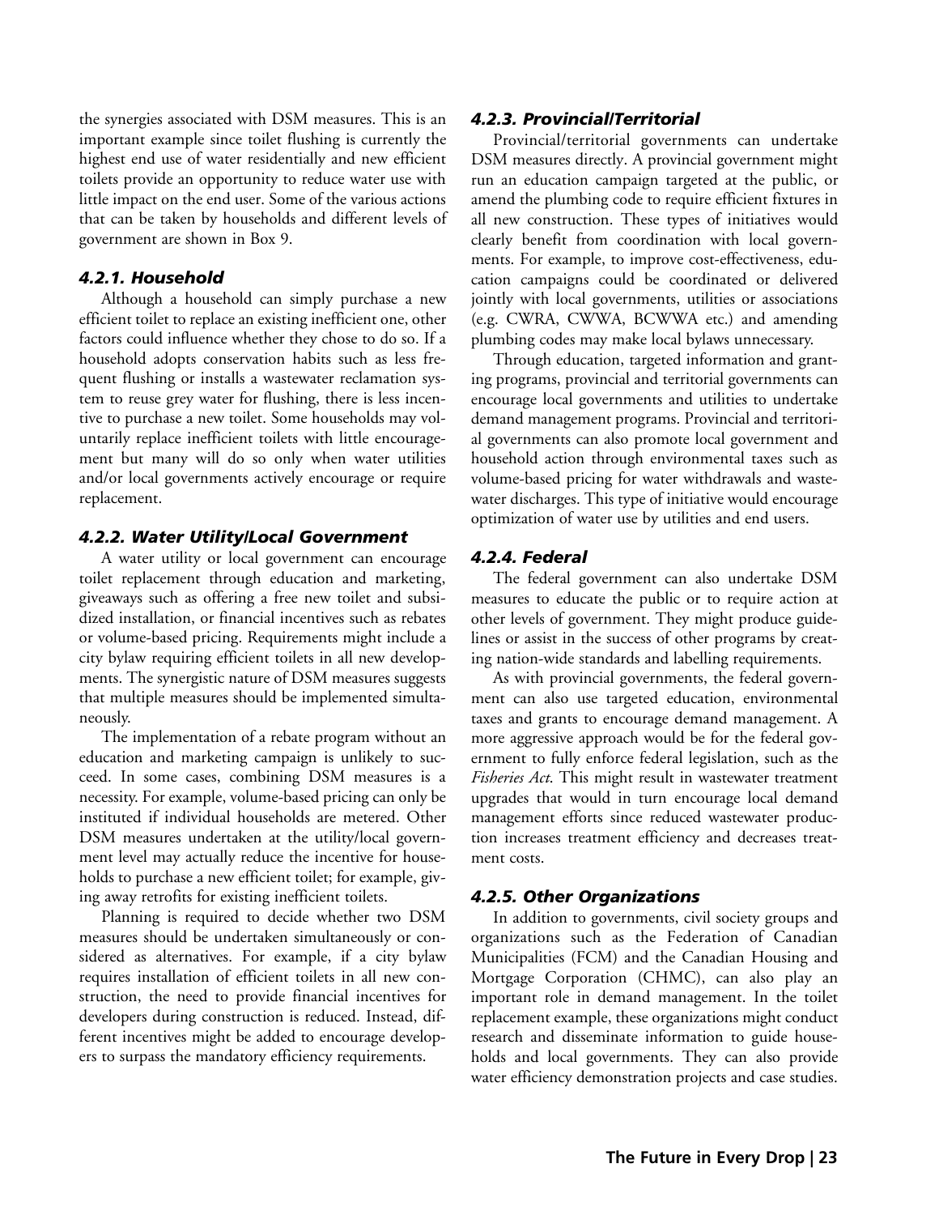the synergies associated with DSM measures. This is an important example since toilet flushing is currently the highest end use of water residentially and new efficient toilets provide an opportunity to reduce water use with little impact on the end user. Some of the various actions that can be taken by households and different levels of government are shown in Box 9.

### *4.2.1. Household*

Although a household can simply purchase a new efficient toilet to replace an existing inefficient one, other factors could influence whether they chose to do so. If a household adopts conservation habits such as less frequent flushing or installs a wastewater reclamation system to reuse grey water for flushing, there is less incentive to purchase a new toilet. Some households may voluntarily replace inefficient toilets with little encouragement but many will do so only when water utilities and/or local governments actively encourage or require replacement.

### *4.2.2. Water Utility/Local Government*

A water utility or local government can encourage toilet replacement through education and marketing, giveaways such as offering a free new toilet and subsidized installation, or financial incentives such as rebates or volume-based pricing. Requirements might include a city bylaw requiring efficient toilets in all new developments. The synergistic nature of DSM measures suggests that multiple measures should be implemented simultaneously.

The implementation of a rebate program without an education and marketing campaign is unlikely to succeed. In some cases, combining DSM measures is a necessity. For example, volume-based pricing can only be instituted if individual households are metered. Other DSM measures undertaken at the utility/local government level may actually reduce the incentive for households to purchase a new efficient toilet; for example, giving away retrofits for existing inefficient toilets.

Planning is required to decide whether two DSM measures should be undertaken simultaneously or considered as alternatives. For example, if a city bylaw requires installation of efficient toilets in all new construction, the need to provide financial incentives for developers during construction is reduced. Instead, different incentives might be added to encourage developers to surpass the mandatory efficiency requirements.

### *4.2.3. Provincial/Territorial*

Provincial/territorial governments can undertake DSM measures directly. A provincial government might run an education campaign targeted at the public, or amend the plumbing code to require efficient fixtures in all new construction. These types of initiatives would clearly benefit from coordination with local governments. For example, to improve cost-effectiveness, education campaigns could be coordinated or delivered jointly with local governments, utilities or associations (e.g. CWRA, CWWA, BCWWA etc.) and amending plumbing codes may make local bylaws unnecessary.

Through education, targeted information and granting programs, provincial and territorial governments can encourage local governments and utilities to undertake demand management programs. Provincial and territorial governments can also promote local government and household action through environmental taxes such as volume-based pricing for water withdrawals and wastewater discharges. This type of initiative would encourage optimization of water use by utilities and end users.

### *4.2.4. Federal*

The federal government can also undertake DSM measures to educate the public or to require action at other levels of government. They might produce guidelines or assist in the success of other programs by creating nation-wide standards and labelling requirements.

As with provincial governments, the federal government can also use targeted education, environmental taxes and grants to encourage demand management. A more aggressive approach would be for the federal government to fully enforce federal legislation, such as the *Fisheries Act*. This might result in wastewater treatment upgrades that would in turn encourage local demand management efforts since reduced wastewater production increases treatment efficiency and decreases treatment costs.

### *4.2.5. Other Organizations*

In addition to governments, civil society groups and organizations such as the Federation of Canadian Municipalities (FCM) and the Canadian Housing and Mortgage Corporation (CHMC), can also play an important role in demand management. In the toilet replacement example, these organizations might conduct research and disseminate information to guide households and local governments. They can also provide water efficiency demonstration projects and case studies.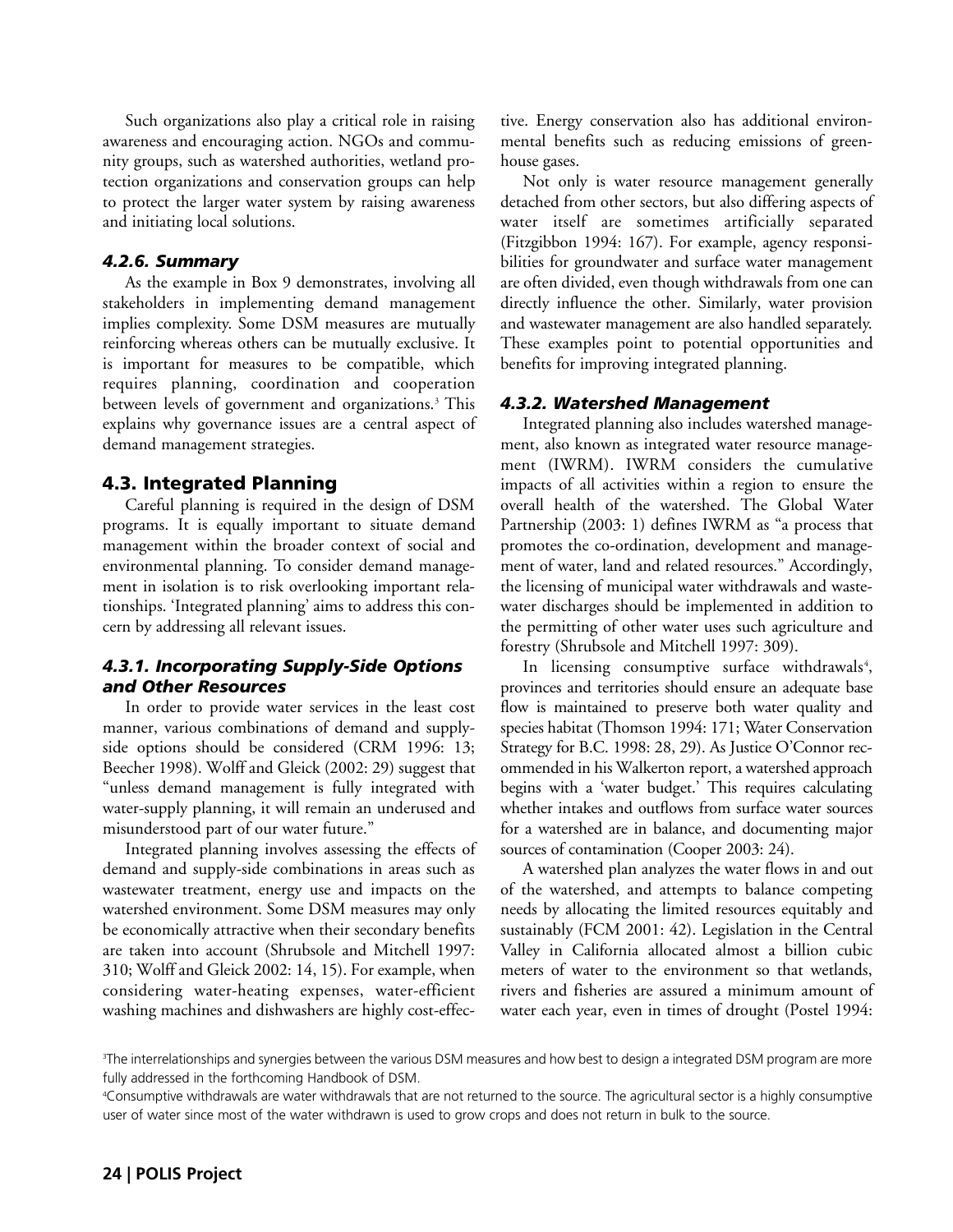Such organizations also play a critical role in raising awareness and encouraging action. NGOs and community groups, such as watershed authorities, wetland protection organizations and conservation groups can help to protect the larger water system by raising awareness and initiating local solutions.

### *4.2.6. Summary*

As the example in Box 9 demonstrates, involving all stakeholders in implementing demand management implies complexity. Some DSM measures are mutually reinforcing whereas others can be mutually exclusive. It is important for measures to be compatible, which requires planning, coordination and cooperation between levels of government and organizations.[3] This explains why governance issues are a central aspect of demand management strategies.

## 4.3. Integrated Planning

Careful planning is required in the design of DSM programs. It is equally important to situate demand management within the broader context of social and environmental planning. To consider demand management in isolation is to risk overlooking important relationships. 'Integrated planning' aims to address this concern by addressing all relevant issues.

### *4.3.1. Incorporating Supply-Side Options and Other Resources*

In order to provide water services in the least cost manner, various combinations of demand and supply-side options should be considered (CRM 1996: 13; Beecher 1998). Wolff and Gleick (2002: 29) suggest that "unless demand management is fully integrated with water-supply planning, it will remain an underused and misunderstood part of our water future."

Integrated planning involves assessing the effects of demand and supply-side combinations in areas such as wastewater treatment, energy use and impacts on the watershed environment. Some DSM measures may only be economically attractive when their secondary benefits are taken into account (Shrubsole and Mitchell 1997: 310; Wolff and Gleick 2002: 14, 15). For example, when considering water-heating expenses, water-efficient washing machines and dishwashers are highly cost-effective. Energy conservation also has additional environmental benefits such as reducing emissions of greenhouse gases.

Not only is water resource management generally detached from other sectors, but also differing aspects of water itself are sometimes artificially separated (Fitzgibbon 1994: 167). For example, agency responsibilities for groundwater and surface water management are often divided, even though withdrawals from one can directly influence the other. Similarly, water provision and wastewater management are also handled separately. These examples point to potential opportunities and benefits for improving integrated planning.

### *4.3.2. Watershed Management*

Integrated planning also includes watershed management, also known as integrated water resource management (IWRM). IWRM considers the cumulative impacts of all activities within a region to ensure the overall health of the watershed. The Global Water Partnership (2003: 1) defines IWRM as "a process that promotes the co-ordination, development and management of water, land and related resources." Accordingly, the licensing of municipal water withdrawals and wastewater discharges should be implemented in addition to the permitting of other water uses such agriculture and forestry (Shrubsole and Mitchell 1997: 309).

In licensing consumptive surface withdrawals[4], provinces and territories should ensure an adequate base flow is maintained to preserve both water quality and species habitat (Thomson 1994: 171; Water Conservation Strategy for B.C. 1998: 28, 29). As Justice O'Connor recommended in his Walkerton report, a watershed approach begins with a 'water budget.' This requires calculating whether intakes and outflows from surface water sources for a watershed are in balance, and documenting major sources of contamination (Cooper 2003: 24).

A watershed plan analyzes the water flows in and out of the watershed, and attempts to balance competing needs by allocating the limited resources equitably and sustainably (FCM 2001: 42). Legislation in the Central Valley in California allocated almost a billion cubic meters of water to the environment so that wetlands, rivers and fisheries are assured a minimum amount of water each year, even in times of drought (Postel 1994:

[3]The interrelationships and synergies between the various DSM measures and how best to design a integrated DSM program are more fully addressed in the forthcoming Handbook of DSM.

[4]Consumptive withdrawals are water withdrawals that are not returned to the source. The agricultural sector is a highly consumptive user of water since most of the water withdrawn is used to grow crops and does not return in bulk to the source.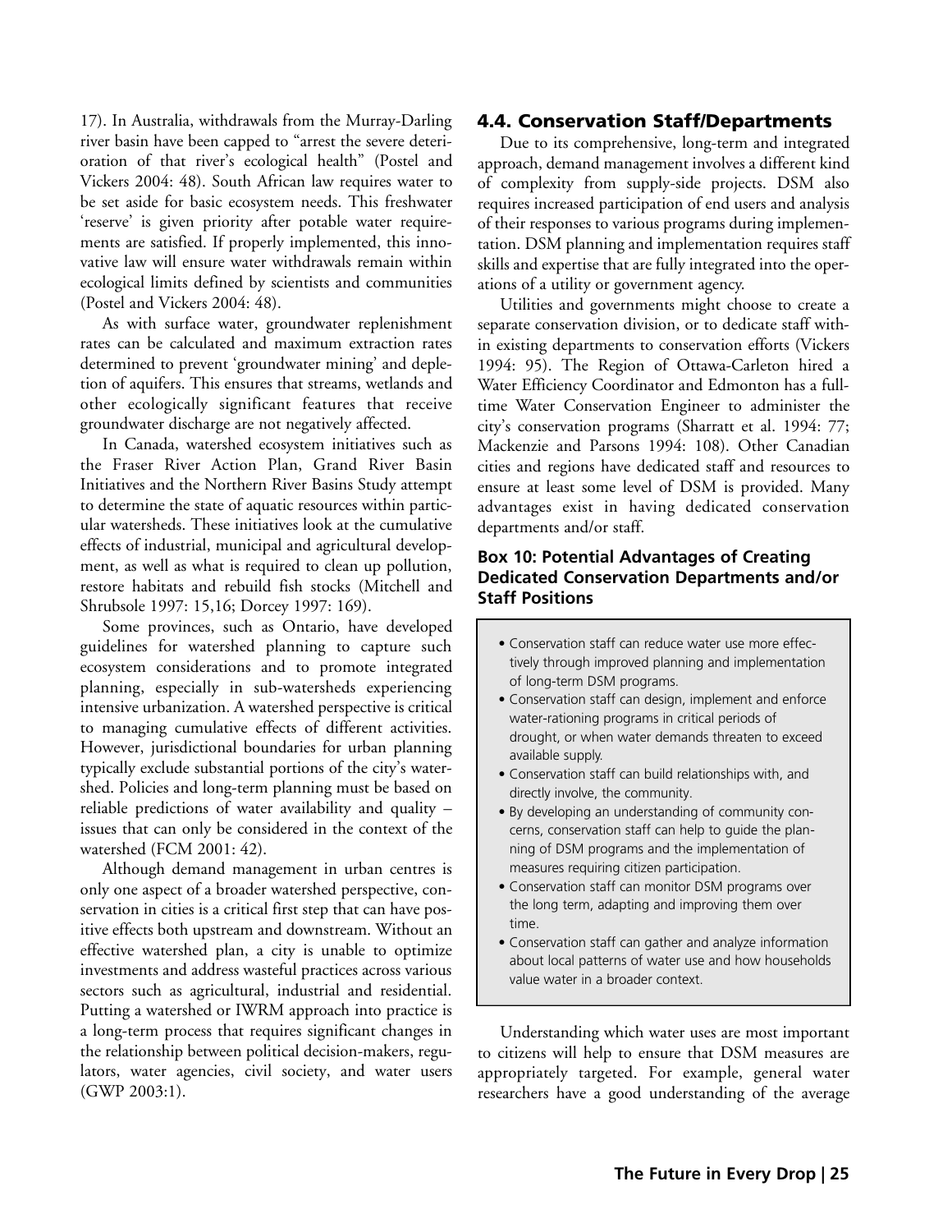17). In Australia, withdrawals from the Murray-Darling river basin have been capped to "arrest the severe deterioration of that river's ecological health" (Postel and Vickers 2004: 48). South African law requires water to be set aside for basic ecosystem needs. This freshwater 'reserve' is given priority after potable water requirements are satisfied. If properly implemented, this innovative law will ensure water withdrawals remain within ecological limits defined by scientists and communities (Postel and Vickers 2004: 48).

As with surface water, groundwater replenishment rates can be calculated and maximum extraction rates determined to prevent 'groundwater mining' and depletion of aquifers. This ensures that streams, wetlands and other ecologically significant features that receive groundwater discharge are not negatively affected.

In Canada, watershed ecosystem initiatives such as the Fraser River Action Plan, Grand River Basin Initiatives and the Northern River Basins Study attempt to determine the state of aquatic resources within particular watersheds. These initiatives look at the cumulative effects of industrial, municipal and agricultural development, as well as what is required to clean up pollution, restore habitats and rebuild fish stocks (Mitchell and Shrubsole 1997: 15,16; Dorcey 1997: 169).

Some provinces, such as Ontario, have developed guidelines for watershed planning to capture such ecosystem considerations and to promote integrated planning, especially in sub-watersheds experiencing intensive urbanization. A watershed perspective is critical to managing cumulative effects of different activities. However, jurisdictional boundaries for urban planning typically exclude substantial portions of the city's watershed. Policies and long-term planning must be based on reliable predictions of water availability and quality – issues that can only be considered in the context of the watershed (FCM 2001: 42).

Although demand management in urban centres is only one aspect of a broader watershed perspective, conservation in cities is a critical first step that can have positive effects both upstream and downstream. Without an effective watershed plan, a city is unable to optimize investments and address wasteful practices across various sectors such as agricultural, industrial and residential. Putting a watershed or IWRM approach into practice is a long-term process that requires significant changes in the relationship between political decision-makers, regulators, water agencies, civil society, and water users (GWP 2003:1).

## 4.4. Conservation Staff/Departments

Due to its comprehensive, long-term and integrated approach, demand management involves a different kind of complexity from supply-side projects. DSM also requires increased participation of end users and analysis of their responses to various programs during implementation. DSM planning and implementation requires staff skills and expertise that are fully integrated into the operations of a utility or government agency.

Utilities and governments might choose to create a separate conservation division, or to dedicate staff within existing departments to conservation efforts (Vickers 1994: 95). The Region of Ottawa-Carleton hired a Water Efficiency Coordinator and Edmonton has a full-time Water Conservation Engineer to administer the city's conservation programs (Sharratt et al. 1994: 77; Mackenzie and Parsons 1994: 108). Other Canadian cities and regions have dedicated staff and resources to ensure at least some level of DSM is provided. Many advantages exist in having dedicated conservation departments and/or staff.

### Box 10: Potential Advantages of Creating Dedicated Conservation Departments and/or Staff Positions

- Conservation staff can reduce water use more effectively through improved planning and implementation of long-term DSM programs.
- Conservation staff can design, implement and enforce water-rationing programs in critical periods of drought, or when water demands threaten to exceed available supply.
- Conservation staff can build relationships with, and directly involve, the community.
- By developing an understanding of community concerns, conservation staff can help to guide the planning of DSM programs and the implementation of measures requiring citizen participation.
- Conservation staff can monitor DSM programs over the long term, adapting and improving them over time.
- Conservation staff can gather and analyze information about local patterns of water use and how households value water in a broader context.

Understanding which water uses are most important to citizens will help to ensure that DSM measures are appropriately targeted. For example, general water researchers have a good understanding of the average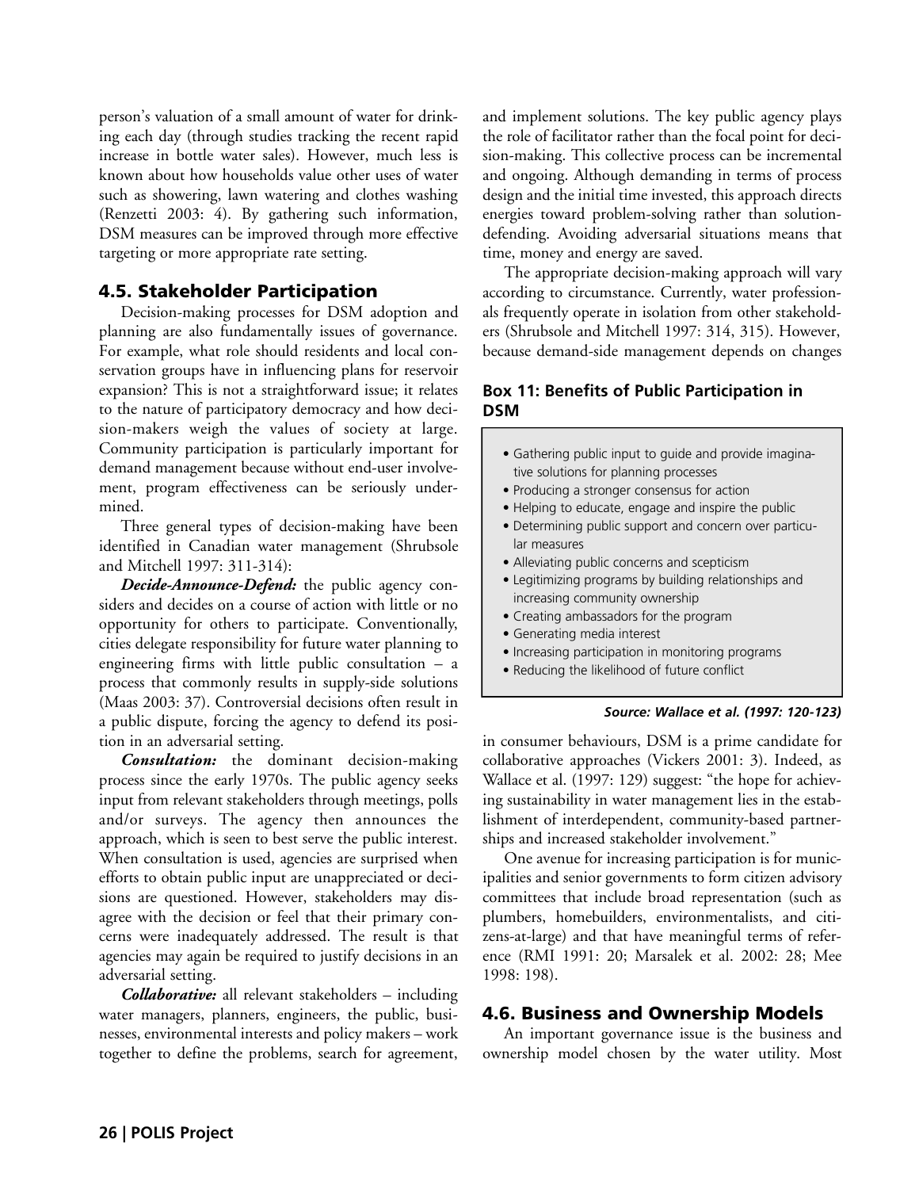person's valuation of a small amount of water for drinking each day (through studies tracking the recent rapid increase in bottle water sales). However, much less is known about how households value other uses of water such as showering, lawn watering and clothes washing (Renzetti 2003: 4). By gathering such information, DSM measures can be improved through more effective targeting or more appropriate rate setting.

## 4.5. Stakeholder Participation

Decision-making processes for DSM adoption and planning are also fundamentally issues of governance. For example, what role should residents and local conservation groups have in influencing plans for reservoir expansion? This is not a straightforward issue; it relates to the nature of participatory democracy and how decision-makers weigh the values of society at large. Community participation is particularly important for demand management because without end-user involvement, program effectiveness can be seriously undermined.

Three general types of decision-making have been identified in Canadian water management (Shrubsole and Mitchell 1997: 311-314):

***Decide-Announce-Defend:*** the public agency considers and decides on a course of action with little or no opportunity for others to participate. Conventionally, cities delegate responsibility for future water planning to engineering firms with little public consultation – a process that commonly results in supply-side solutions (Maas 2003: 37). Controversial decisions often result in a public dispute, forcing the agency to defend its position in an adversarial setting.

***Consultation:*** the dominant decision-making process since the early 1970s. The public agency seeks input from relevant stakeholders through meetings, polls and/or surveys. The agency then announces the approach, which is seen to best serve the public interest. When consultation is used, agencies are surprised when efforts to obtain public input are unappreciated or decisions are questioned. However, stakeholders may disagree with the decision or feel that their primary concerns were inadequately addressed. The result is that agencies may again be required to justify decisions in an adversarial setting.

***Collaborative:*** all relevant stakeholders – including water managers, planners, engineers, the public, businesses, environmental interests and policy makers – work together to define the problems, search for agreement, and implement solutions. The key public agency plays the role of facilitator rather than the focal point for decision-making. This collective process can be incremental and ongoing. Although demanding in terms of process design and the initial time invested, this approach directs energies toward problem-solving rather than solution-defending. Avoiding adversarial situations means that time, money and energy are saved.

The appropriate decision-making approach will vary according to circumstance. Currently, water professionals frequently operate in isolation from other stakeholders (Shrubsole and Mitchell 1997: 314, 315). However, because demand-side management depends on changes in consumer behaviours, DSM is a prime candidate for collaborative approaches (Vickers 2001: 3). Indeed, as Wallace et al. (1997: 129) suggest: "the hope for achieving sustainability in water management lies in the establishment of interdependent, community-based partnerships and increased stakeholder involvement."

### Box 11: Benefits of Public Participation in DSM

- Gathering public input to guide and provide imaginative solutions for planning processes
- Producing a stronger consensus for action
- Helping to educate, engage and inspire the public
- Determining public support and concern over particular measures
- Alleviating public concerns and scepticism
- Legitimizing programs by building relationships and increasing community ownership
- Creating ambassadors for the program
- Generating media interest
- Increasing participation in monitoring programs
- Reducing the likelihood of future conflict

***Source: Wallace et al. (1997: 120-123)***

One avenue for increasing participation is for municipalities and senior governments to form citizen advisory committees that include broad representation (such as plumbers, homebuilders, environmentalists, and citizens-at-large) and that have meaningful terms of reference (RMI 1991: 20; Marsalek et al. 2002: 28; Mee 1998: 198).

## 4.6. Business and Ownership Models

An important governance issue is the business and ownership model chosen by the water utility. Most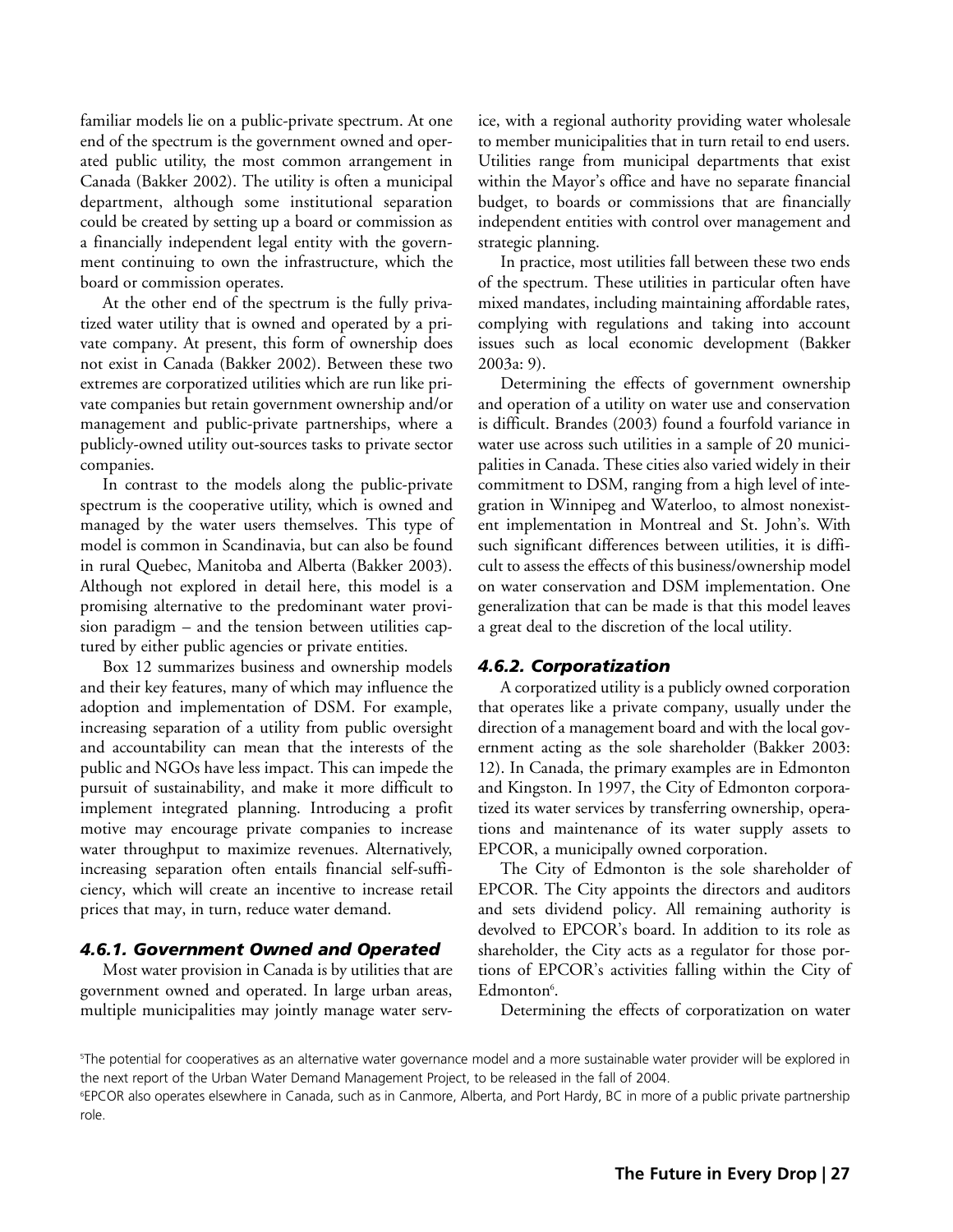familiar models lie on a public-private spectrum. At one end of the spectrum is the government owned and operated public utility, the most common arrangement in Canada (Bakker 2002). The utility is often a municipal department, although some institutional separation could be created by setting up a board or commission as a financially independent legal entity with the government continuing to own the infrastructure, which the board or commission operates.

At the other end of the spectrum is the fully privatized water utility that is owned and operated by a private company. At present, this form of ownership does not exist in Canada (Bakker 2002). Between these two extremes are corporatized utilities which are run like private companies but retain government ownership and/or management and public-private partnerships, where a publicly-owned utility out-sources tasks to private sector companies.

In contrast to the models along the public-private spectrum is the cooperative utility, which is owned and managed by the water users themselves. This type of model is common in Scandinavia, but can also be found in rural Quebec, Manitoba and Alberta (Bakker 2003). Although not explored in detail here, this model is a promising alternative to the predominant water provision paradigm – and the tension between utilities captured by either public agencies or private entities.

Box 12 summarizes business and ownership models and their key features, many of which may influence the adoption and implementation of DSM. For example, increasing separation of a utility from public oversight and accountability can mean that the interests of the public and NGOs have less impact. This can impede the pursuit of sustainability, and make it more difficult to implement integrated planning. Introducing a profit motive may encourage private companies to increase water throughput to maximize revenues. Alternatively, increasing separation often entails financial self-sufficiency, which will create an incentive to increase retail prices that may, in turn, reduce water demand.

### *4.6.1. Government Owned and Operated*

Most water provision in Canada is by utilities that are government owned and operated. In large urban areas, multiple municipalities may jointly manage water service, with a regional authority providing water wholesale to member municipalities that in turn retail to end users. Utilities range from municipal departments that exist within the Mayor's office and have no separate financial budget, to boards or commissions that are financially independent entities with control over management and strategic planning.

In practice, most utilities fall between these two ends of the spectrum. These utilities in particular often have mixed mandates, including maintaining affordable rates, complying with regulations and taking into account issues such as local economic development (Bakker 2003a: 9).

Determining the effects of government ownership and operation of a utility on water use and conservation is difficult. Brandes (2003) found a fourfold variance in water use across such utilities in a sample of 20 municipalities in Canada. These cities also varied widely in their commitment to DSM, ranging from a high level of integration in Winnipeg and Waterloo, to almost nonexistent implementation in Montreal and St. John's. With such significant differences between utilities, it is difficult to assess the effects of this business/ownership model on water conservation and DSM implementation. One generalization that can be made is that this model leaves a great deal to the discretion of the local utility.

### *4.6.2. Corporatization*

A corporatized utility is a publicly owned corporation that operates like a private company, usually under the direction of a management board and with the local government acting as the sole shareholder (Bakker 2003: 12). In Canada, the primary examples are in Edmonton and Kingston. In 1997, the City of Edmonton corporatized its water services by transferring ownership, operations and maintenance of its water supply assets to EPCOR, a municipally owned corporation.

The City of Edmonton is the sole shareholder of EPCOR. The City appoints the directors and auditors and sets dividend policy. All remaining authority is devolved to EPCOR's board. In addition to its role as shareholder, the City acts as a regulator for those portions of EPCOR's activities falling within the City of Edmonton[6].

Determining the effects of corporatization on water

[5]The potential for cooperatives as an alternative water governance model and a more sustainable water provider will be explored in the next report of the Urban Water Demand Management Project, to be released in the fall of 2004.

[6]EPCOR also operates elsewhere in Canada, such as in Canmore, Alberta, and Port Hardy, BC in more of a public private partnership role.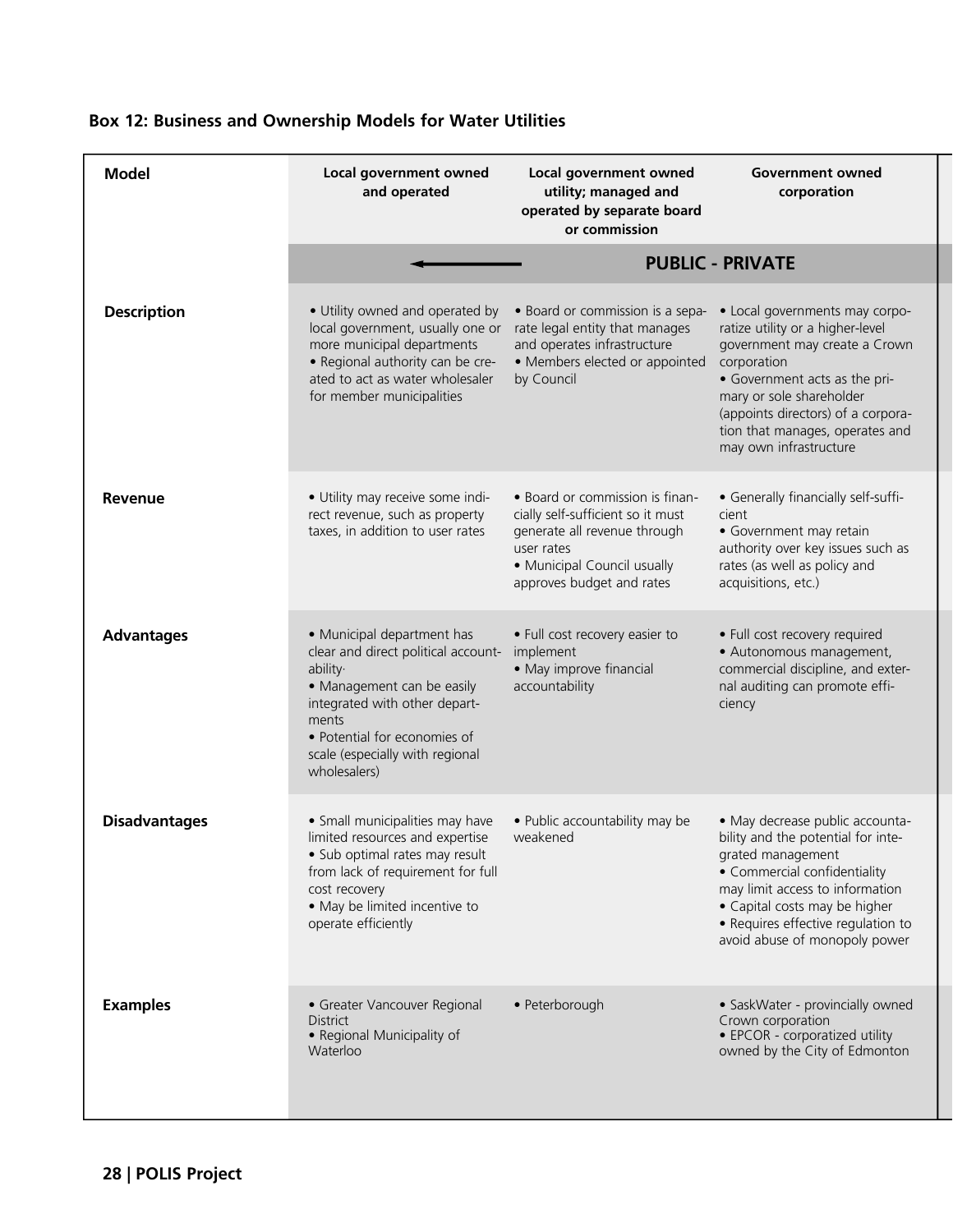## Box 12: Business and Ownership Models for Water Utilities

| Model | Local government owned and operated | Local government owned utility; managed and operated by separate board or commission | Government owned corporation |
|---|---|---|---|
| | ← | | **PUBLIC - PRIVATE** |
| **Description** | • Utility owned and operated by local government, usually one or more municipal departments<br>• Regional authority can be created to act as water wholesaler for member municipalities | • Board or commission is a separate legal entity that manages and operates infrastructure<br>• Members elected or appointed by Council | • Local governments may corporatize utility or a higher-level government may create a Crown corporation<br>• Government acts as the primary or sole shareholder (appoints directors) of a corporation that manages, operates and may own infrastructure |
| **Revenue** | • Utility may receive some indirect revenue, such as property taxes, in addition to user rates | • Board or commission is financially self-sufficient so it must generate all revenue through user rates<br>• Municipal Council usually approves budget and rates | • Generally financially self-sufficient<br>• Government may retain authority over key issues such as rates (as well as policy and acquisitions, etc.) |
| **Advantages** | • Municipal department has clear and direct political accountability·<br>• Management can be easily integrated with other departments<br>• Potential for economies of scale (especially with regional wholesalers) | • Full cost recovery easier to implement<br>• May improve financial accountability | • Full cost recovery required<br>• Autonomous management, commercial discipline, and external auditing can promote efficiency |
| **Disadvantages** | • Small municipalities may have limited resources and expertise<br>• Sub optimal rates may result from lack of requirement for full cost recovery<br>• May be limited incentive to operate efficiently | • Public accountability may be weakened | • May decrease public accountability and the potential for integrated management<br>• Commercial confidentiality may limit access to information<br>• Capital costs may be higher<br>• Requires effective regulation to avoid abuse of monopoly power |
| **Examples** | • Greater Vancouver Regional District<br>• Regional Municipality of Waterloo | • Peterborough | • SaskWater - provincially owned Crown corporation<br>• EPCOR - corporatized utility owned by the City of Edmonton |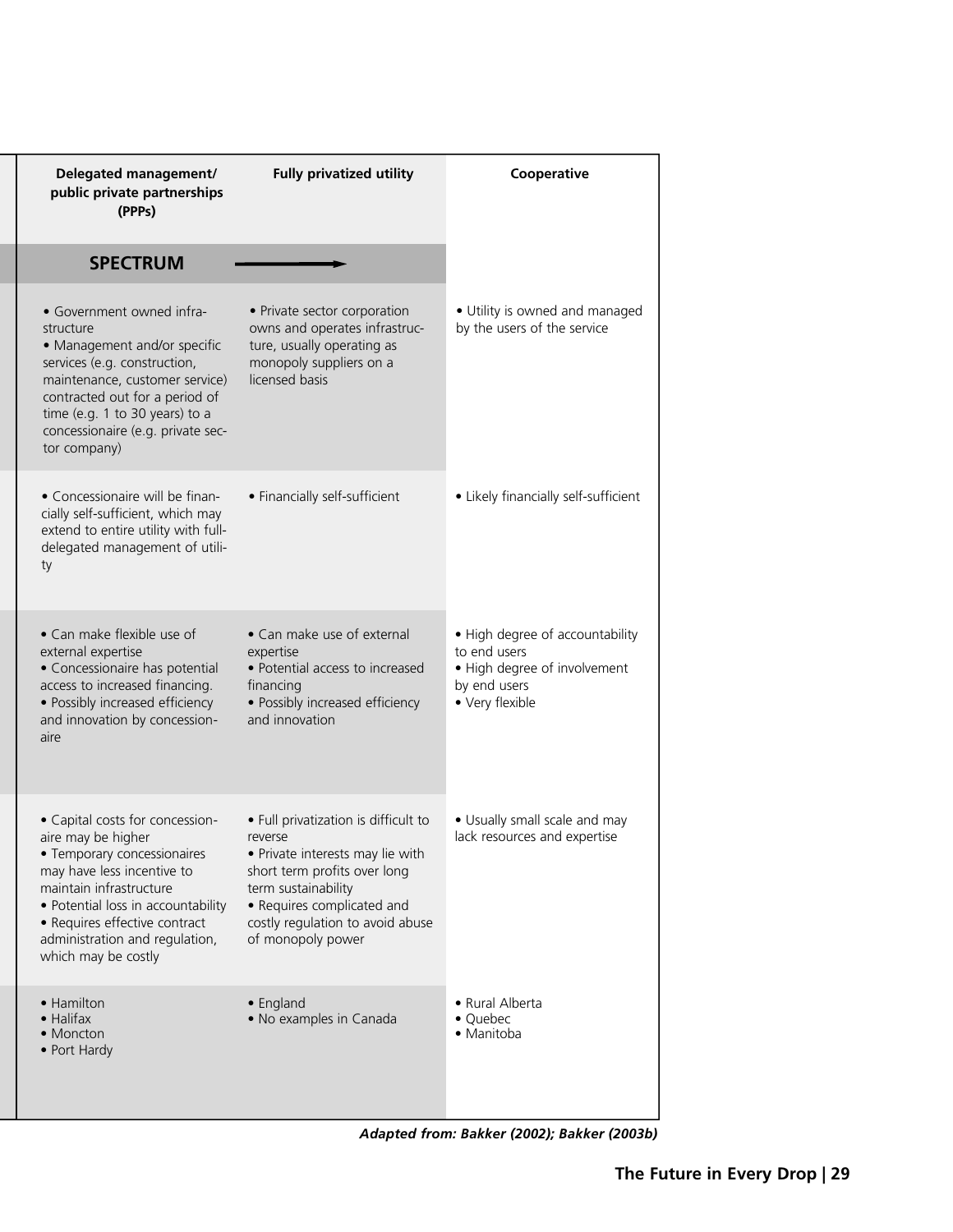| Delegated management/ public private partnerships (PPPs) | Fully privatized utility | Cooperative |
|---|---|---|
| **SPECTRUM** ⟶ | | |
| • Government owned infrastructure<br>• Management and/or specific services (e.g. construction, maintenance, customer service) contracted out for a period of time (e.g. 1 to 30 years) to a concessionaire (e.g. private sector company) | • Private sector corporation owns and operates infrastructure, usually operating as monopoly suppliers on a licensed basis | • Utility is owned and managed by the users of the service |
| • Concessionaire will be financially self-sufficient, which may extend to entire utility with full-delegated management of utility | • Financially self-sufficient | • Likely financially self-sufficient |
| • Can make flexible use of external expertise<br>• Concessionaire has potential access to increased financing.<br>• Possibly increased efficiency and innovation by concessionaire | • Can make use of external expertise<br>• Potential access to increased financing<br>• Possibly increased efficiency and innovation | • High degree of accountability to end users<br>• High degree of involvement by end users<br>• Very flexible |
| • Capital costs for concessionaire may be higher<br>• Temporary concessionaires may have less incentive to maintain infrastructure<br>• Potential loss in accountability<br>• Requires effective contract administration and regulation, which may be costly | • Full privatization is difficult to reverse<br>• Private interests may lie with short term profits over long term sustainability<br>• Requires complicated and costly regulation to avoid abuse of monopoly power | • Usually small scale and may lack resources and expertise |
| • Hamilton<br>• Halifax<br>• Moncton<br>• Port Hardy | • England<br>• No examples in Canada | • Rural Alberta<br>• Quebec<br>• Manitoba |

***Adapted from: Bakker (2002); Bakker (2003b)***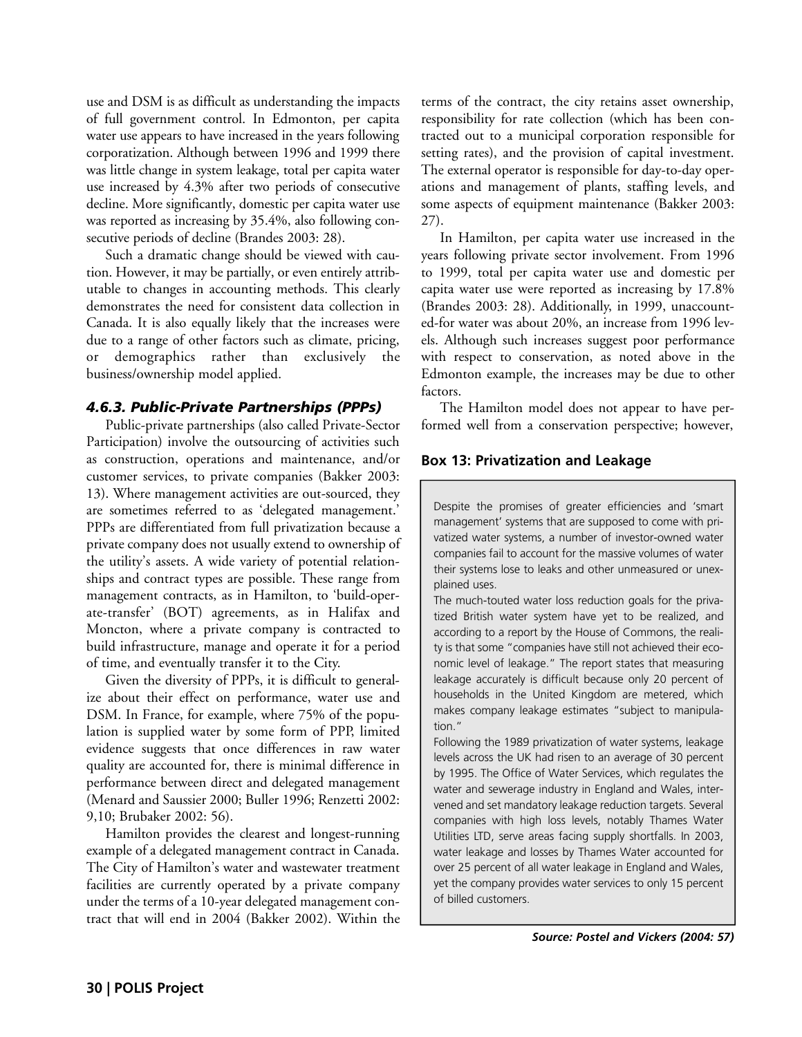use and DSM is as difficult as understanding the impacts of full government control. In Edmonton, per capita water use appears to have increased in the years following corporatization. Although between 1996 and 1999 there was little change in system leakage, total per capita water use increased by 4.3% after two periods of consecutive decline. More significantly, domestic per capita water use was reported as increasing by 35.4%, also following consecutive periods of decline (Brandes 2003: 28).

Such a dramatic change should be viewed with caution. However, it may be partially, or even entirely attributable to changes in accounting methods. This clearly demonstrates the need for consistent data collection in Canada. It is also equally likely that the increases were due to a range of other factors such as climate, pricing, or demographics rather than exclusively the business/ownership model applied.

### *4.6.3. Public-Private Partnerships (PPPs)*

Public-private partnerships (also called Private-Sector Participation) involve the outsourcing of activities such as construction, operations and maintenance, and/or customer services, to private companies (Bakker 2003: 13). Where management activities are out-sourced, they are sometimes referred to as 'delegated management.' PPPs are differentiated from full privatization because a private company does not usually extend to ownership of the utility's assets. A wide variety of potential relationships and contract types are possible. These range from management contracts, as in Hamilton, to 'build-operate-transfer' (BOT) agreements, as in Halifax and Moncton, where a private company is contracted to build infrastructure, manage and operate it for a period of time, and eventually transfer it to the City.

Given the diversity of PPPs, it is difficult to generalize about their effect on performance, water use and DSM. In France, for example, where 75% of the population is supplied water by some form of PPP, limited evidence suggests that once differences in raw water quality are accounted for, there is minimal difference in performance between direct and delegated management (Menard and Saussier 2000; Buller 1996; Renzetti 2002: 9,10; Brubaker 2002: 56).

Hamilton provides the clearest and longest-running example of a delegated management contract in Canada. The City of Hamilton's water and wastewater treatment facilities are currently operated by a private company under the terms of a 10-year delegated management contract that will end in 2004 (Bakker 2002). Within the terms of the contract, the city retains asset ownership, responsibility for rate collection (which has been contracted out to a municipal corporation responsible for setting rates), and the provision of capital investment. The external operator is responsible for day-to-day operations and management of plants, staffing levels, and some aspects of equipment maintenance (Bakker 2003: 27).

In Hamilton, per capita water use increased in the years following private sector involvement. From 1996 to 1999, total per capita water use and domestic per capita water use were reported as increasing by 17.8% (Brandes 2003: 28). Additionally, in 1999, unaccounted-for water was about 20%, an increase from 1996 levels. Although such increases suggest poor performance with respect to conservation, as noted above in the Edmonton example, the increases may be due to other factors.

The Hamilton model does not appear to have performed well from a conservation perspective; however,

**Box 13: Privatization and Leakage**

Despite the promises of greater efficiencies and 'smart management' systems that are supposed to come with privatized water systems, a number of investor-owned water companies fail to account for the massive volumes of water their systems lose to leaks and other unmeasured or unexplained uses.

The much-touted water loss reduction goals for the privatized British water system have yet to be realized, and according to a report by the House of Commons, the reality is that some "companies have still not achieved their economic level of leakage." The report states that measuring leakage accurately is difficult because only 20 percent of households in the United Kingdom are metered, which makes company leakage estimates "subject to manipulation."

Following the 1989 privatization of water systems, leakage levels across the UK had risen to an average of 30 percent by 1995. The Office of Water Services, which regulates the water and sewerage industry in England and Wales, intervened and set mandatory leakage reduction targets. Several companies with high loss levels, notably Thames Water Utilities LTD, serve areas facing supply shortfalls. In 2003, water leakage and losses by Thames Water accounted for over 25 percent of all water leakage in England and Wales, yet the company provides water services to only 15 percent of billed customers.

***Source: Postel and Vickers (2004: 57)***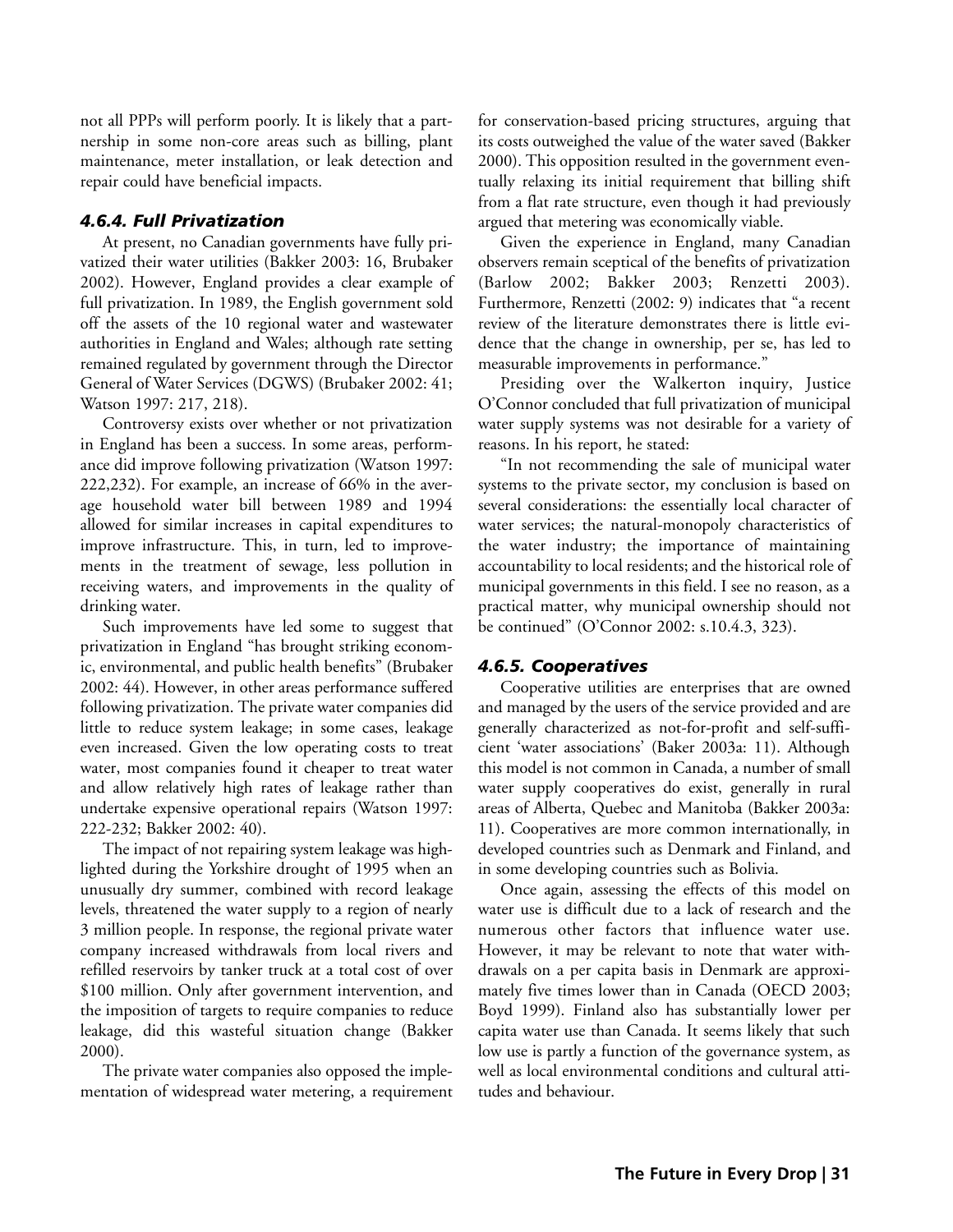not all PPPs will perform poorly. It is likely that a partnership in some non-core areas such as billing, plant maintenance, meter installation, or leak detection and repair could have beneficial impacts.

### *4.6.4. Full Privatization*

At present, no Canadian governments have fully privatized their water utilities (Bakker 2003: 16, Brubaker 2002). However, England provides a clear example of full privatization. In 1989, the English government sold off the assets of the 10 regional water and wastewater authorities in England and Wales; although rate setting remained regulated by government through the Director General of Water Services (DGWS) (Brubaker 2002: 41; Watson 1997: 217, 218).

Controversy exists over whether or not privatization in England has been a success. In some areas, performance did improve following privatization (Watson 1997: 222,232). For example, an increase of 66% in the average household water bill between 1989 and 1994 allowed for similar increases in capital expenditures to improve infrastructure. This, in turn, led to improvements in the treatment of sewage, less pollution in receiving waters, and improvements in the quality of drinking water.

Such improvements have led some to suggest that privatization in England "has brought striking economic, environmental, and public health benefits" (Brubaker 2002: 44). However, in other areas performance suffered following privatization. The private water companies did little to reduce system leakage; in some cases, leakage even increased. Given the low operating costs to treat water, most companies found it cheaper to treat water and allow relatively high rates of leakage rather than undertake expensive operational repairs (Watson 1997: 222-232; Bakker 2002: 40).

The impact of not repairing system leakage was highlighted during the Yorkshire drought of 1995 when an unusually dry summer, combined with record leakage levels, threatened the water supply to a region of nearly 3 million people. In response, the regional private water company increased withdrawals from local rivers and refilled reservoirs by tanker truck at a total cost of over \$100 million. Only after government intervention, and the imposition of targets to require companies to reduce leakage, did this wasteful situation change (Bakker 2000).

The private water companies also opposed the implementation of widespread water metering, a requirement for conservation-based pricing structures, arguing that its costs outweighed the value of the water saved (Bakker 2000). This opposition resulted in the government eventually relaxing its initial requirement that billing shift from a flat rate structure, even though it had previously argued that metering was economically viable.

Given the experience in England, many Canadian observers remain sceptical of the benefits of privatization (Barlow 2002; Bakker 2003; Renzetti 2003). Furthermore, Renzetti (2002: 9) indicates that "a recent review of the literature demonstrates there is little evidence that the change in ownership, per se, has led to measurable improvements in performance."

Presiding over the Walkerton inquiry, Justice O'Connor concluded that full privatization of municipal water supply systems was not desirable for a variety of reasons. In his report, he stated:

"In not recommending the sale of municipal water systems to the private sector, my conclusion is based on several considerations: the essentially local character of water services; the natural-monopoly characteristics of the water industry; the importance of maintaining accountability to local residents; and the historical role of municipal governments in this field. I see no reason, as a practical matter, why municipal ownership should not be continued" (O'Connor 2002: s.10.4.3, 323).

### *4.6.5. Cooperatives*

Cooperative utilities are enterprises that are owned and managed by the users of the service provided and are generally characterized as not-for-profit and self-sufficient 'water associations' (Baker 2003a: 11). Although this model is not common in Canada, a number of small water supply cooperatives do exist, generally in rural areas of Alberta, Quebec and Manitoba (Bakker 2003a: 11). Cooperatives are more common internationally, in developed countries such as Denmark and Finland, and in some developing countries such as Bolivia.

Once again, assessing the effects of this model on water use is difficult due to a lack of research and the numerous other factors that influence water use. However, it may be relevant to note that water withdrawals on a per capita basis in Denmark are approximately five times lower than in Canada (OECD 2003; Boyd 1999). Finland also has substantially lower per capita water use than Canada. It seems likely that such low use is partly a function of the governance system, as well as local environmental conditions and cultural attitudes and behaviour.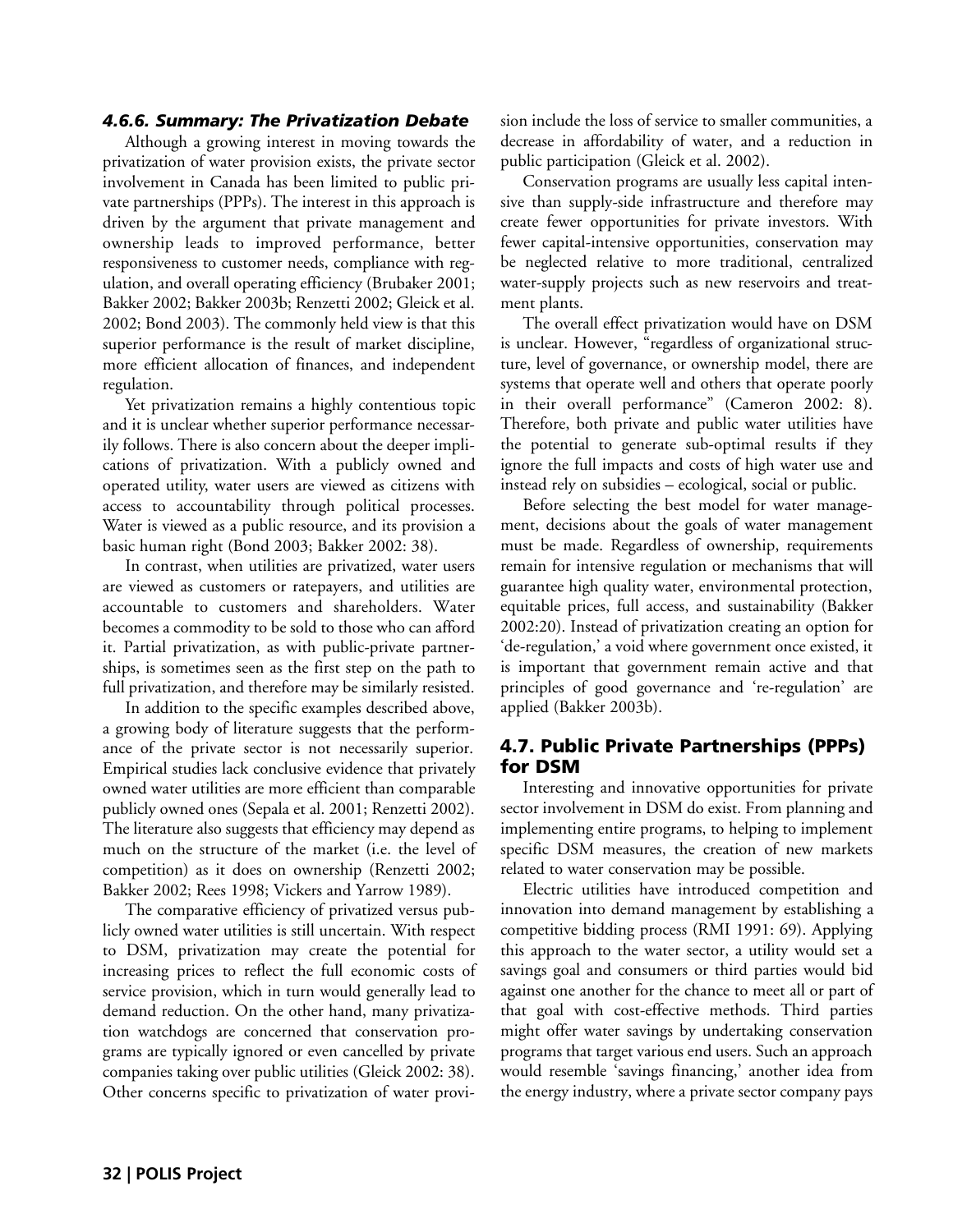#### *4.6.6. Summary: The Privatization Debate*

Although a growing interest in moving towards the privatization of water provision exists, the private sector involvement in Canada has been limited to public private partnerships (PPPs). The interest in this approach is driven by the argument that private management and ownership leads to improved performance, better responsiveness to customer needs, compliance with regulation, and overall operating efficiency (Brubaker 2001; Bakker 2002; Bakker 2003b; Renzetti 2002; Gleick et al. 2002; Bond 2003). The commonly held view is that this superior performance is the result of market discipline, more efficient allocation of finances, and independent regulation.

Yet privatization remains a highly contentious topic and it is unclear whether superior performance necessarily follows. There is also concern about the deeper implications of privatization. With a publicly owned and operated utility, water users are viewed as citizens with access to accountability through political processes. Water is viewed as a public resource, and its provision a basic human right (Bond 2003; Bakker 2002: 38).

In contrast, when utilities are privatized, water users are viewed as customers or ratepayers, and utilities are accountable to customers and shareholders. Water becomes a commodity to be sold to those who can afford it. Partial privatization, as with public-private partnerships, is sometimes seen as the first step on the path to full privatization, and therefore may be similarly resisted.

In addition to the specific examples described above, a growing body of literature suggests that the performance of the private sector is not necessarily superior. Empirical studies lack conclusive evidence that privately owned water utilities are more efficient than comparable publicly owned ones (Sepala et al. 2001; Renzetti 2002). The literature also suggests that efficiency may depend as much on the structure of the market (i.e. the level of competition) as it does on ownership (Renzetti 2002; Bakker 2002; Rees 1998; Vickers and Yarrow 1989).

The comparative efficiency of privatized versus publicly owned water utilities is still uncertain. With respect to DSM, privatization may create the potential for increasing prices to reflect the full economic costs of service provision, which in turn would generally lead to demand reduction. On the other hand, many privatization watchdogs are concerned that conservation programs are typically ignored or even cancelled by private companies taking over public utilities (Gleick 2002: 38). Other concerns specific to privatization of water provision include the loss of service to smaller communities, a decrease in affordability of water, and a reduction in public participation (Gleick et al. 2002).

Conservation programs are usually less capital intensive than supply-side infrastructure and therefore may create fewer opportunities for private investors. With fewer capital-intensive opportunities, conservation may be neglected relative to more traditional, centralized water-supply projects such as new reservoirs and treatment plants.

The overall effect privatization would have on DSM is unclear. However, "regardless of organizational structure, level of governance, or ownership model, there are systems that operate well and others that operate poorly in their overall performance" (Cameron 2002: 8). Therefore, both private and public water utilities have the potential to generate sub-optimal results if they ignore the full impacts and costs of high water use and instead rely on subsidies – ecological, social or public.

Before selecting the best model for water management, decisions about the goals of water management must be made. Regardless of ownership, requirements remain for intensive regulation or mechanisms that will guarantee high quality water, environmental protection, equitable prices, full access, and sustainability (Bakker 2002:20). Instead of privatization creating an option for 'de-regulation,' a void where government once existed, it is important that government remain active and that principles of good governance and 're-regulation' are applied (Bakker 2003b).

## 4.7. Public Private Partnerships (PPPs) for DSM

Interesting and innovative opportunities for private sector involvement in DSM do exist. From planning and implementing entire programs, to helping to implement specific DSM measures, the creation of new markets related to water conservation may be possible.

Electric utilities have introduced competition and innovation into demand management by establishing a competitive bidding process (RMI 1991: 69). Applying this approach to the water sector, a utility would set a savings goal and consumers or third parties would bid against one another for the chance to meet all or part of that goal with cost-effective methods. Third parties might offer water savings by undertaking conservation programs that target various end users. Such an approach would resemble 'savings financing,' another idea from the energy industry, where a private sector company pays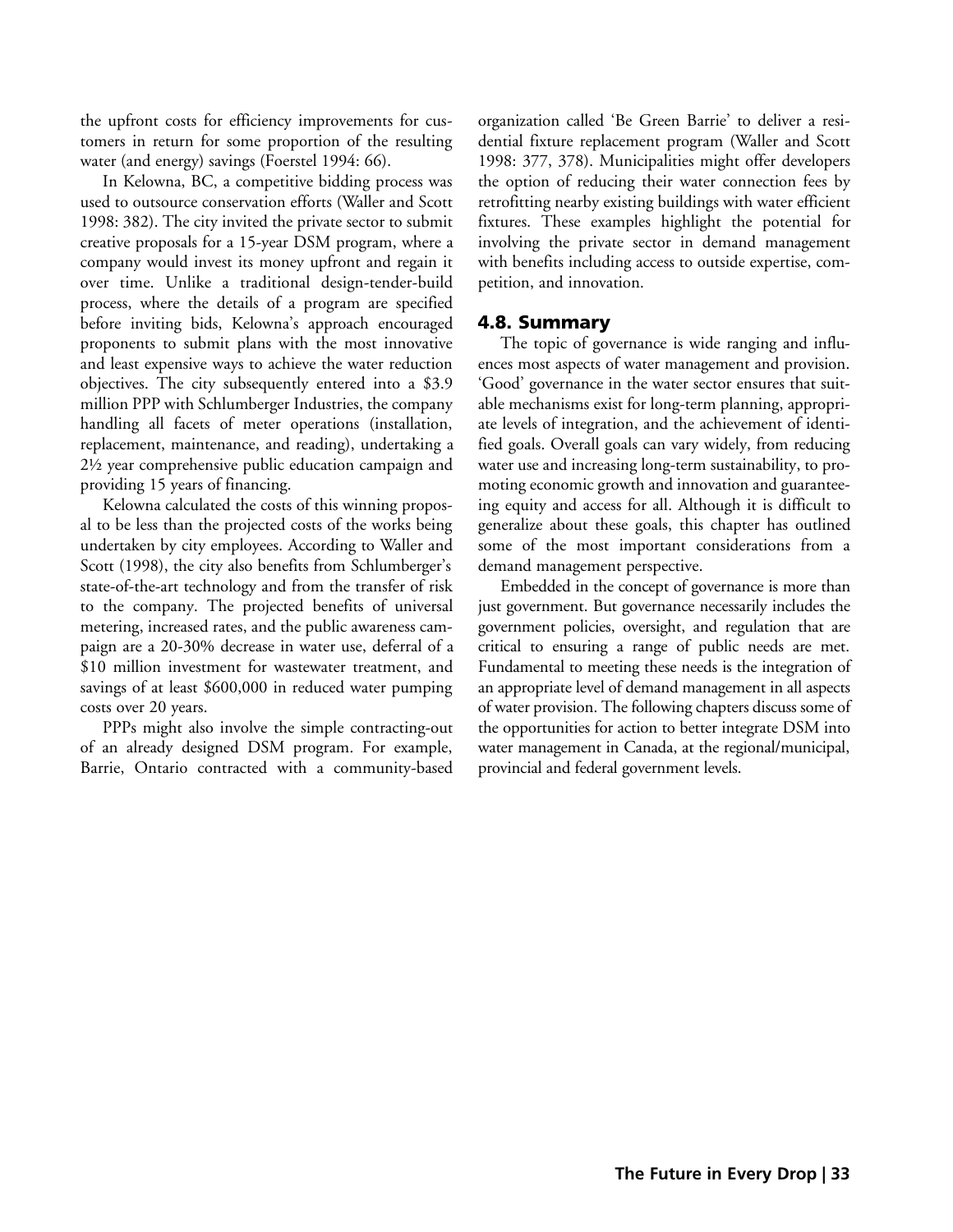the upfront costs for efficiency improvements for customers in return for some proportion of the resulting water (and energy) savings (Foerstel 1994: 66).

In Kelowna, BC, a competitive bidding process was used to outsource conservation efforts (Waller and Scott 1998: 382). The city invited the private sector to submit creative proposals for a 15-year DSM program, where a company would invest its money upfront and regain it over time. Unlike a traditional design-tender-build process, where the details of a program are specified before inviting bids, Kelowna's approach encouraged proponents to submit plans with the most innovative and least expensive ways to achieve the water reduction objectives. The city subsequently entered into a $3.9 million PPP with Schlumberger Industries, the company handling all facets of meter operations (installation, replacement, maintenance, and reading), undertaking a 2½ year comprehensive public education campaign and providing 15 years of financing.

Kelowna calculated the costs of this winning proposal to be less than the projected costs of the works being undertaken by city employees. According to Waller and Scott (1998), the city also benefits from Schlumberger's state-of-the-art technology and from the transfer of risk to the company. The projected benefits of universal metering, increased rates, and the public awareness campaign are a 20-30% decrease in water use, deferral of a $10 million investment for wastewater treatment, and savings of at least $600,000 in reduced water pumping costs over 20 years.

PPPs might also involve the simple contracting-out of an already designed DSM program. For example, Barrie, Ontario contracted with a community-based organization called 'Be Green Barrie' to deliver a residential fixture replacement program (Waller and Scott 1998: 377, 378). Municipalities might offer developers the option of reducing their water connection fees by retrofitting nearby existing buildings with water efficient fixtures. These examples highlight the potential for involving the private sector in demand management with benefits including access to outside expertise, competition, and innovation.

## 4.8. Summary

The topic of governance is wide ranging and influences most aspects of water management and provision. 'Good' governance in the water sector ensures that suitable mechanisms exist for long-term planning, appropriate levels of integration, and the achievement of identified goals. Overall goals can vary widely, from reducing water use and increasing long-term sustainability, to promoting economic growth and innovation and guaranteeing equity and access for all. Although it is difficult to generalize about these goals, this chapter has outlined some of the most important considerations from a demand management perspective.

Embedded in the concept of governance is more than just government. But governance necessarily includes the government policies, oversight, and regulation that are critical to ensuring a range of public needs are met. Fundamental to meeting these needs is the integration of an appropriate level of demand management in all aspects of water provision. The following chapters discuss some of the opportunities for action to better integrate DSM into water management in Canada, at the regional/municipal, provincial and federal government levels.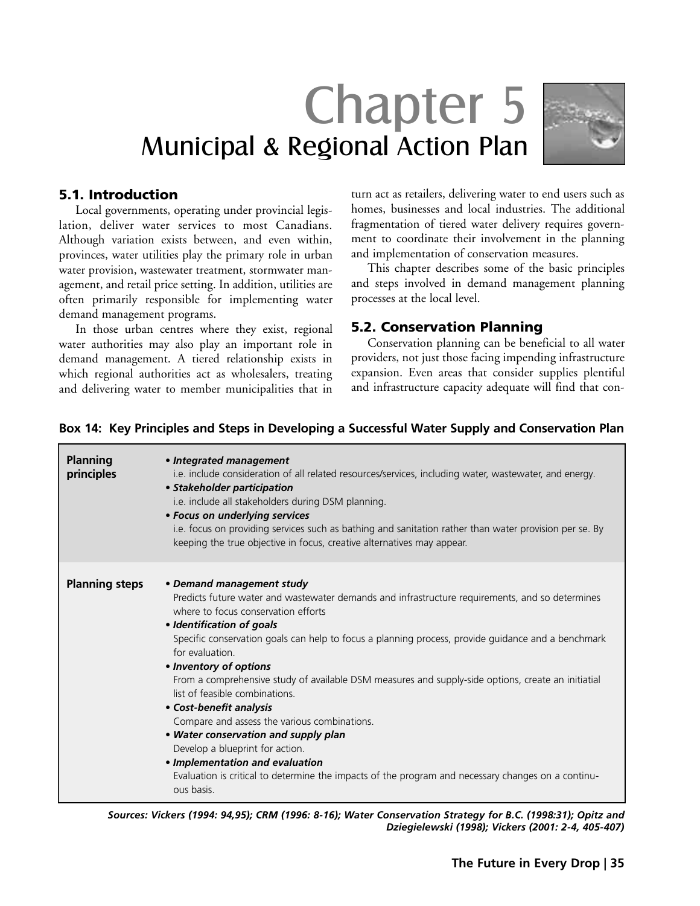# Chapter 5
## Municipal & Regional Action Plan

### 5.1. Introduction

Local governments, operating under provincial legislation, deliver water services to most Canadians. Although variation exists between, and even within, provinces, water utilities play the primary role in urban water provision, wastewater treatment, stormwater management, and retail price setting. In addition, utilities are often primarily responsible for implementing water demand management programs.

In those urban centres where they exist, regional water authorities may also play an important role in demand management. A tiered relationship exists in which regional authorities act as wholesalers, treating and delivering water to member municipalities that in turn act as retailers, delivering water to end users such as homes, businesses and local industries. The additional fragmentation of tiered water delivery requires government to coordinate their involvement in the planning and implementation of conservation measures.

This chapter describes some of the basic principles and steps involved in demand management planning processes at the local level.

### 5.2. Conservation Planning

Conservation planning can be beneficial to all water providers, not just those facing impending infrastructure expansion. Even areas that consider supplies plentiful and infrastructure capacity adequate will find that con-

**Box 14: Key Principles and Steps in Developing a Successful Water Supply and Conservation Plan**

| | |
|---|---|
| **Planning principles** | • ***Integrated management*** i.e. include consideration of all related resources/services, including water, wastewater, and energy. • ***Stakeholder participation*** i.e. include all stakeholders during DSM planning. • ***Focus on underlying services*** i.e. focus on providing services such as bathing and sanitation rather than water provision per se. By keeping the true objective in focus, creative alternatives may appear. |
| **Planning steps** | • ***Demand management study*** Predicts future water and wastewater demands and infrastructure requirements, and so determines where to focus conservation efforts • ***Identification of goals*** Specific conservation goals can help to focus a planning process, provide guidance and a benchmark for evaluation. • ***Inventory of options*** From a comprehensive study of available DSM measures and supply-side options, create an initiatial list of feasible combinations. • ***Cost-benefit analysis*** Compare and assess the various combinations. • ***Water conservation and supply plan*** Develop a blueprint for action. • ***Implementation and evaluation*** Evaluation is critical to determine the impacts of the program and necessary changes on a continuous basis. |

***Sources: Vickers (1994: 94,95); CRM (1996: 8-16); Water Conservation Strategy for B.C. (1998:31); Opitz and Dziegielewski (1998); Vickers (2001: 2-4, 405-407)***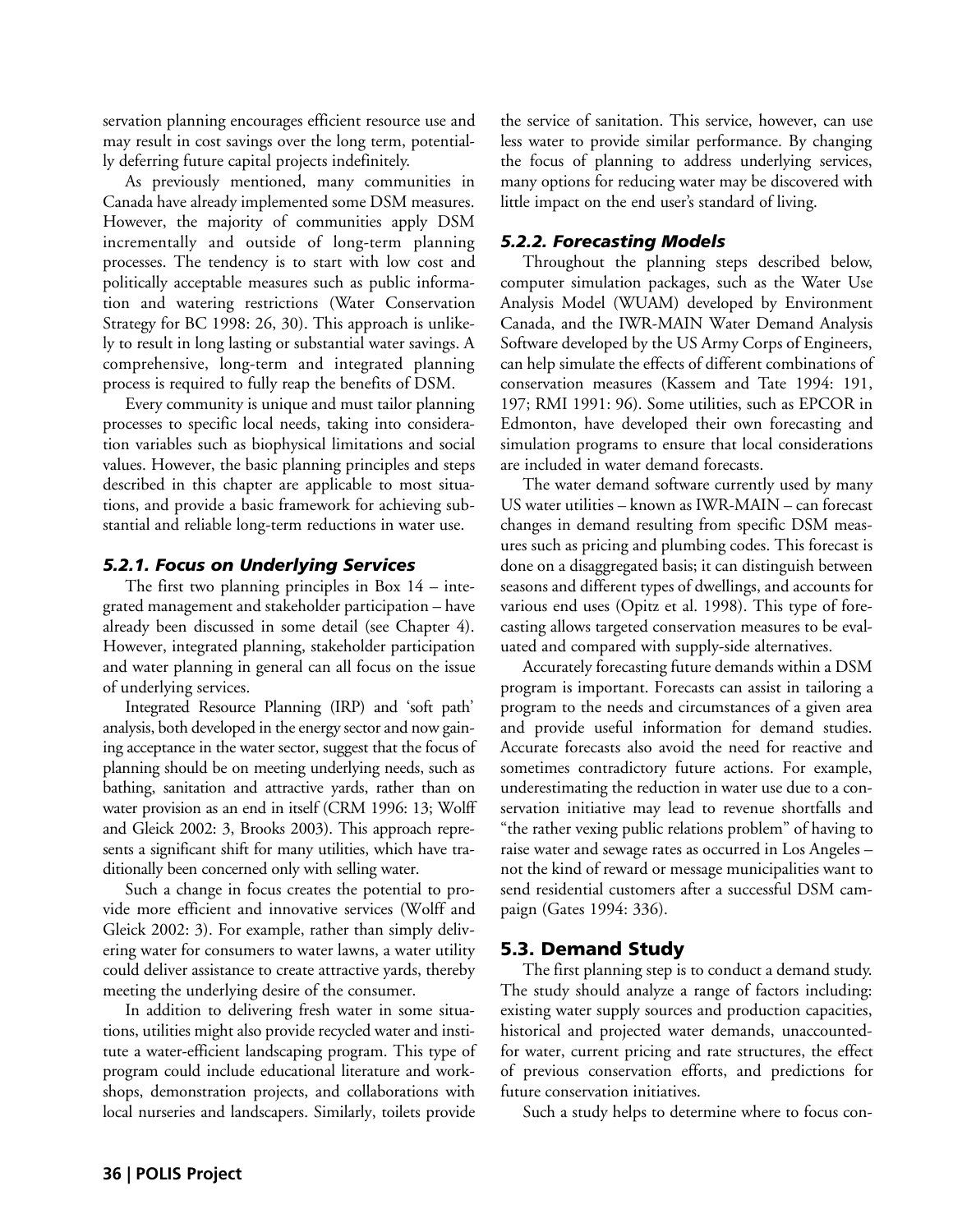servation planning encourages efficient resource use and may result in cost savings over the long term, potentially deferring future capital projects indefinitely.

As previously mentioned, many communities in Canada have already implemented some DSM measures. However, the majority of communities apply DSM incrementally and outside of long-term planning processes. The tendency is to start with low cost and politically acceptable measures such as public information and watering restrictions (Water Conservation Strategy for BC 1998: 26, 30). This approach is unlikely to result in long lasting or substantial water savings. A comprehensive, long-term and integrated planning process is required to fully reap the benefits of DSM.

Every community is unique and must tailor planning processes to specific local needs, taking into consideration variables such as biophysical limitations and social values. However, the basic planning principles and steps described in this chapter are applicable to most situations, and provide a basic framework for achieving substantial and reliable long-term reductions in water use.

### *5.2.1. Focus on Underlying Services*

The first two planning principles in Box 14 – integrated management and stakeholder participation – have already been discussed in some detail (see Chapter 4). However, integrated planning, stakeholder participation and water planning in general can all focus on the issue of underlying services.

Integrated Resource Planning (IRP) and 'soft path' analysis, both developed in the energy sector and now gaining acceptance in the water sector, suggest that the focus of planning should be on meeting underlying needs, such as bathing, sanitation and attractive yards, rather than on water provision as an end in itself (CRM 1996: 13; Wolff and Gleick 2002: 3, Brooks 2003). This approach represents a significant shift for many utilities, which have traditionally been concerned only with selling water.

Such a change in focus creates the potential to provide more efficient and innovative services (Wolff and Gleick 2002: 3). For example, rather than simply delivering water for consumers to water lawns, a water utility could deliver assistance to create attractive yards, thereby meeting the underlying desire of the consumer.

In addition to delivering fresh water in some situations, utilities might also provide recycled water and institute a water-efficient landscaping program. This type of program could include educational literature and workshops, demonstration projects, and collaborations with local nurseries and landscapers. Similarly, toilets provide the service of sanitation. This service, however, can use less water to provide similar performance. By changing the focus of planning to address underlying services, many options for reducing water may be discovered with little impact on the end user's standard of living.

### *5.2.2. Forecasting Models*

Throughout the planning steps described below, computer simulation packages, such as the Water Use Analysis Model (WUAM) developed by Environment Canada, and the IWR-MAIN Water Demand Analysis Software developed by the US Army Corps of Engineers, can help simulate the effects of different combinations of conservation measures (Kassem and Tate 1994: 191, 197; RMI 1991: 96). Some utilities, such as EPCOR in Edmonton, have developed their own forecasting and simulation programs to ensure that local considerations are included in water demand forecasts.

The water demand software currently used by many US water utilities – known as IWR-MAIN – can forecast changes in demand resulting from specific DSM measures such as pricing and plumbing codes. This forecast is done on a disaggregated basis; it can distinguish between seasons and different types of dwellings, and accounts for various end uses (Opitz et al. 1998). This type of forecasting allows targeted conservation measures to be evaluated and compared with supply-side alternatives.

Accurately forecasting future demands within a DSM program is important. Forecasts can assist in tailoring a program to the needs and circumstances of a given area and provide useful information for demand studies. Accurate forecasts also avoid the need for reactive and sometimes contradictory future actions. For example, underestimating the reduction in water use due to a conservation initiative may lead to revenue shortfalls and "the rather vexing public relations problem" of having to raise water and sewage rates as occurred in Los Angeles – not the kind of reward or message municipalities want to send residential customers after a successful DSM campaign (Gates 1994: 336).

## 5.3. Demand Study

The first planning step is to conduct a demand study. The study should analyze a range of factors including: existing water supply sources and production capacities, historical and projected water demands, unaccounted-for water, current pricing and rate structures, the effect of previous conservation efforts, and predictions for future conservation initiatives.

Such a study helps to determine where to focus con-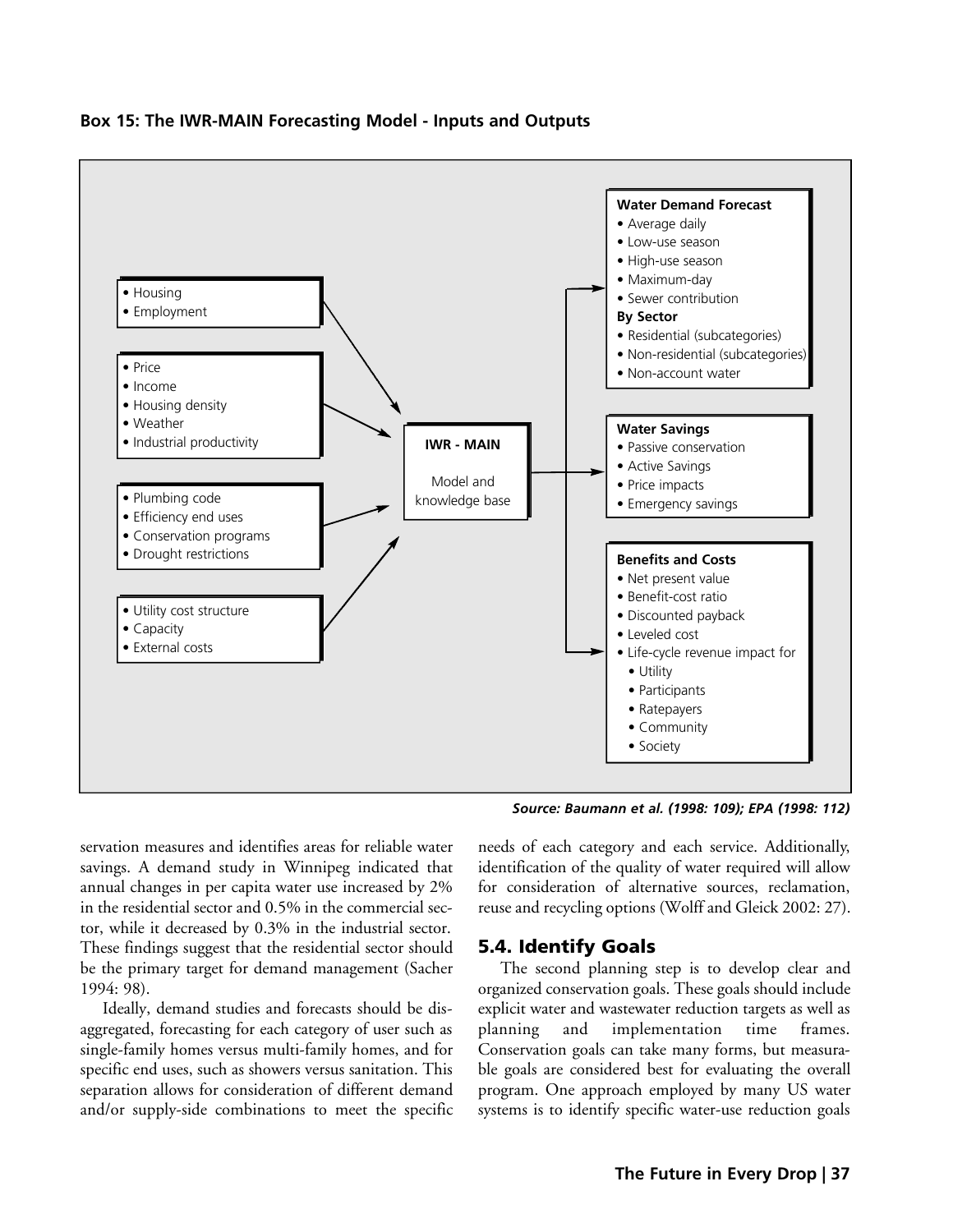**Box 15: The IWR-MAIN Forecasting Model - Inputs and Outputs**

**Inputs:**

- Housing
- Employment

- Price
- Income
- Housing density
- Weather
- Industrial productivity

- Plumbing code
- Efficiency end uses
- Conservation programs
- Drought restrictions

- Utility cost structure
- Capacity
- External costs

**IWR - MAIN**

Model and knowledge base

**Outputs:**

**Water Demand Forecast**
- Average daily
- Low-use season
- High-use season
- Maximum-day
- Sewer contribution

**By Sector**
- Residential (subcategories)
- Non-residential (subcategories)
- Non-account water

**Water Savings**
- Passive conservation
- Active Savings
- Price impacts
- Emergency savings

**Benefits and Costs**
- Net present value
- Benefit-cost ratio
- Discounted payback
- Leveled cost
- Life-cycle revenue impact for
  - Utility
  - Participants
  - Ratepayers
  - Community
  - Society

***Source: Baumann et al. (1998: 109); EPA (1998: 112)***

servation measures and identifies areas for reliable water savings. A demand study in Winnipeg indicated that annual changes in per capita water use increased by 2% in the residential sector and 0.5% in the commercial sector, while it decreased by 0.3% in the industrial sector. These findings suggest that the residential sector should be the primary target for demand management (Sacher 1994: 98).

Ideally, demand studies and forecasts should be disaggregated, forecasting for each category of user such as single-family homes versus multi-family homes, and for specific end uses, such as showers versus sanitation. This separation allows for consideration of different demand and/or supply-side combinations to meet the specific needs of each category and each service. Additionally, identification of the quality of water required will allow for consideration of alternative sources, reclamation, reuse and recycling options (Wolff and Gleick 2002: 27).

## 5.4. Identify Goals

The second planning step is to develop clear and organized conservation goals. These goals should include explicit water and wastewater reduction targets as well as planning and implementation time frames. Conservation goals can take many forms, but measurable goals are considered best for evaluating the overall program. One approach employed by many US water systems is to identify specific water-use reduction goals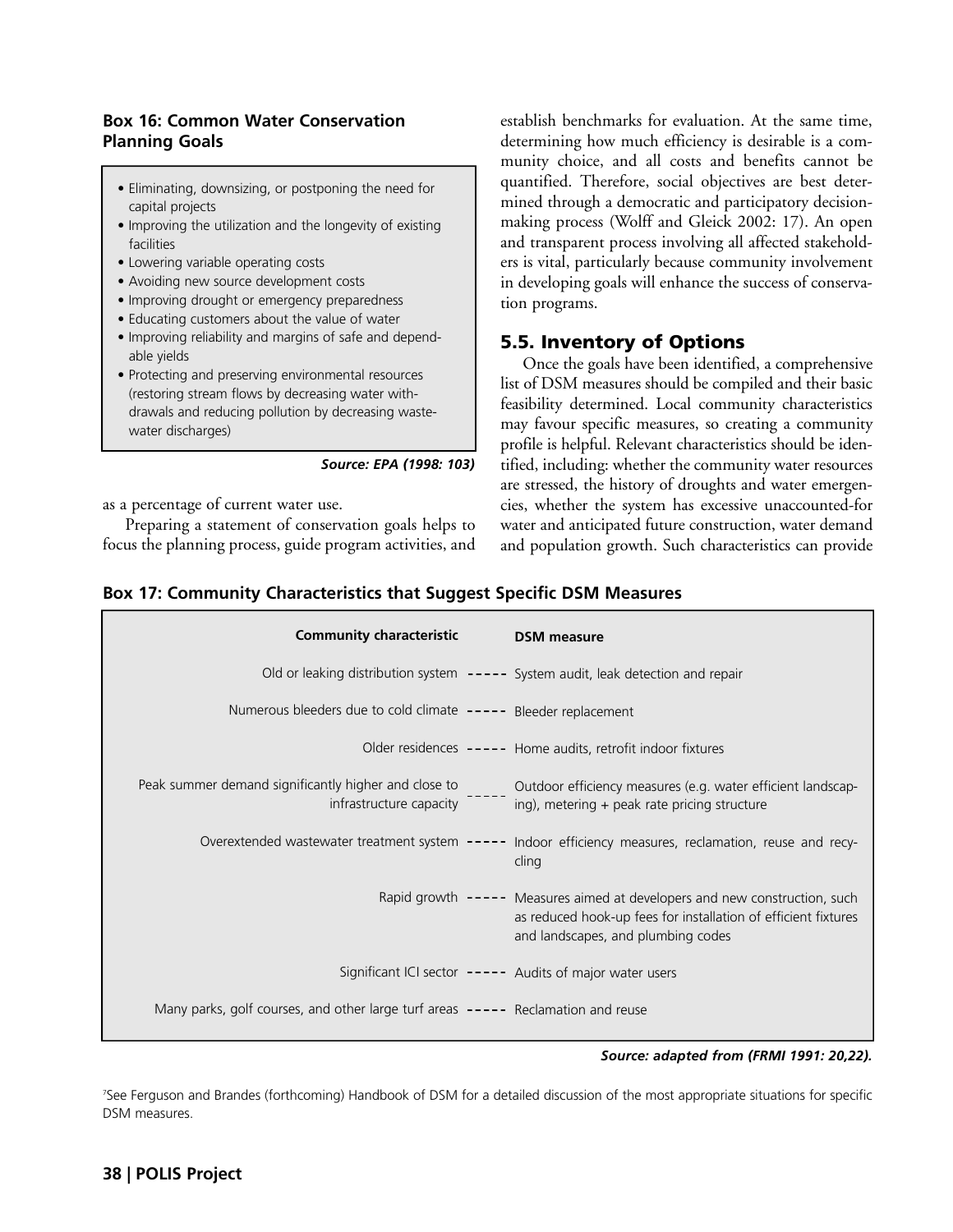### Box 16: Common Water Conservation Planning Goals

- Eliminating, downsizing, or postponing the need for capital projects
- Improving the utilization and the longevity of existing facilities
- Lowering variable operating costs
- Avoiding new source development costs
- Improving drought or emergency preparedness
- Educating customers about the value of water
- Improving reliability and margins of safe and dependable yields
- Protecting and preserving environmental resources (restoring stream flows by decreasing water withdrawals and reducing pollution by decreasing wastewater discharges)

***Source: EPA (1998: 103)***

as a percentage of current water use.

Preparing a statement of conservation goals helps to focus the planning process, guide program activities, and establish benchmarks for evaluation. At the same time, determining how much efficiency is desirable is a community choice, and all costs and benefits cannot be quantified. Therefore, social objectives are best determined through a democratic and participatory decision-making process (Wolff and Gleick 2002: 17). An open and transparent process involving all affected stakeholders is vital, particularly because community involvement in developing goals will enhance the success of conservation programs.

## 5.5. Inventory of Options

Once the goals have been identified, a comprehensive list of DSM measures should be compiled and their basic feasibility determined. Local community characteristics may favour specific measures, so creating a community profile is helpful. Relevant characteristics should be identified, including: whether the community water resources are stressed, the history of droughts and water emergencies, whether the system has excessive unaccounted-for water and anticipated future construction, water demand and population growth. Such characteristics can provide

### Box 17: Community Characteristics that Suggest Specific DSM Measures

| Community characteristic | DSM measure |
|---|---|
| Old or leaking distribution system | System audit, leak detection and repair |
| Numerous bleeders due to cold climate | Bleeder replacement |
| Older residences | Home audits, retrofit indoor fixtures |
| Peak summer demand significantly higher and close to infrastructure capacity | Outdoor efficiency measures (e.g. water efficient landscaping), metering + peak rate pricing structure |
| Overextended wastewater treatment system | Indoor efficiency measures, reclamation, reuse and recycling |
| Rapid growth | Measures aimed at developers and new construction, such as reduced hook-up fees for installation of efficient fixtures and landscapes, and plumbing codes |
| Significant ICI sector | Audits of major water users |
| Many parks, golf courses, and other large turf areas | Reclamation and reuse |

***Source: adapted from (FRMI 1991: 20,22).***

[7] See Ferguson and Brandes (forthcoming) Handbook of DSM for a detailed discussion of the most appropriate situations for specific DSM measures.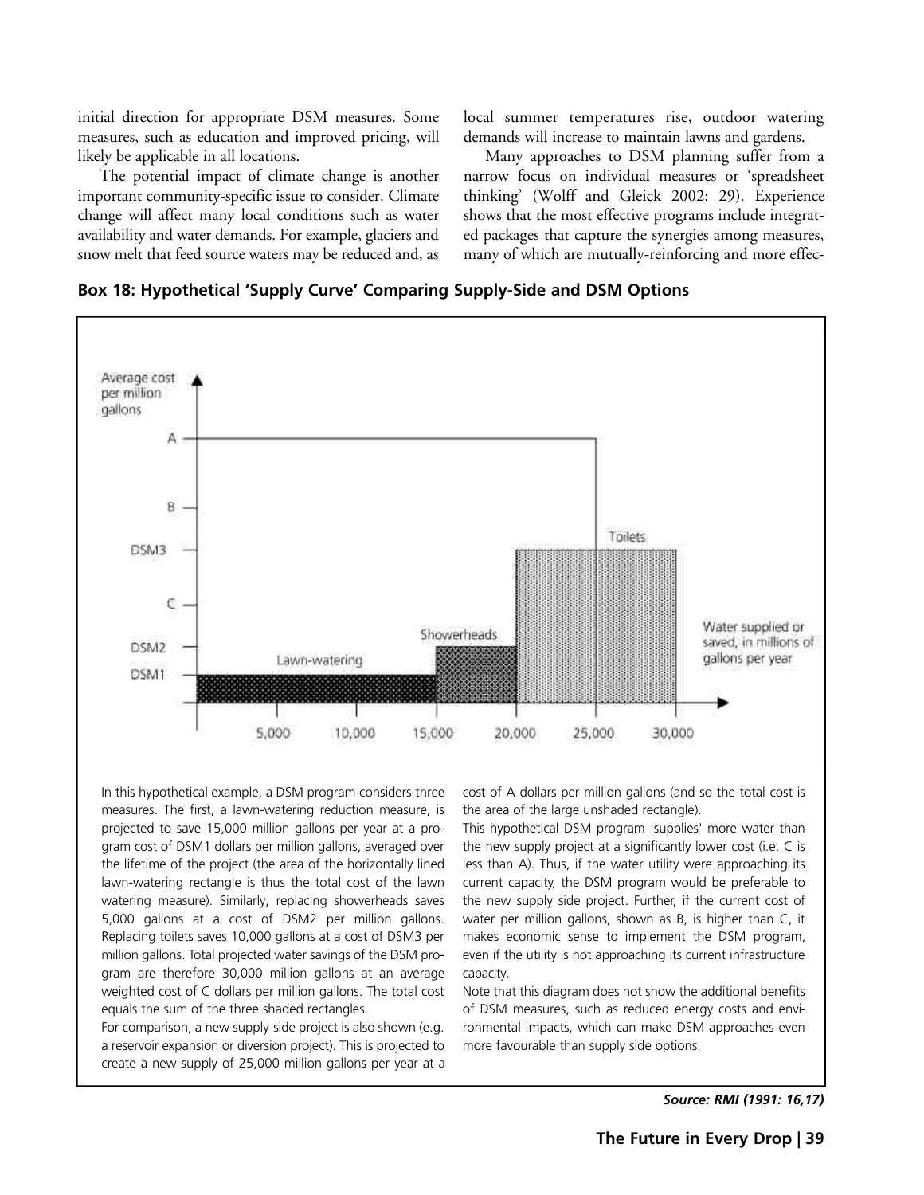initial direction for appropriate DSM measures. Some measures, such as education and improved pricing, will likely be applicable in all locations.

The potential impact of climate change is another important community-specific issue to consider. Climate change will affect many local conditions such as water availability and water demands. For example, glaciers and snow melt that feed source waters may be reduced and, as local summer temperatures rise, outdoor watering demands will increase to maintain lawns and gardens.

Many approaches to DSM planning suffer from a narrow focus on individual measures or 'spreadsheet thinking' (Wolff and Gleick 2002: 29). Experience shows that the most effective programs include integrated packages that capture the synergies among measures, many of which are mutually-reinforcing and more effec-

**Box 18: Hypothetical 'Supply Curve' Comparing Supply-Side and DSM Options**

In this hypothetical example, a DSM program considers three measures. The first, a lawn-watering reduction measure, is projected to save 15,000 million gallons per year at a program cost of DSM1 dollars per million gallons, averaged over the lifetime of the project (the area of the horizontally lined lawn-watering rectangle is thus the total cost of the lawn watering measure). Similarly, replacing showerheads saves 5,000 gallons at a cost of DSM2 per million gallons. Replacing toilets saves 10,000 gallons at a cost of DSM3 per million gallons. Total projected water savings of the DSM program are therefore 30,000 million gallons at an average weighted cost of C dollars per million gallons. The total cost equals the sum of the three shaded rectangles.

For comparison, a new supply-side project is also shown (e.g. a reservoir expansion or diversion project). This is projected to create a new supply of 25,000 million gallons per year at a cost of A dollars per million gallons (and so the total cost is the area of the large unshaded rectangle).

This hypothetical DSM program 'supplies' more water than the new supply project at a significantly lower cost (i.e. C is less than A). Thus, if the water utility were approaching its current capacity, the DSM program would be preferable to the new supply side project. Further, if the current cost of water per million gallons, shown as B, is higher than C, it makes economic sense to implement the DSM program, even if the utility is not approaching its current infrastructure capacity.

Note that this diagram does not show the additional benefits of DSM measures, such as reduced energy costs and environmental impacts, which can make DSM approaches even more favourable than supply side options.

***Source: RMI (1991: 16,17)***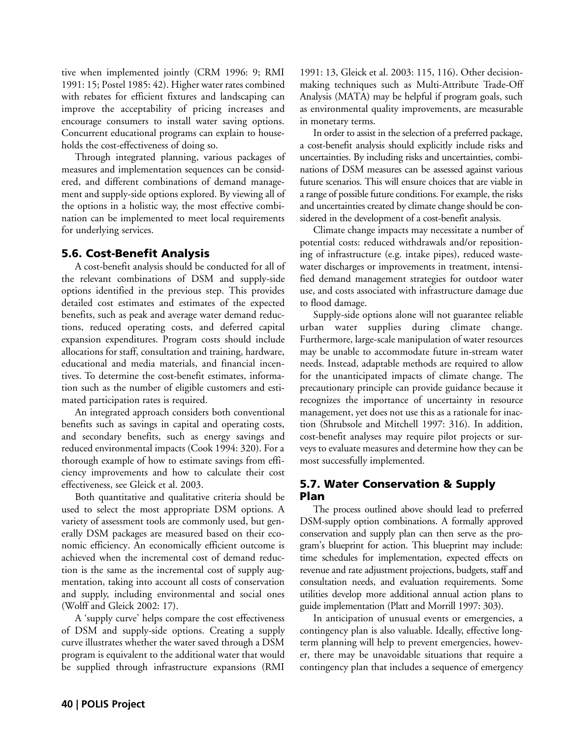tive when implemented jointly (CRM 1996: 9; RMI 1991: 15; Postel 1985: 42). Higher water rates combined with rebates for efficient fixtures and landscaping can improve the acceptability of pricing increases and encourage consumers to install water saving options. Concurrent educational programs can explain to households the cost-effectiveness of doing so.

Through integrated planning, various packages of measures and implementation sequences can be considered, and different combinations of demand management and supply-side options explored. By viewing all of the options in a holistic way, the most effective combination can be implemented to meet local requirements for underlying services.

## 5.6. Cost-Benefit Analysis

A cost-benefit analysis should be conducted for all of the relevant combinations of DSM and supply-side options identified in the previous step. This provides detailed cost estimates and estimates of the expected benefits, such as peak and average water demand reductions, reduced operating costs, and deferred capital expansion expenditures. Program costs should include allocations for staff, consultation and training, hardware, educational and media materials, and financial incentives. To determine the cost-benefit estimates, information such as the number of eligible customers and estimated participation rates is required.

An integrated approach considers both conventional benefits such as savings in capital and operating costs, and secondary benefits, such as energy savings and reduced environmental impacts (Cook 1994: 320). For a thorough example of how to estimate savings from efficiency improvements and how to calculate their cost effectiveness, see Gleick et al. 2003.

Both quantitative and qualitative criteria should be used to select the most appropriate DSM options. A variety of assessment tools are commonly used, but generally DSM packages are measured based on their economic efficiency. An economically efficient outcome is achieved when the incremental cost of demand reduction is the same as the incremental cost of supply augmentation, taking into account all costs of conservation and supply, including environmental and social ones (Wolff and Gleick 2002: 17).

A 'supply curve' helps compare the cost effectiveness of DSM and supply-side options. Creating a supply curve illustrates whether the water saved through a DSM program is equivalent to the additional water that would be supplied through infrastructure expansions (RMI 1991: 13, Gleick et al. 2003: 115, 116). Other decision-making techniques such as Multi-Attribute Trade-Off Analysis (MATA) may be helpful if program goals, such as environmental quality improvements, are measurable in monetary terms.

In order to assist in the selection of a preferred package, a cost-benefit analysis should explicitly include risks and uncertainties. By including risks and uncertainties, combinations of DSM measures can be assessed against various future scenarios. This will ensure choices that are viable in a range of possible future conditions. For example, the risks and uncertainties created by climate change should be considered in the development of a cost-benefit analysis.

Climate change impacts may necessitate a number of potential costs: reduced withdrawals and/or repositioning of infrastructure (e.g. intake pipes), reduced wastewater discharges or improvements in treatment, intensified demand management strategies for outdoor water use, and costs associated with infrastructure damage due to flood damage.

Supply-side options alone will not guarantee reliable urban water supplies during climate change. Furthermore, large-scale manipulation of water resources may be unable to accommodate future in-stream water needs. Instead, adaptable methods are required to allow for the unanticipated impacts of climate change. The precautionary principle can provide guidance because it recognizes the importance of uncertainty in resource management, yet does not use this as a rationale for inaction (Shrubsole and Mitchell 1997: 316). In addition, cost-benefit analyses may require pilot projects or surveys to evaluate measures and determine how they can be most successfully implemented.

## 5.7. Water Conservation & Supply Plan

The process outlined above should lead to preferred DSM-supply option combinations. A formally approved conservation and supply plan can then serve as the program's blueprint for action. This blueprint may include: time schedules for implementation, expected effects on revenue and rate adjustment projections, budgets, staff and consultation needs, and evaluation requirements. Some utilities develop more additional annual action plans to guide implementation (Platt and Morrill 1997: 303).

In anticipation of unusual events or emergencies, a contingency plan is also valuable. Ideally, effective long-term planning will help to prevent emergencies, however, there may be unavoidable situations that require a contingency plan that includes a sequence of emergency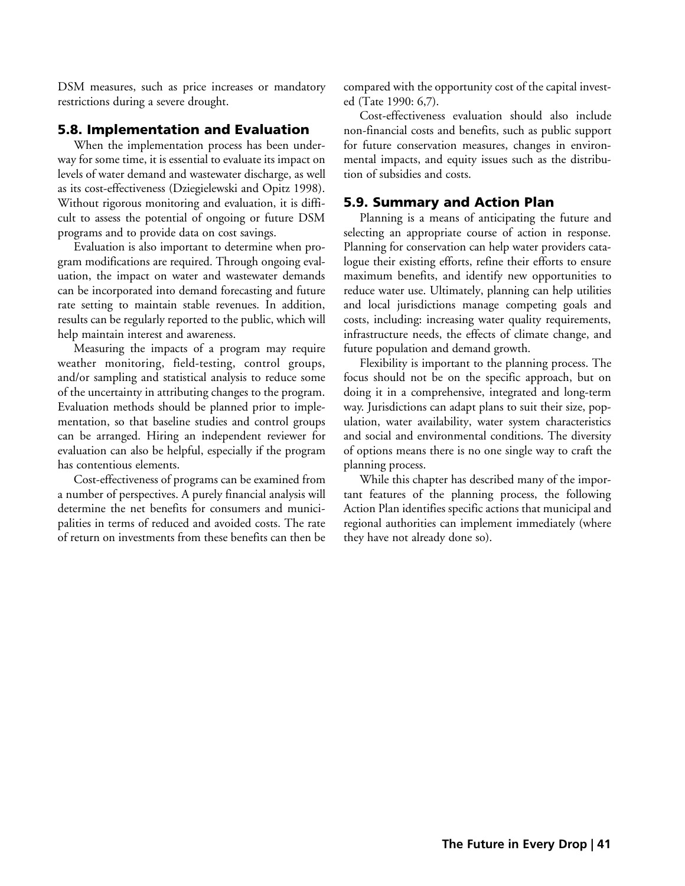DSM measures, such as price increases or mandatory restrictions during a severe drought.

## 5.8. Implementation and Evaluation

When the implementation process has been underway for some time, it is essential to evaluate its impact on levels of water demand and wastewater discharge, as well as its cost-effectiveness (Dziegielewski and Opitz 1998). Without rigorous monitoring and evaluation, it is difficult to assess the potential of ongoing or future DSM programs and to provide data on cost savings.

Evaluation is also important to determine when program modifications are required. Through ongoing evaluation, the impact on water and wastewater demands can be incorporated into demand forecasting and future rate setting to maintain stable revenues. In addition, results can be regularly reported to the public, which will help maintain interest and awareness.

Measuring the impacts of a program may require weather monitoring, field-testing, control groups, and/or sampling and statistical analysis to reduce some of the uncertainty in attributing changes to the program. Evaluation methods should be planned prior to implementation, so that baseline studies and control groups can be arranged. Hiring an independent reviewer for evaluation can also be helpful, especially if the program has contentious elements.

Cost-effectiveness of programs can be examined from a number of perspectives. A purely financial analysis will determine the net benefits for consumers and municipalities in terms of reduced and avoided costs. The rate of return on investments from these benefits can then be compared with the opportunity cost of the capital invested (Tate 1990: 6,7).

Cost-effectiveness evaluation should also include non-financial costs and benefits, such as public support for future conservation measures, changes in environmental impacts, and equity issues such as the distribution of subsidies and costs.

## 5.9. Summary and Action Plan

Planning is a means of anticipating the future and selecting an appropriate course of action in response. Planning for conservation can help water providers catalogue their existing efforts, refine their efforts to ensure maximum benefits, and identify new opportunities to reduce water use. Ultimately, planning can help utilities and local jurisdictions manage competing goals and costs, including: increasing water quality requirements, infrastructure needs, the effects of climate change, and future population and demand growth.

Flexibility is important to the planning process. The focus should not be on the specific approach, but on doing it in a comprehensive, integrated and long-term way. Jurisdictions can adapt plans to suit their size, population, water availability, water system characteristics and social and environmental conditions. The diversity of options means there is no one single way to craft the planning process.

While this chapter has described many of the important features of the planning process, the following Action Plan identifies specific actions that municipal and regional authorities can implement immediately (where they have not already done so).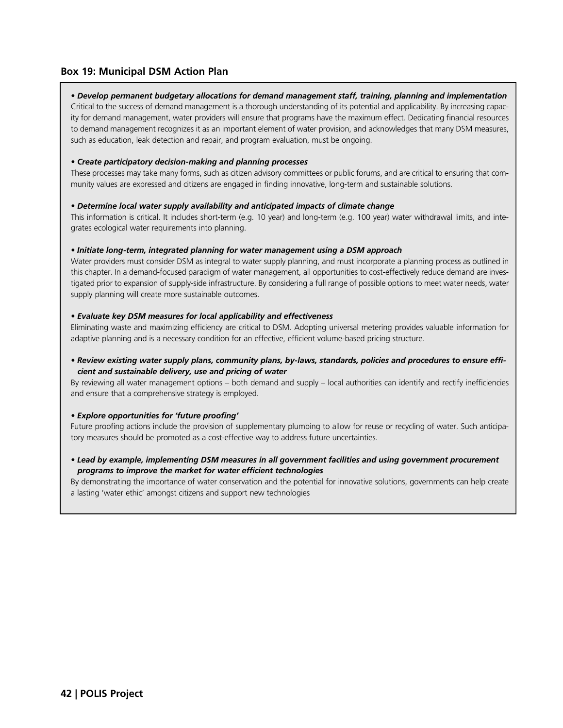### Box 19: Municipal DSM Action Plan

- ***Develop permanent budgetary allocations for demand management staff, training, planning and implementation***

Critical to the success of demand management is a thorough understanding of its potential and applicability. By increasing capacity for demand management, water providers will ensure that programs have the maximum effect. Dedicating financial resources to demand management recognizes it as an important element of water provision, and acknowledges that many DSM measures, such as education, leak detection and repair, and program evaluation, must be ongoing.

- ***Create participatory decision-making and planning processes***

These processes may take many forms, such as citizen advisory committees or public forums, and are critical to ensuring that community values are expressed and citizens are engaged in finding innovative, long-term and sustainable solutions.

- ***Determine local water supply availability and anticipated impacts of climate change***

This information is critical. It includes short-term (e.g. 10 year) and long-term (e.g. 100 year) water withdrawal limits, and integrates ecological water requirements into planning.

- ***Initiate long-term, integrated planning for water management using a DSM approach***

Water providers must consider DSM as integral to water supply planning, and must incorporate a planning process as outlined in this chapter. In a demand-focused paradigm of water management, all opportunities to cost-effectively reduce demand are investigated prior to expansion of supply-side infrastructure. By considering a full range of possible options to meet water needs, water supply planning will create more sustainable outcomes.

- ***Evaluate key DSM measures for local applicability and effectiveness***

Eliminating waste and maximizing efficiency are critical to DSM. Adopting universal metering provides valuable information for adaptive planning and is a necessary condition for an effective, efficient volume-based pricing structure.

- ***Review existing water supply plans, community plans, by-laws, standards, policies and procedures to ensure efficient and sustainable delivery, use and pricing of water***

By reviewing all water management options – both demand and supply – local authorities can identify and rectify inefficiencies and ensure that a comprehensive strategy is employed.

- ***Explore opportunities for 'future proofing'***

Future proofing actions include the provision of supplementary plumbing to allow for reuse or recycling of water. Such anticipatory measures should be promoted as a cost-effective way to address future uncertainties.

- ***Lead by example, implementing DSM measures in all government facilities and using government procurement programs to improve the market for water efficient technologies***

By demonstrating the importance of water conservation and the potential for innovative solutions, governments can help create a lasting 'water ethic' amongst citizens and support new technologies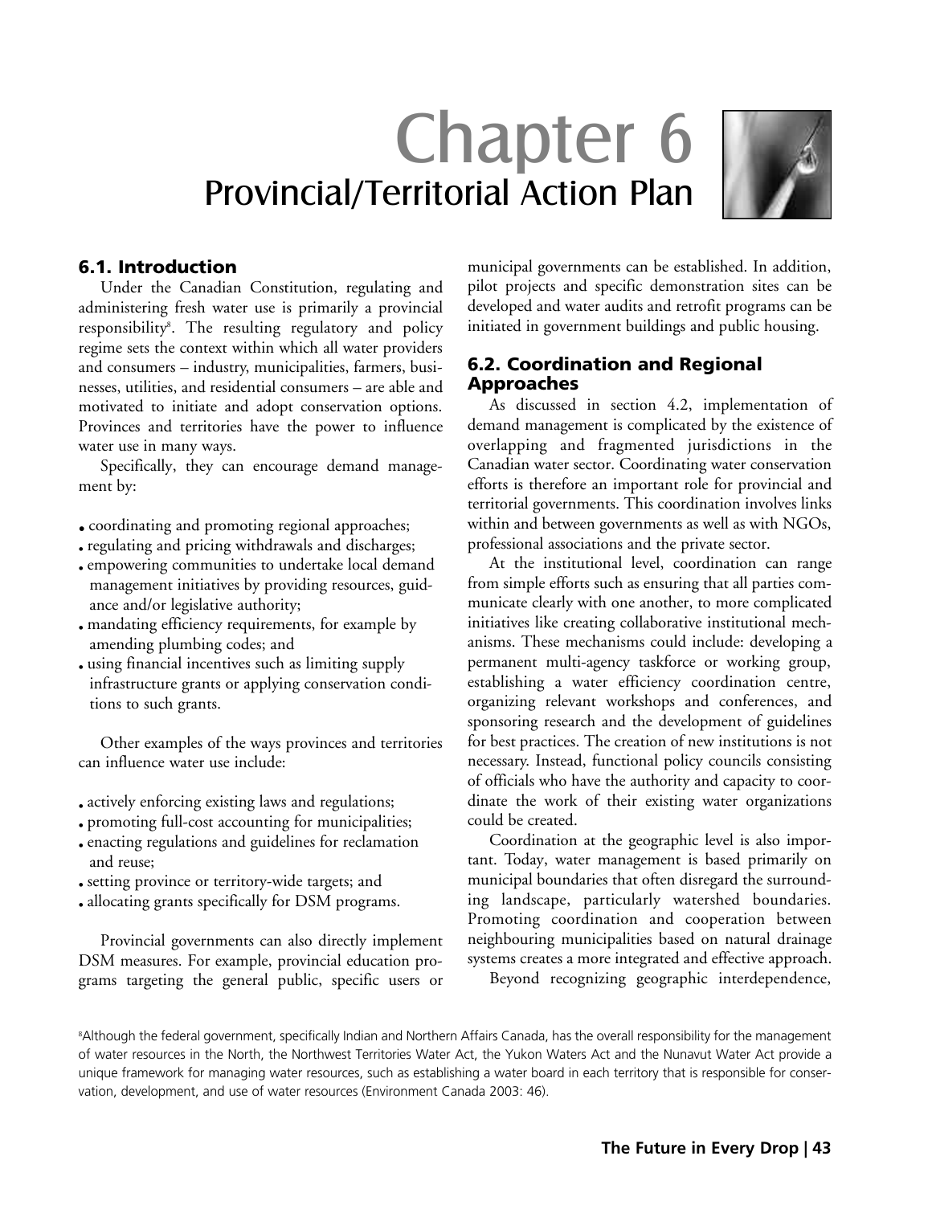# Chapter 6
## Provincial/Territorial Action Plan

### 6.1. Introduction

Under the Canadian Constitution, regulating and administering fresh water use is primarily a provincial responsibility[8]. The resulting regulatory and policy regime sets the context within which all water providers and consumers – industry, municipalities, farmers, businesses, utilities, and residential consumers – are able and motivated to initiate and adopt conservation options. Provinces and territories have the power to influence water use in many ways.

Specifically, they can encourage demand management by:

- coordinating and promoting regional approaches;
- regulating and pricing withdrawals and discharges;
- empowering communities to undertake local demand management initiatives by providing resources, guidance and/or legislative authority;
- mandating efficiency requirements, for example by amending plumbing codes; and
- using financial incentives such as limiting supply infrastructure grants or applying conservation conditions to such grants.

Other examples of the ways provinces and territories can influence water use include:

- actively enforcing existing laws and regulations;
- promoting full-cost accounting for municipalities;
- enacting regulations and guidelines for reclamation and reuse;
- setting province or territory-wide targets; and
- allocating grants specifically for DSM programs.

Provincial governments can also directly implement DSM measures. For example, provincial education programs targeting the general public, specific users or municipal governments can be established. In addition, pilot projects and specific demonstration sites can be developed and water audits and retrofit programs can be initiated in government buildings and public housing.

### 6.2. Coordination and Regional Approaches

As discussed in section 4.2, implementation of demand management is complicated by the existence of overlapping and fragmented jurisdictions in the Canadian water sector. Coordinating water conservation efforts is therefore an important role for provincial and territorial governments. This coordination involves links within and between governments as well as with NGOs, professional associations and the private sector.

At the institutional level, coordination can range from simple efforts such as ensuring that all parties communicate clearly with one another, to more complicated initiatives like creating collaborative institutional mechanisms. These mechanisms could include: developing a permanent multi-agency taskforce or working group, establishing a water efficiency coordination centre, organizing relevant workshops and conferences, and sponsoring research and the development of guidelines for best practices. The creation of new institutions is not necessary. Instead, functional policy councils consisting of officials who have the authority and capacity to coordinate the work of their existing water organizations could be created.

Coordination at the geographic level is also important. Today, water management is based primarily on municipal boundaries that often disregard the surrounding landscape, particularly watershed boundaries. Promoting coordination and cooperation between neighbouring municipalities based on natural drainage systems creates a more integrated and effective approach.

Beyond recognizing geographic interdependence,

[8] Although the federal government, specifically Indian and Northern Affairs Canada, has the overall responsibility for the management of water resources in the North, the Northwest Territories Water Act, the Yukon Waters Act and the Nunavut Water Act provide a unique framework for managing water resources, such as establishing a water board in each territory that is responsible for conservation, development, and use of water resources (Environment Canada 2003: 46).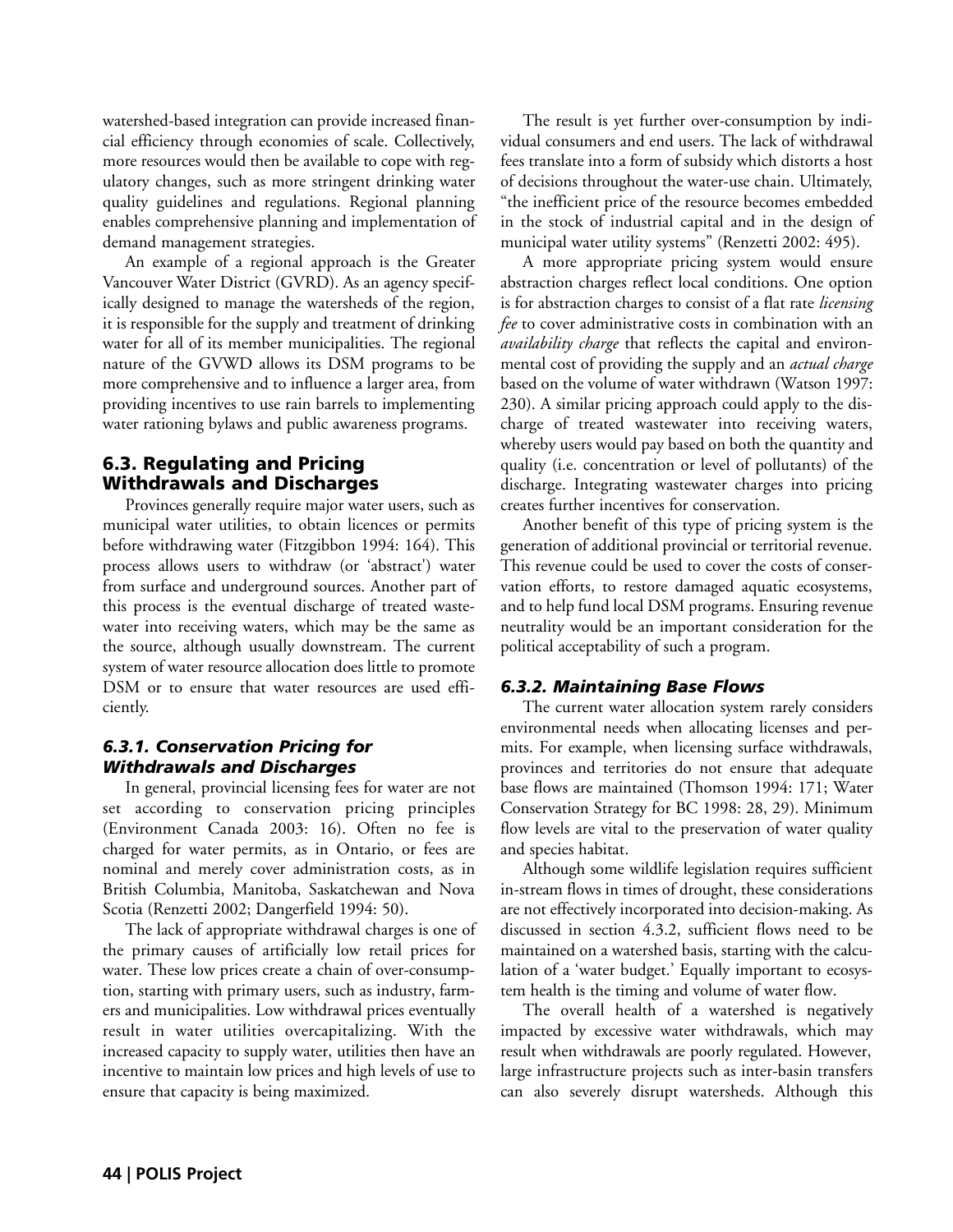watershed-based integration can provide increased financial efficiency through economies of scale. Collectively, more resources would then be available to cope with regulatory changes, such as more stringent drinking water quality guidelines and regulations. Regional planning enables comprehensive planning and implementation of demand management strategies.

An example of a regional approach is the Greater Vancouver Water District (GVRD). As an agency specifically designed to manage the watersheds of the region, it is responsible for the supply and treatment of drinking water for all of its member municipalities. The regional nature of the GVWD allows its DSM programs to be more comprehensive and to influence a larger area, from providing incentives to use rain barrels to implementing water rationing bylaws and public awareness programs.

## 6.3. Regulating and Pricing Withdrawals and Discharges

Provinces generally require major water users, such as municipal water utilities, to obtain licences or permits before withdrawing water (Fitzgibbon 1994: 164). This process allows users to withdraw (or 'abstract') water from surface and underground sources. Another part of this process is the eventual discharge of treated wastewater into receiving waters, which may be the same as the source, although usually downstream. The current system of water resource allocation does little to promote DSM or to ensure that water resources are used efficiently.

### *6.3.1. Conservation Pricing for Withdrawals and Discharges*

In general, provincial licensing fees for water are not set according to conservation pricing principles (Environment Canada 2003: 16). Often no fee is charged for water permits, as in Ontario, or fees are nominal and merely cover administration costs, as in British Columbia, Manitoba, Saskatchewan and Nova Scotia (Renzetti 2002; Dangerfield 1994: 50).

The lack of appropriate withdrawal charges is one of the primary causes of artificially low retail prices for water. These low prices create a chain of over-consumption, starting with primary users, such as industry, farmers and municipalities. Low withdrawal prices eventually result in water utilities overcapitalizing. With the increased capacity to supply water, utilities then have an incentive to maintain low prices and high levels of use to ensure that capacity is being maximized.

The result is yet further over-consumption by individual consumers and end users. The lack of withdrawal fees translate into a form of subsidy which distorts a host of decisions throughout the water-use chain. Ultimately, "the inefficient price of the resource becomes embedded in the stock of industrial capital and in the design of municipal water utility systems" (Renzetti 2002: 495).

A more appropriate pricing system would ensure abstraction charges reflect local conditions. One option is for abstraction charges to consist of a flat rate *licensing fee* to cover administrative costs in combination with an *availability charge* that reflects the capital and environmental cost of providing the supply and an *actual charge* based on the volume of water withdrawn (Watson 1997: 230). A similar pricing approach could apply to the discharge of treated wastewater into receiving waters, whereby users would pay based on both the quantity and quality (i.e. concentration or level of pollutants) of the discharge. Integrating wastewater charges into pricing creates further incentives for conservation.

Another benefit of this type of pricing system is the generation of additional provincial or territorial revenue. This revenue could be used to cover the costs of conservation efforts, to restore damaged aquatic ecosystems, and to help fund local DSM programs. Ensuring revenue neutrality would be an important consideration for the political acceptability of such a program.

### *6.3.2. Maintaining Base Flows*

The current water allocation system rarely considers environmental needs when allocating licenses and permits. For example, when licensing surface withdrawals, provinces and territories do not ensure that adequate base flows are maintained (Thomson 1994: 171; Water Conservation Strategy for BC 1998: 28, 29). Minimum flow levels are vital to the preservation of water quality and species habitat.

Although some wildlife legislation requires sufficient in-stream flows in times of drought, these considerations are not effectively incorporated into decision-making. As discussed in section 4.3.2, sufficient flows need to be maintained on a watershed basis, starting with the calculation of a 'water budget.' Equally important to ecosystem health is the timing and volume of water flow.

The overall health of a watershed is negatively impacted by excessive water withdrawals, which may result when withdrawals are poorly regulated. However, large infrastructure projects such as inter-basin transfers can also severely disrupt watersheds. Although this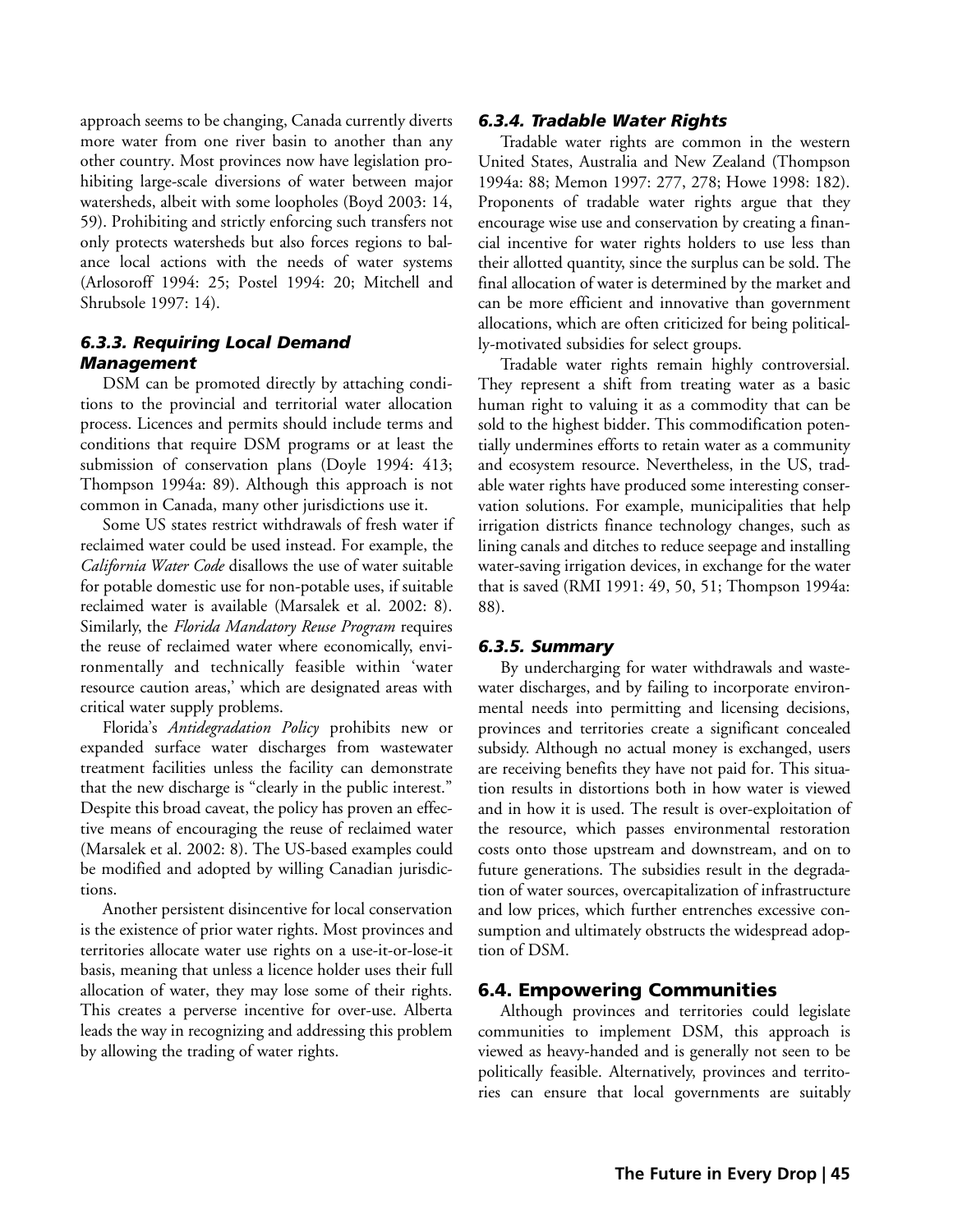approach seems to be changing, Canada currently diverts more water from one river basin to another than any other country. Most provinces now have legislation prohibiting large-scale diversions of water between major watersheds, albeit with some loopholes (Boyd 2003: 14, 59). Prohibiting and strictly enforcing such transfers not only protects watersheds but also forces regions to balance local actions with the needs of water systems (Arlosoroff 1994: 25; Postel 1994: 20; Mitchell and Shrubsole 1997: 14).

### *6.3.3. Requiring Local Demand Management*

DSM can be promoted directly by attaching conditions to the provincial and territorial water allocation process. Licences and permits should include terms and conditions that require DSM programs or at least the submission of conservation plans (Doyle 1994: 413; Thompson 1994a: 89). Although this approach is not common in Canada, many other jurisdictions use it.

Some US states restrict withdrawals of fresh water if reclaimed water could be used instead. For example, the *California Water Code* disallows the use of water suitable for potable domestic use for non-potable uses, if suitable reclaimed water is available (Marsalek et al. 2002: 8). Similarly, the *Florida Mandatory Reuse Program* requires the reuse of reclaimed water where economically, environmentally and technically feasible within 'water resource caution areas,' which are designated areas with critical water supply problems.

Florida's *Antidegradation Policy* prohibits new or expanded surface water discharges from wastewater treatment facilities unless the facility can demonstrate that the new discharge is "clearly in the public interest." Despite this broad caveat, the policy has proven an effective means of encouraging the reuse of reclaimed water (Marsalek et al. 2002: 8). The US-based examples could be modified and adopted by willing Canadian jurisdictions.

Another persistent disincentive for local conservation is the existence of prior water rights. Most provinces and territories allocate water use rights on a use-it-or-lose-it basis, meaning that unless a licence holder uses their full allocation of water, they may lose some of their rights. This creates a perverse incentive for over-use. Alberta leads the way in recognizing and addressing this problem by allowing the trading of water rights.

### *6.3.4. Tradable Water Rights*

Tradable water rights are common in the western United States, Australia and New Zealand (Thompson 1994a: 88; Memon 1997: 277, 278; Howe 1998: 182). Proponents of tradable water rights argue that they encourage wise use and conservation by creating a financial incentive for water rights holders to use less than their allotted quantity, since the surplus can be sold. The final allocation of water is determined by the market and can be more efficient and innovative than government allocations, which are often criticized for being politically-motivated subsidies for select groups.

Tradable water rights remain highly controversial. They represent a shift from treating water as a basic human right to valuing it as a commodity that can be sold to the highest bidder. This commodification potentially undermines efforts to retain water as a community and ecosystem resource. Nevertheless, in the US, tradable water rights have produced some interesting conservation solutions. For example, municipalities that help irrigation districts finance technology changes, such as lining canals and ditches to reduce seepage and installing water-saving irrigation devices, in exchange for the water that is saved (RMI 1991: 49, 50, 51; Thompson 1994a: 88).

### *6.3.5. Summary*

By undercharging for water withdrawals and wastewater discharges, and by failing to incorporate environmental needs into permitting and licensing decisions, provinces and territories create a significant concealed subsidy. Although no actual money is exchanged, users are receiving benefits they have not paid for. This situation results in distortions both in how water is viewed and in how it is used. The result is over-exploitation of the resource, which passes environmental restoration costs onto those upstream and downstream, and on to future generations. The subsidies result in the degradation of water sources, overcapitalization of infrastructure and low prices, which further entrenches excessive consumption and ultimately obstructs the widespread adoption of DSM.

## 6.4. Empowering Communities

Although provinces and territories could legislate communities to implement DSM, this approach is viewed as heavy-handed and is generally not seen to be politically feasible. Alternatively, provinces and territories can ensure that local governments are suitably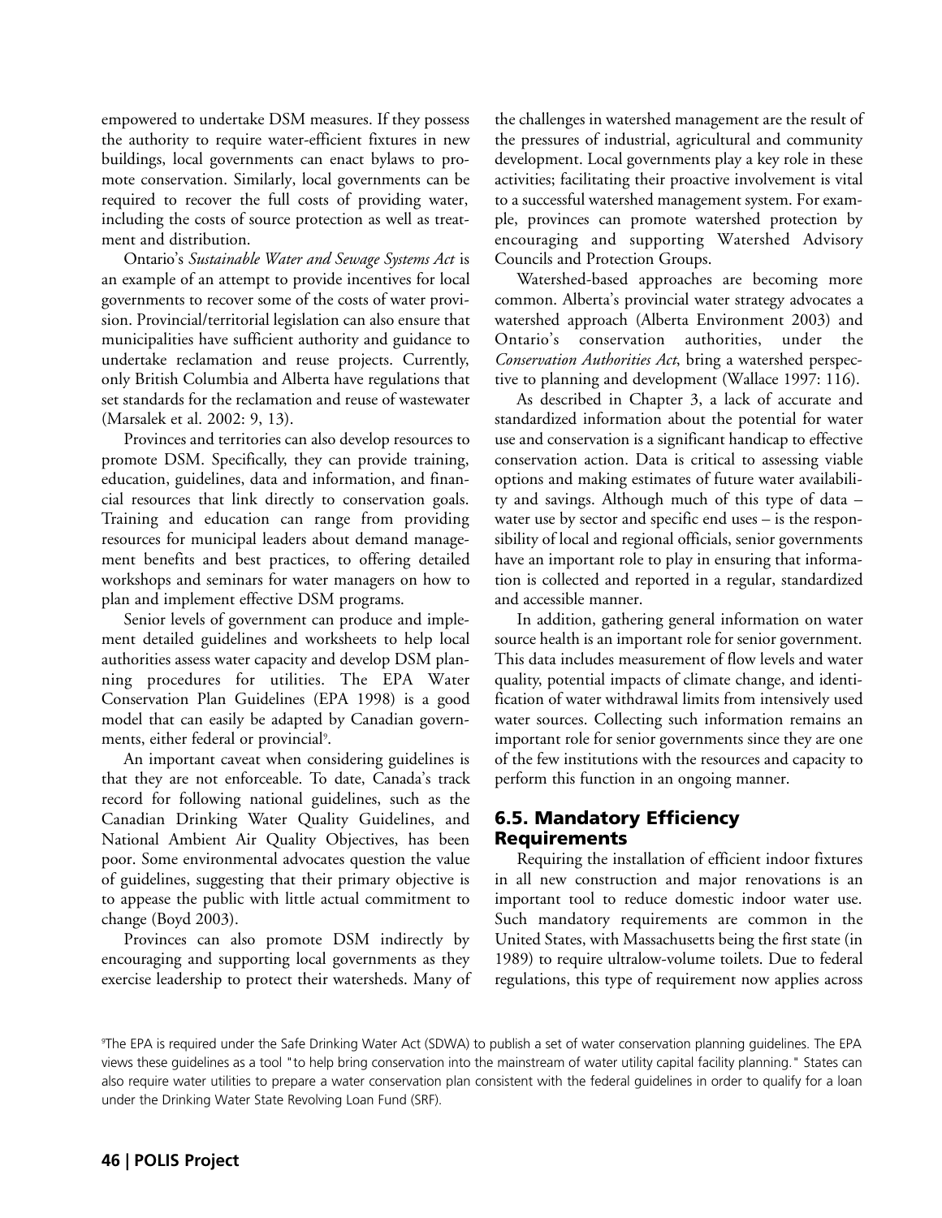empowered to undertake DSM measures. If they possess the authority to require water-efficient fixtures in new buildings, local governments can enact bylaws to promote conservation. Similarly, local governments can be required to recover the full costs of providing water, including the costs of source protection as well as treatment and distribution.

Ontario's *Sustainable Water and Sewage Systems Act* is an example of an attempt to provide incentives for local governments to recover some of the costs of water provision. Provincial/territorial legislation can also ensure that municipalities have sufficient authority and guidance to undertake reclamation and reuse projects. Currently, only British Columbia and Alberta have regulations that set standards for the reclamation and reuse of wastewater (Marsalek et al. 2002: 9, 13).

Provinces and territories can also develop resources to promote DSM. Specifically, they can provide training, education, guidelines, data and information, and financial resources that link directly to conservation goals. Training and education can range from providing resources for municipal leaders about demand management benefits and best practices, to offering detailed workshops and seminars for water managers on how to plan and implement effective DSM programs.

Senior levels of government can produce and implement detailed guidelines and worksheets to help local authorities assess water capacity and develop DSM planning procedures for utilities. The EPA Water Conservation Plan Guidelines (EPA 1998) is a good model that can easily be adapted by Canadian governments, either federal or provincial[9].

An important caveat when considering guidelines is that they are not enforceable. To date, Canada's track record for following national guidelines, such as the Canadian Drinking Water Quality Guidelines, and National Ambient Air Quality Objectives, has been poor. Some environmental advocates question the value of guidelines, suggesting that their primary objective is to appease the public with little actual commitment to change (Boyd 2003).

Provinces can also promote DSM indirectly by encouraging and supporting local governments as they exercise leadership to protect their watersheds. Many of the challenges in watershed management are the result of the pressures of industrial, agricultural and community development. Local governments play a key role in these activities; facilitating their proactive involvement is vital to a successful watershed management system. For example, provinces can promote watershed protection by encouraging and supporting Watershed Advisory Councils and Protection Groups.

Watershed-based approaches are becoming more common. Alberta's provincial water strategy advocates a watershed approach (Alberta Environment 2003) and Ontario's conservation authorities, under the *Conservation Authorities Act*, bring a watershed perspective to planning and development (Wallace 1997: 116).

As described in Chapter 3, a lack of accurate and standardized information about the potential for water use and conservation is a significant handicap to effective conservation action. Data is critical to assessing viable options and making estimates of future water availability and savings. Although much of this type of data – water use by sector and specific end uses – is the responsibility of local and regional officials, senior governments have an important role to play in ensuring that information is collected and reported in a regular, standardized and accessible manner.

In addition, gathering general information on water source health is an important role for senior government. This data includes measurement of flow levels and water quality, potential impacts of climate change, and identification of water withdrawal limits from intensively used water sources. Collecting such information remains an important role for senior governments since they are one of the few institutions with the resources and capacity to perform this function in an ongoing manner.

## 6.5. Mandatory Efficiency Requirements

Requiring the installation of efficient indoor fixtures in all new construction and major renovations is an important tool to reduce domestic indoor water use. Such mandatory requirements are common in the United States, with Massachusetts being the first state (in 1989) to require ultralow-volume toilets. Due to federal regulations, this type of requirement now applies across

[9]The EPA is required under the Safe Drinking Water Act (SDWA) to publish a set of water conservation planning guidelines. The EPA views these guidelines as a tool "to help bring conservation into the mainstream of water utility capital facility planning." States can also require water utilities to prepare a water conservation plan consistent with the federal guidelines in order to qualify for a loan under the Drinking Water State Revolving Loan Fund (SRF).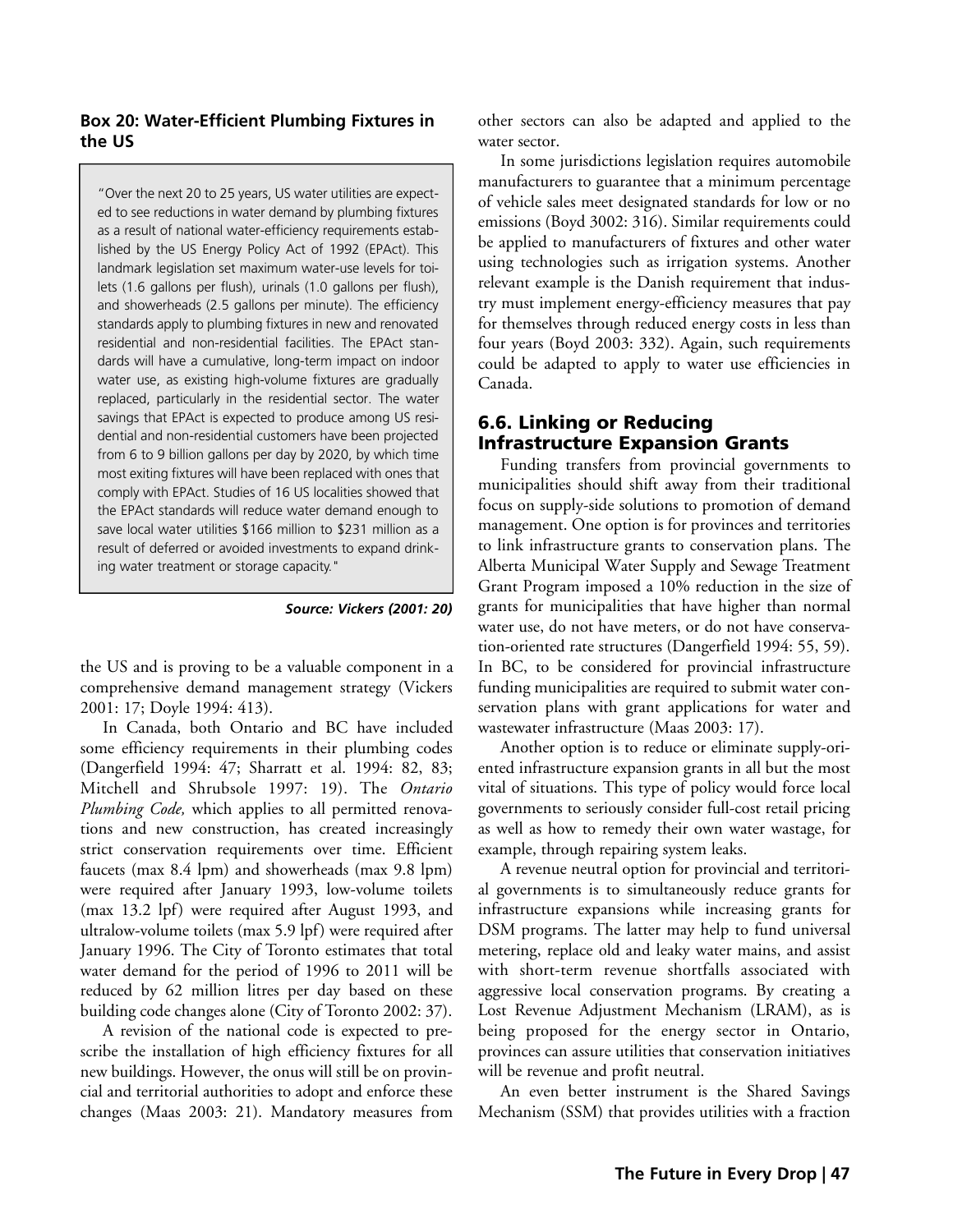### Box 20: Water-Efficient Plumbing Fixtures in the US

"Over the next 20 to 25 years, US water utilities are expected to see reductions in water demand by plumbing fixtures as a result of national water-efficiency requirements established by the US Energy Policy Act of 1992 (EPAct). This landmark legislation set maximum water-use levels for toilets (1.6 gallons per flush), urinals (1.0 gallons per flush), and showerheads (2.5 gallons per minute). The efficiency standards apply to plumbing fixtures in new and renovated residential and non-residential facilities. The EPAct standards will have a cumulative, long-term impact on indoor water use, as existing high-volume fixtures are gradually replaced, particularly in the residential sector. The water savings that EPAct is expected to produce among US residential and non-residential customers have been projected from 6 to 9 billion gallons per day by 2020, by which time most exiting fixtures will have been replaced with ones that comply with EPAct. Studies of 16 US localities showed that the EPAct standards will reduce water demand enough to save local water utilities $166 million to $231 million as a result of deferred or avoided investments to expand drinking water treatment or storage capacity."

***Source: Vickers (2001: 20)***

the US and is proving to be a valuable component in a comprehensive demand management strategy (Vickers 2001: 17; Doyle 1994: 413).

In Canada, both Ontario and BC have included some efficiency requirements in their plumbing codes (Dangerfield 1994: 47; Sharratt et al. 1994: 82, 83; Mitchell and Shrubsole 1997: 19). The *Ontario Plumbing Code,* which applies to all permitted renovations and new construction, has created increasingly strict conservation requirements over time. Efficient faucets (max 8.4 lpm) and showerheads (max 9.8 lpm) were required after January 1993, low-volume toilets (max 13.2 lpf) were required after August 1993, and ultralow-volume toilets (max 5.9 lpf) were required after January 1996. The City of Toronto estimates that total water demand for the period of 1996 to 2011 will be reduced by 62 million litres per day based on these building code changes alone (City of Toronto 2002: 37).

A revision of the national code is expected to prescribe the installation of high efficiency fixtures for all new buildings. However, the onus will still be on provincial and territorial authorities to adopt and enforce these changes (Maas 2003: 21). Mandatory measures from other sectors can also be adapted and applied to the water sector.

In some jurisdictions legislation requires automobile manufacturers to guarantee that a minimum percentage of vehicle sales meet designated standards for low or no emissions (Boyd 3002: 316). Similar requirements could be applied to manufacturers of fixtures and other water using technologies such as irrigation systems. Another relevant example is the Danish requirement that industry must implement energy-efficiency measures that pay for themselves through reduced energy costs in less than four years (Boyd 2003: 332). Again, such requirements could be adapted to apply to water use efficiencies in Canada.

## 6.6. Linking or Reducing Infrastructure Expansion Grants

Funding transfers from provincial governments to municipalities should shift away from their traditional focus on supply-side solutions to promotion of demand management. One option is for provinces and territories to link infrastructure grants to conservation plans. The Alberta Municipal Water Supply and Sewage Treatment Grant Program imposed a 10% reduction in the size of grants for municipalities that have higher than normal water use, do not have meters, or do not have conservation-oriented rate structures (Dangerfield 1994: 55, 59). In BC, to be considered for provincial infrastructure funding municipalities are required to submit water conservation plans with grant applications for water and wastewater infrastructure (Maas 2003: 17).

Another option is to reduce or eliminate supply-oriented infrastructure expansion grants in all but the most vital of situations. This type of policy would force local governments to seriously consider full-cost retail pricing as well as how to remedy their own water wastage, for example, through repairing system leaks.

A revenue neutral option for provincial and territorial governments is to simultaneously reduce grants for infrastructure expansions while increasing grants for DSM programs. The latter may help to fund universal metering, replace old and leaky water mains, and assist with short-term revenue shortfalls associated with aggressive local conservation programs. By creating a Lost Revenue Adjustment Mechanism (LRAM), as is being proposed for the energy sector in Ontario, provinces can assure utilities that conservation initiatives will be revenue and profit neutral.

An even better instrument is the Shared Savings Mechanism (SSM) that provides utilities with a fraction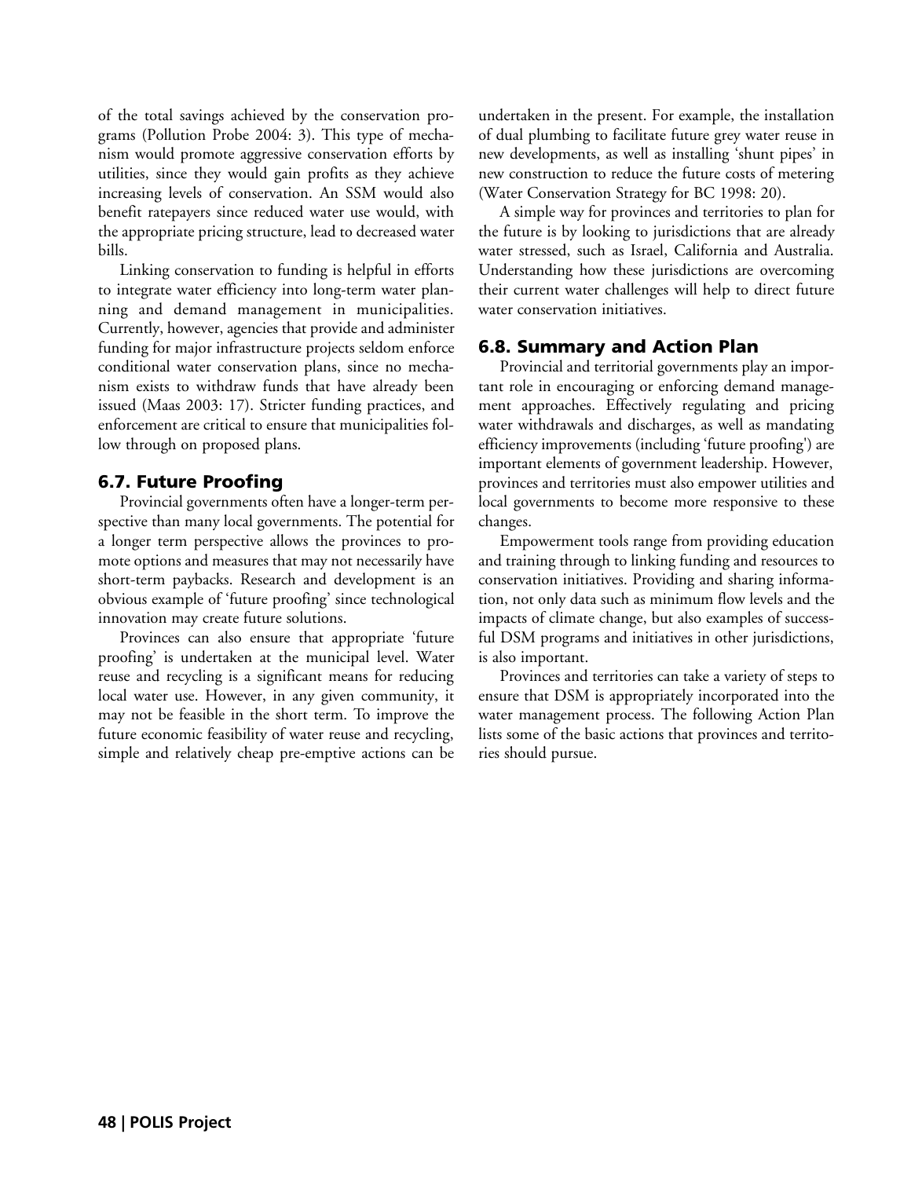of the total savings achieved by the conservation programs (Pollution Probe 2004: 3). This type of mechanism would promote aggressive conservation efforts by utilities, since they would gain profits as they achieve increasing levels of conservation. An SSM would also benefit ratepayers since reduced water use would, with the appropriate pricing structure, lead to decreased water bills.

Linking conservation to funding is helpful in efforts to integrate water efficiency into long-term water planning and demand management in municipalities. Currently, however, agencies that provide and administer funding for major infrastructure projects seldom enforce conditional water conservation plans, since no mechanism exists to withdraw funds that have already been issued (Maas 2003: 17). Stricter funding practices, and enforcement are critical to ensure that municipalities follow through on proposed plans.

## 6.7. Future Proofing

Provincial governments often have a longer-term perspective than many local governments. The potential for a longer term perspective allows the provinces to promote options and measures that may not necessarily have short-term paybacks. Research and development is an obvious example of 'future proofing' since technological innovation may create future solutions.

Provinces can also ensure that appropriate 'future proofing' is undertaken at the municipal level. Water reuse and recycling is a significant means for reducing local water use. However, in any given community, it may not be feasible in the short term. To improve the future economic feasibility of water reuse and recycling, simple and relatively cheap pre-emptive actions can be undertaken in the present. For example, the installation of dual plumbing to facilitate future grey water reuse in new developments, as well as installing 'shunt pipes' in new construction to reduce the future costs of metering (Water Conservation Strategy for BC 1998: 20).

A simple way for provinces and territories to plan for the future is by looking to jurisdictions that are already water stressed, such as Israel, California and Australia. Understanding how these jurisdictions are overcoming their current water challenges will help to direct future water conservation initiatives.

## 6.8. Summary and Action Plan

Provincial and territorial governments play an important role in encouraging or enforcing demand management approaches. Effectively regulating and pricing water withdrawals and discharges, as well as mandating efficiency improvements (including 'future proofing') are important elements of government leadership. However, provinces and territories must also empower utilities and local governments to become more responsive to these changes.

Empowerment tools range from providing education and training through to linking funding and resources to conservation initiatives. Providing and sharing information, not only data such as minimum flow levels and the impacts of climate change, but also examples of successful DSM programs and initiatives in other jurisdictions, is also important.

Provinces and territories can take a variety of steps to ensure that DSM is appropriately incorporated into the water management process. The following Action Plan lists some of the basic actions that provinces and territories should pursue.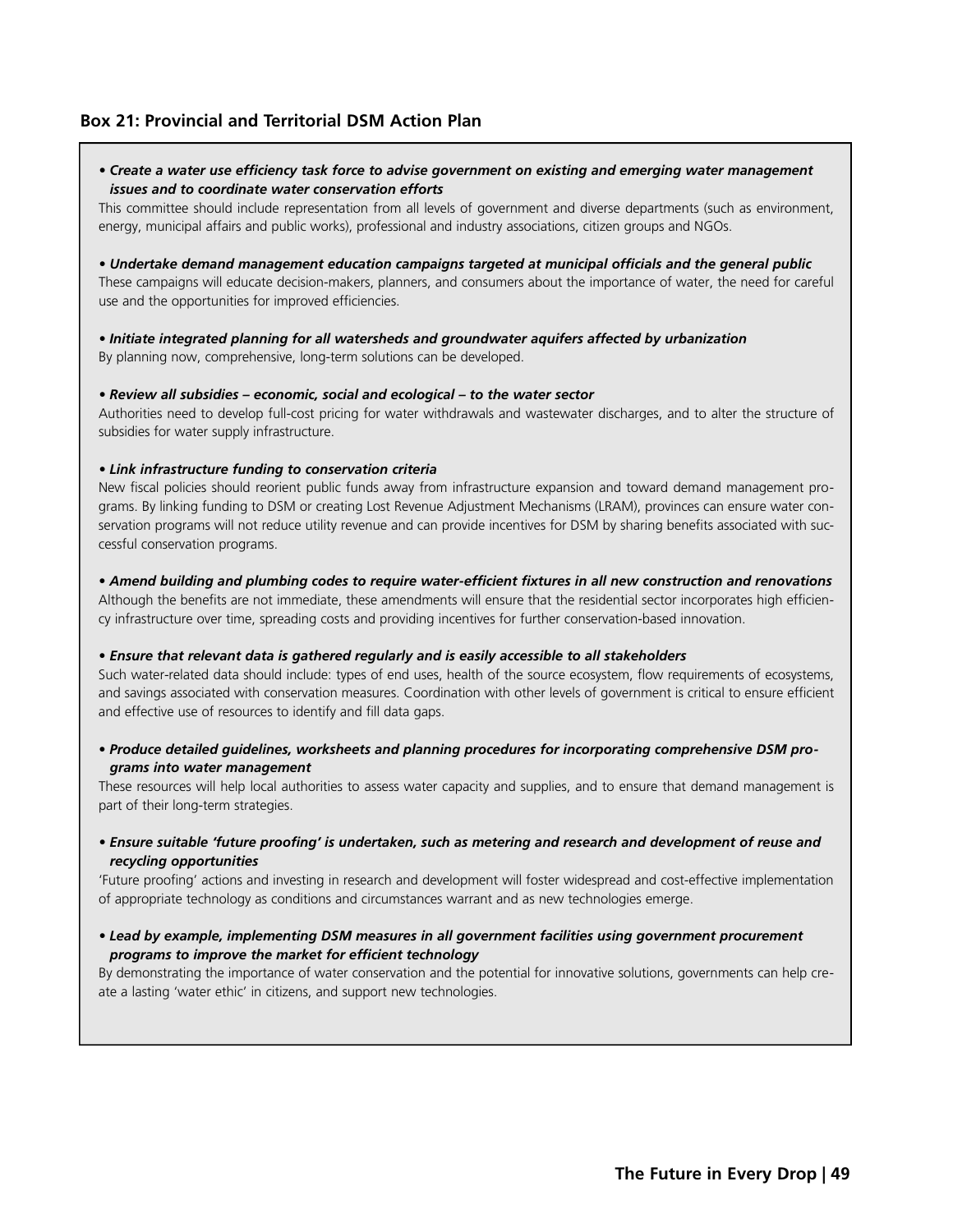## Box 21: Provincial and Territorial DSM Action Plan

• ***Create a water use efficiency task force to advise government on existing and emerging water management issues and to coordinate water conservation efforts***

This committee should include representation from all levels of government and diverse departments (such as environment, energy, municipal affairs and public works), professional and industry associations, citizen groups and NGOs.

• ***Undertake demand management education campaigns targeted at municipal officials and the general public***

These campaigns will educate decision-makers, planners, and consumers about the importance of water, the need for careful use and the opportunities for improved efficiencies.

• ***Initiate integrated planning for all watersheds and groundwater aquifers affected by urbanization***

By planning now, comprehensive, long-term solutions can be developed.

• ***Review all subsidies – economic, social and ecological – to the water sector***

Authorities need to develop full-cost pricing for water withdrawals and wastewater discharges, and to alter the structure of subsidies for water supply infrastructure.

• ***Link infrastructure funding to conservation criteria***

New fiscal policies should reorient public funds away from infrastructure expansion and toward demand management programs. By linking funding to DSM or creating Lost Revenue Adjustment Mechanisms (LRAM), provinces can ensure water conservation programs will not reduce utility revenue and can provide incentives for DSM by sharing benefits associated with successful conservation programs.

• ***Amend building and plumbing codes to require water-efficient fixtures in all new construction and renovations***

Although the benefits are not immediate, these amendments will ensure that the residential sector incorporates high efficiency infrastructure over time, spreading costs and providing incentives for further conservation-based innovation.

• ***Ensure that relevant data is gathered regularly and is easily accessible to all stakeholders***

Such water-related data should include: types of end uses, health of the source ecosystem, flow requirements of ecosystems, and savings associated with conservation measures. Coordination with other levels of government is critical to ensure efficient and effective use of resources to identify and fill data gaps.

• ***Produce detailed guidelines, worksheets and planning procedures for incorporating comprehensive DSM programs into water management***

These resources will help local authorities to assess water capacity and supplies, and to ensure that demand management is part of their long-term strategies.

• ***Ensure suitable 'future proofing' is undertaken, such as metering and research and development of reuse and recycling opportunities***

'Future proofing' actions and investing in research and development will foster widespread and cost-effective implementation of appropriate technology as conditions and circumstances warrant and as new technologies emerge.

• ***Lead by example, implementing DSM measures in all government facilities using government procurement programs to improve the market for efficient technology***

By demonstrating the importance of water conservation and the potential for innovative solutions, governments can help create a lasting 'water ethic' in citizens, and support new technologies.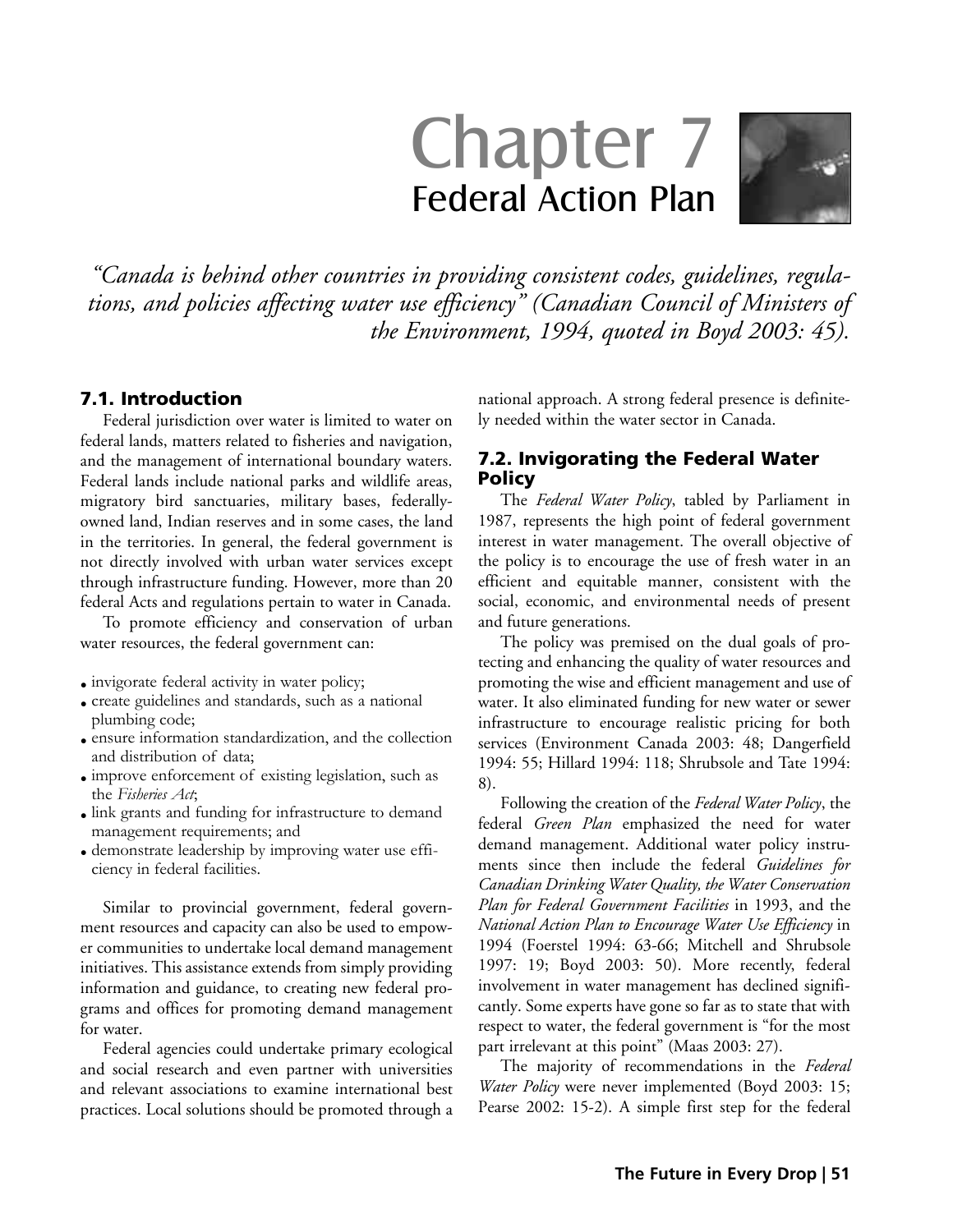# Chapter 7
## Federal Action Plan

*"Canada is behind other countries in providing consistent codes, guidelines, regulations, and policies affecting water use efficiency" (Canadian Council of Ministers of the Environment, 1994, quoted in Boyd 2003: 45).*

### 7.1. Introduction

Federal jurisdiction over water is limited to water on federal lands, matters related to fisheries and navigation, and the management of international boundary waters. Federal lands include national parks and wildlife areas, migratory bird sanctuaries, military bases, federally-owned land, Indian reserves and in some cases, the land in the territories. In general, the federal government is not directly involved with urban water services except through infrastructure funding. However, more than 20 federal Acts and regulations pertain to water in Canada.

To promote efficiency and conservation of urban water resources, the federal government can:

- invigorate federal activity in water policy;
- create guidelines and standards, such as a national plumbing code;
- ensure information standardization, and the collection and distribution of data;
- improve enforcement of existing legislation, such as the *Fisheries Act*;
- link grants and funding for infrastructure to demand management requirements; and
- demonstrate leadership by improving water use efficiency in federal facilities.

Similar to provincial government, federal government resources and capacity can also be used to empower communities to undertake local demand management initiatives. This assistance extends from simply providing information and guidance, to creating new federal programs and offices for promoting demand management for water.

Federal agencies could undertake primary ecological and social research and even partner with universities and relevant associations to examine international best practices. Local solutions should be promoted through a national approach. A strong federal presence is definitely needed within the water sector in Canada.

### 7.2. Invigorating the Federal Water Policy

The *Federal Water Policy*, tabled by Parliament in 1987, represents the high point of federal government interest in water management. The overall objective of the policy is to encourage the use of fresh water in an efficient and equitable manner, consistent with the social, economic, and environmental needs of present and future generations.

The policy was premised on the dual goals of protecting and enhancing the quality of water resources and promoting the wise and efficient management and use of water. It also eliminated funding for new water or sewer infrastructure to encourage realistic pricing for both services (Environment Canada 2003: 48; Dangerfield 1994: 55; Hillard 1994: 118; Shrubsole and Tate 1994: 8).

Following the creation of the *Federal Water Policy*, the federal *Green Plan* emphasized the need for water demand management. Additional water policy instruments since then include the federal *Guidelines for Canadian Drinking Water Quality, the Water Conservation Plan for Federal Government Facilities* in 1993, and the *National Action Plan to Encourage Water Use Efficiency* in 1994 (Foerstel 1994: 63-66; Mitchell and Shrubsole 1997: 19; Boyd 2003: 50). More recently, federal involvement in water management has declined significantly. Some experts have gone so far as to state that with respect to water, the federal government is "for the most part irrelevant at this point" (Maas 2003: 27).

The majority of recommendations in the *Federal Water Policy* were never implemented (Boyd 2003: 15; Pearse 2002: 15-2). A simple first step for the federal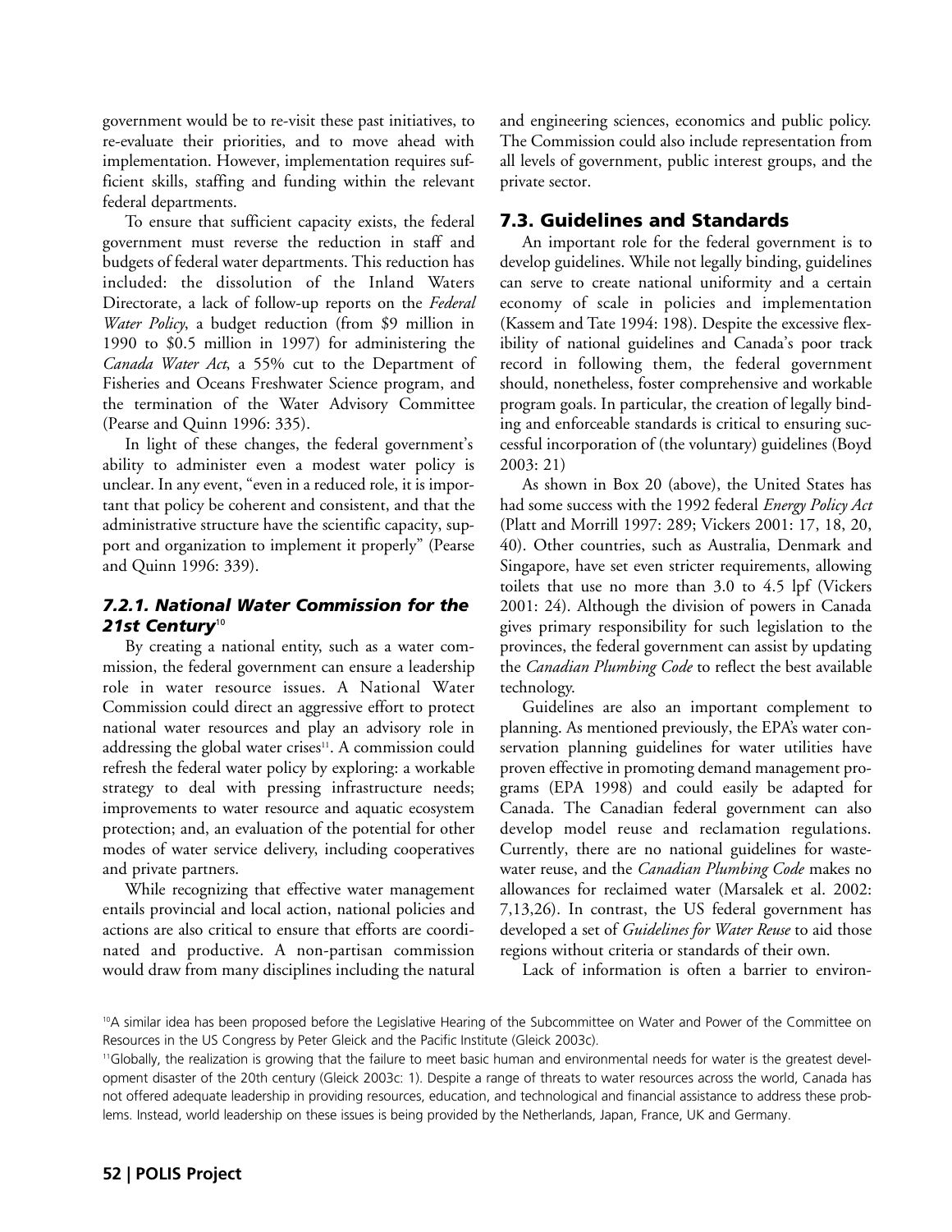government would be to re-visit these past initiatives, to re-evaluate their priorities, and to move ahead with implementation. However, implementation requires sufficient skills, staffing and funding within the relevant federal departments.

To ensure that sufficient capacity exists, the federal government must reverse the reduction in staff and budgets of federal water departments. This reduction has included: the dissolution of the Inland Waters Directorate, a lack of follow-up reports on the *Federal Water Policy*, a budget reduction (from $9 million in 1990 to $0.5 million in 1997) for administering the *Canada Water Act*, a 55% cut to the Department of Fisheries and Oceans Freshwater Science program, and the termination of the Water Advisory Committee (Pearse and Quinn 1996: 335).

In light of these changes, the federal government's ability to administer even a modest water policy is unclear. In any event, "even in a reduced role, it is important that policy be coherent and consistent, and that the administrative structure have the scientific capacity, support and organization to implement it properly" (Pearse and Quinn 1996: 339).

### *7.2.1. National Water Commission for the 21st Century*[10]

By creating a national entity, such as a water commission, the federal government can ensure a leadership role in water resource issues. A National Water Commission could direct an aggressive effort to protect national water resources and play an advisory role in addressing the global water crises[11]. A commission could refresh the federal water policy by exploring: a workable strategy to deal with pressing infrastructure needs; improvements to water resource and aquatic ecosystem protection; and, an evaluation of the potential for other modes of water service delivery, including cooperatives and private partners.

While recognizing that effective water management entails provincial and local action, national policies and actions are also critical to ensure that efforts are coordinated and productive. A non-partisan commission would draw from many disciplines including the natural and engineering sciences, economics and public policy. The Commission could also include representation from all levels of government, public interest groups, and the private sector.

## 7.3. Guidelines and Standards

An important role for the federal government is to develop guidelines. While not legally binding, guidelines can serve to create national uniformity and a certain economy of scale in policies and implementation (Kassem and Tate 1994: 198). Despite the excessive flexibility of national guidelines and Canada's poor track record in following them, the federal government should, nonetheless, foster comprehensive and workable program goals. In particular, the creation of legally binding and enforceable standards is critical to ensuring successful incorporation of (the voluntary) guidelines (Boyd 2003: 21)

As shown in Box 20 (above), the United States has had some success with the 1992 federal *Energy Policy Act* (Platt and Morrill 1997: 289; Vickers 2001: 17, 18, 20, 40). Other countries, such as Australia, Denmark and Singapore, have set even stricter requirements, allowing toilets that use no more than 3.0 to 4.5 lpf (Vickers 2001: 24). Although the division of powers in Canada gives primary responsibility for such legislation to the provinces, the federal government can assist by updating the *Canadian Plumbing Code* to reflect the best available technology.

Guidelines are also an important complement to planning. As mentioned previously, the EPA's water conservation planning guidelines for water utilities have proven effective in promoting demand management programs (EPA 1998) and could easily be adapted for Canada. The Canadian federal government can also develop model reuse and reclamation regulations. Currently, there are no national guidelines for wastewater reuse, and the *Canadian Plumbing Code* makes no allowances for reclaimed water (Marsalek et al. 2002: 7,13,26). In contrast, the US federal government has developed a set of *Guidelines for Water Reuse* to aid those regions without criteria or standards of their own.

Lack of information is often a barrier to environ-

[10] A similar idea has been proposed before the Legislative Hearing of the Subcommittee on Water and Power of the Committee on Resources in the US Congress by Peter Gleick and the Pacific Institute (Gleick 2003c).

[11] Globally, the realization is growing that the failure to meet basic human and environmental needs for water is the greatest development disaster of the 20th century (Gleick 2003c: 1). Despite a range of threats to water resources across the world, Canada has not offered adequate leadership in providing resources, education, and technological and financial assistance to address these problems. Instead, world leadership on these issues is being provided by the Netherlands, Japan, France, UK and Germany.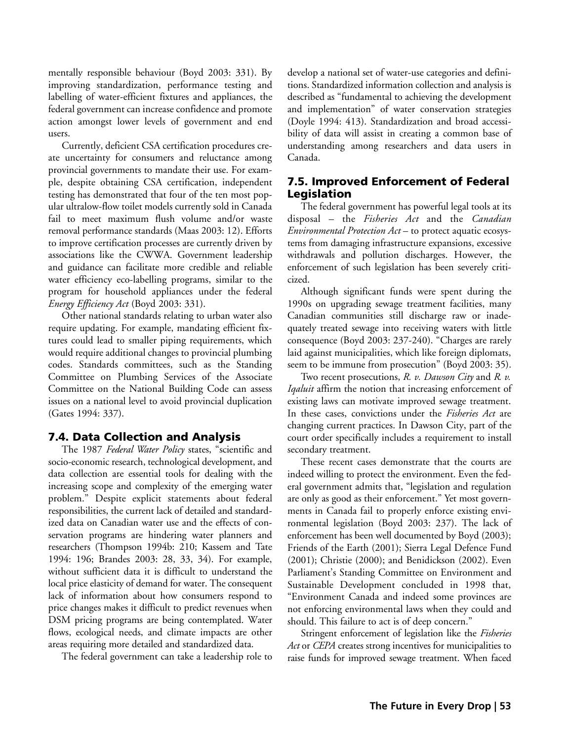mentally responsible behaviour (Boyd 2003: 331). By improving standardization, performance testing and labelling of water-efficient fixtures and appliances, the federal government can increase confidence and promote action amongst lower levels of government and end users.

Currently, deficient CSA certification procedures create uncertainty for consumers and reluctance among provincial governments to mandate their use. For example, despite obtaining CSA certification, independent testing has demonstrated that four of the ten most popular ultralow-flow toilet models currently sold in Canada fail to meet maximum flush volume and/or waste removal performance standards (Maas 2003: 12). Efforts to improve certification processes are currently driven by associations like the CWWA. Government leadership and guidance can facilitate more credible and reliable water efficiency eco-labelling programs, similar to the program for household appliances under the federal *Energy Efficiency Act* (Boyd 2003: 331).

Other national standards relating to urban water also require updating. For example, mandating efficient fixtures could lead to smaller piping requirements, which would require additional changes to provincial plumbing codes. Standards committees, such as the Standing Committee on Plumbing Services of the Associate Committee on the National Building Code can assess issues on a national level to avoid provincial duplication (Gates 1994: 337).

## 7.4. Data Collection and Analysis

The 1987 *Federal Water Policy* states, "scientific and socio-economic research, technological development, and data collection are essential tools for dealing with the increasing scope and complexity of the emerging water problem." Despite explicit statements about federal responsibilities, the current lack of detailed and standardized data on Canadian water use and the effects of conservation programs are hindering water planners and researchers (Thompson 1994b: 210; Kassem and Tate 1994: 196; Brandes 2003: 28, 33, 34). For example, without sufficient data it is difficult to understand the local price elasticity of demand for water. The consequent lack of information about how consumers respond to price changes makes it difficult to predict revenues when DSM pricing programs are being contemplated. Water flows, ecological needs, and climate impacts are other areas requiring more detailed and standardized data.

The federal government can take a leadership role to develop a national set of water-use categories and definitions. Standardized information collection and analysis is described as "fundamental to achieving the development and implementation" of water conservation strategies (Doyle 1994: 413). Standardization and broad accessibility of data will assist in creating a common base of understanding among researchers and data users in Canada.

## 7.5. Improved Enforcement of Federal Legislation

The federal government has powerful legal tools at its disposal – the *Fisheries Act* and the *Canadian Environmental Protection Act* – to protect aquatic ecosystems from damaging infrastructure expansions, excessive withdrawals and pollution discharges. However, the enforcement of such legislation has been severely criticized.

Although significant funds were spent during the 1990s on upgrading sewage treatment facilities, many Canadian communities still discharge raw or inadequately treated sewage into receiving waters with little consequence (Boyd 2003: 237-240). "Charges are rarely laid against municipalities, which like foreign diplomats, seem to be immune from prosecution" (Boyd 2003: 35).

Two recent prosecutions, *R. v. Dawson City* and *R. v. Iqaluit* affirm the notion that increasing enforcement of existing laws can motivate improved sewage treatment. In these cases, convictions under the *Fisheries Act* are changing current practices. In Dawson City, part of the court order specifically includes a requirement to install secondary treatment.

These recent cases demonstrate that the courts are indeed willing to protect the environment. Even the federal government admits that, "legislation and regulation are only as good as their enforcement." Yet most governments in Canada fail to properly enforce existing environmental legislation (Boyd 2003: 237). The lack of enforcement has been well documented by Boyd (2003); Friends of the Earth (2001); Sierra Legal Defence Fund (2001); Christie (2000); and Benidickson (2002). Even Parliament's Standing Committee on Environment and Sustainable Development concluded in 1998 that, "Environment Canada and indeed some provinces are not enforcing environmental laws when they could and should. This failure to act is of deep concern."

Stringent enforcement of legislation like the *Fisheries Act* or *CEPA* creates strong incentives for municipalities to raise funds for improved sewage treatment. When faced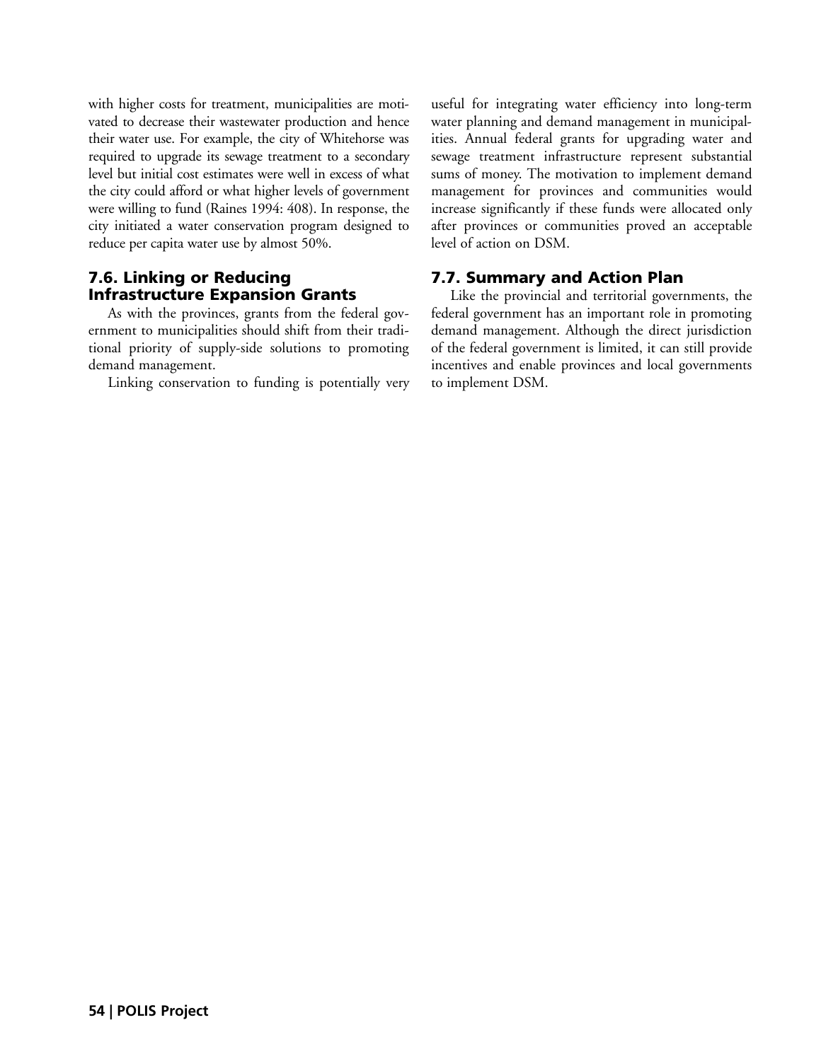with higher costs for treatment, municipalities are motivated to decrease their wastewater production and hence their water use. For example, the city of Whitehorse was required to upgrade its sewage treatment to a secondary level but initial cost estimates were well in excess of what the city could afford or what higher levels of government were willing to fund (Raines 1994: 408). In response, the city initiated a water conservation program designed to reduce per capita water use by almost 50%.

## 7.6. Linking or Reducing Infrastructure Expansion Grants

As with the provinces, grants from the federal government to municipalities should shift from their traditional priority of supply-side solutions to promoting demand management.

Linking conservation to funding is potentially very useful for integrating water efficiency into long-term water planning and demand management in municipalities. Annual federal grants for upgrading water and sewage treatment infrastructure represent substantial sums of money. The motivation to implement demand management for provinces and communities would increase significantly if these funds were allocated only after provinces or communities proved an acceptable level of action on DSM.

## 7.7. Summary and Action Plan

Like the provincial and territorial governments, the federal government has an important role in promoting demand management. Although the direct jurisdiction of the federal government is limited, it can still provide incentives and enable provinces and local governments to implement DSM.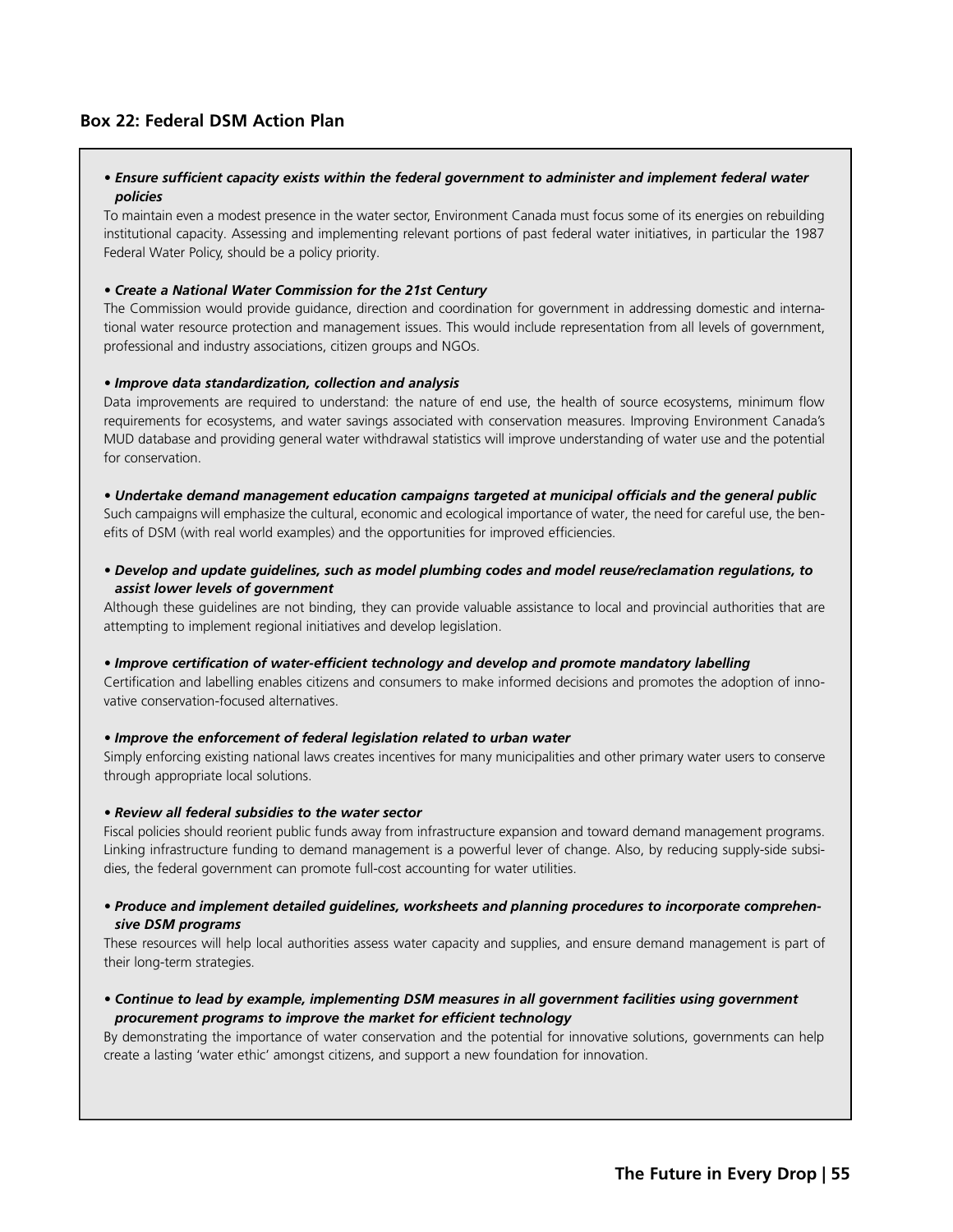### Box 22: Federal DSM Action Plan

- ***Ensure sufficient capacity exists within the federal government to administer and implement federal water policies***

To maintain even a modest presence in the water sector, Environment Canada must focus some of its energies on rebuilding institutional capacity. Assessing and implementing relevant portions of past federal water initiatives, in particular the 1987 Federal Water Policy, should be a policy priority.

- ***Create a National Water Commission for the 21st Century***

The Commission would provide guidance, direction and coordination for government in addressing domestic and international water resource protection and management issues. This would include representation from all levels of government, professional and industry associations, citizen groups and NGOs.

- ***Improve data standardization, collection and analysis***

Data improvements are required to understand: the nature of end use, the health of source ecosystems, minimum flow requirements for ecosystems, and water savings associated with conservation measures. Improving Environment Canada's MUD database and providing general water withdrawal statistics will improve understanding of water use and the potential for conservation.

- ***Undertake demand management education campaigns targeted at municipal officials and the general public***

Such campaigns will emphasize the cultural, economic and ecological importance of water, the need for careful use, the benefits of DSM (with real world examples) and the opportunities for improved efficiencies.

- ***Develop and update guidelines, such as model plumbing codes and model reuse/reclamation regulations, to assist lower levels of government***

Although these guidelines are not binding, they can provide valuable assistance to local and provincial authorities that are attempting to implement regional initiatives and develop legislation.

- ***Improve certification of water-efficient technology and develop and promote mandatory labelling***

Certification and labelling enables citizens and consumers to make informed decisions and promotes the adoption of innovative conservation-focused alternatives.

- ***Improve the enforcement of federal legislation related to urban water***

Simply enforcing existing national laws creates incentives for many municipalities and other primary water users to conserve through appropriate local solutions.

- ***Review all federal subsidies to the water sector***

Fiscal policies should reorient public funds away from infrastructure expansion and toward demand management programs. Linking infrastructure funding to demand management is a powerful lever of change. Also, by reducing supply-side subsidies, the federal government can promote full-cost accounting for water utilities.

- ***Produce and implement detailed guidelines, worksheets and planning procedures to incorporate comprehensive DSM programs***

These resources will help local authorities assess water capacity and supplies, and ensure demand management is part of their long-term strategies.

- ***Continue to lead by example, implementing DSM measures in all government facilities using government procurement programs to improve the market for efficient technology***

By demonstrating the importance of water conservation and the potential for innovative solutions, governments can help create a lasting 'water ethic' amongst citizens, and support a new foundation for innovation.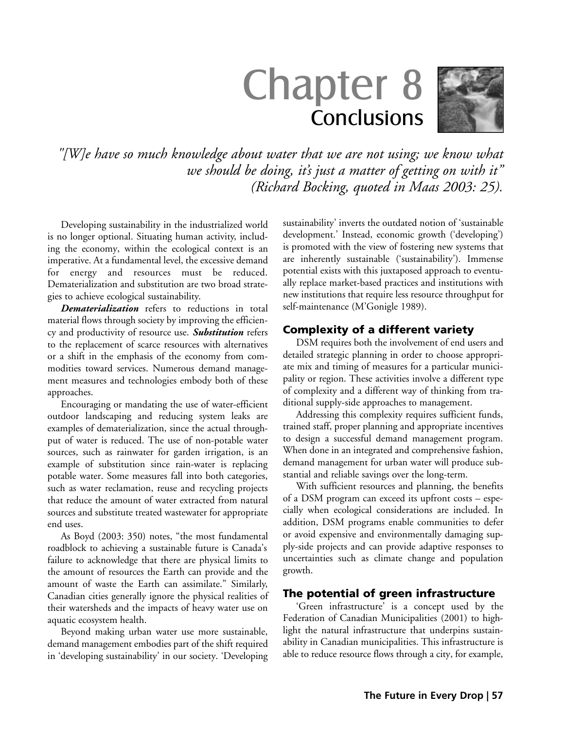# Chapter 8
## Conclusions

*"[W]e have so much knowledge about water that we are not using; we know what we should be doing, it's just a matter of getting on with it" (Richard Bocking, quoted in Maas 2003: 25).*

Developing sustainability in the industrialized world is no longer optional. Situating human activity, including the economy, within the ecological context is an imperative. At a fundamental level, the excessive demand for energy and resources must be reduced. Dematerialization and substitution are two broad strategies to achieve ecological sustainability.

***Dematerialization*** refers to reductions in total material flows through society by improving the efficiency and productivity of resource use. ***Substitution*** refers to the replacement of scarce resources with alternatives or a shift in the emphasis of the economy from commodities toward services. Numerous demand management measures and technologies embody both of these approaches.

Encouraging or mandating the use of water-efficient outdoor landscaping and reducing system leaks are examples of dematerialization, since the actual throughput of water is reduced. The use of non-potable water sources, such as rainwater for garden irrigation, is an example of substitution since rain-water is replacing potable water. Some measures fall into both categories, such as water reclamation, reuse and recycling projects that reduce the amount of water extracted from natural sources and substitute treated wastewater for appropriate end uses.

As Boyd (2003: 350) notes, "the most fundamental roadblock to achieving a sustainable future is Canada's failure to acknowledge that there are physical limits to the amount of resources the Earth can provide and the amount of waste the Earth can assimilate." Similarly, Canadian cities generally ignore the physical realities of their watersheds and the impacts of heavy water use on aquatic ecosystem health.

Beyond making urban water use more sustainable, demand management embodies part of the shift required in 'developing sustainability' in our society. 'Developing sustainability' inverts the outdated notion of 'sustainable development.' Instead, economic growth ('developing') is promoted with the view of fostering new systems that are inherently sustainable ('sustainability'). Immense potential exists with this juxtaposed approach to eventually replace market-based practices and institutions with new institutions that require less resource throughput for self-maintenance (M'Gonigle 1989).

### Complexity of a different variety

DSM requires both the involvement of end users and detailed strategic planning in order to choose appropriate mix and timing of measures for a particular municipality or region. These activities involve a different type of complexity and a different way of thinking from traditional supply-side approaches to management.

Addressing this complexity requires sufficient funds, trained staff, proper planning and appropriate incentives to design a successful demand management program. When done in an integrated and comprehensive fashion, demand management for urban water will produce substantial and reliable savings over the long-term.

With sufficient resources and planning, the benefits of a DSM program can exceed its upfront costs – especially when ecological considerations are included. In addition, DSM programs enable communities to defer or avoid expensive and environmentally damaging supply-side projects and can provide adaptive responses to uncertainties such as climate change and population growth.

### The potential of green infrastructure

'Green infrastructure' is a concept used by the Federation of Canadian Municipalities (2001) to highlight the natural infrastructure that underpins sustainability in Canadian municipalities. This infrastructure is able to reduce resource flows through a city, for example,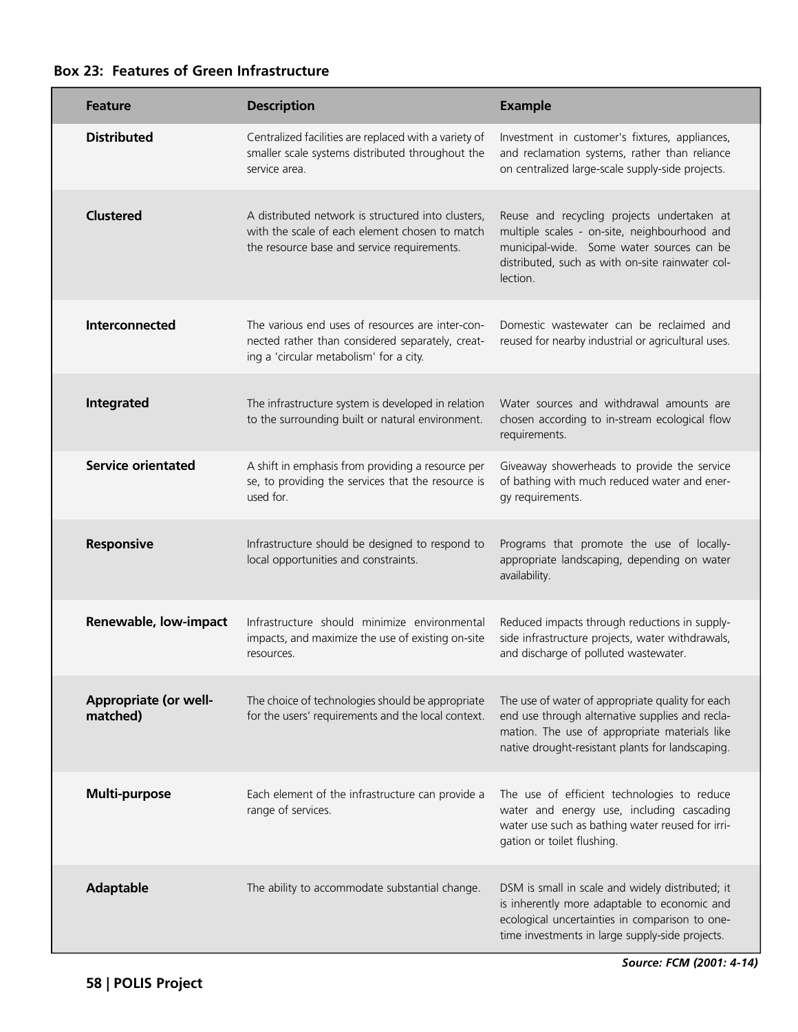**Box 23: Features of Green Infrastructure**

| Feature | Description | Example |
|---|---|---|
| **Distributed** | Centralized facilities are replaced with a variety of smaller scale systems distributed throughout the service area. | Investment in customer's fixtures, appliances, and reclamation systems, rather than reliance on centralized large-scale supply-side projects. |
| **Clustered** | A distributed network is structured into clusters, with the scale of each element chosen to match the resource base and service requirements. | Reuse and recycling projects undertaken at multiple scales - on-site, neighbourhood and municipal-wide. Some water sources can be distributed, such as with on-site rainwater collection. |
| **Interconnected** | The various end uses of resources are inter-connected rather than considered separately, creating a 'circular metabolism' for a city. | Domestic wastewater can be reclaimed and reused for nearby industrial or agricultural uses. |
| **Integrated** | The infrastructure system is developed in relation to the surrounding built or natural environment. | Water sources and withdrawal amounts are chosen according to in-stream ecological flow requirements. |
| **Service orientated** | A shift in emphasis from providing a resource per se, to providing the services that the resource is used for. | Giveaway showerheads to provide the service of bathing with much reduced water and energy requirements. |
| **Responsive** | Infrastructure should be designed to respond to local opportunities and constraints. | Programs that promote the use of locally-appropriate landscaping, depending on water availability. |
| **Renewable, low-impact** | Infrastructure should minimize environmental impacts, and maximize the use of existing on-site resources. | Reduced impacts through reductions in supply-side infrastructure projects, water withdrawals, and discharge of polluted wastewater. |
| **Appropriate (or well-matched)** | The choice of technologies should be appropriate for the users' requirements and the local context. | The use of water of appropriate quality for each end use through alternative supplies and reclamation. The use of appropriate materials like native drought-resistant plants for landscaping. |
| **Multi-purpose** | Each element of the infrastructure can provide a range of services. | The use of efficient technologies to reduce water and energy use, including cascading water use such as bathing water reused for irrigation or toilet flushing. |
| **Adaptable** | The ability to accommodate substantial change. | DSM is small in scale and widely distributed; it is inherently more adaptable to economic and ecological uncertainties in comparison to one-time investments in large supply-side projects. |

***Source: FCM (2001: 4-14)***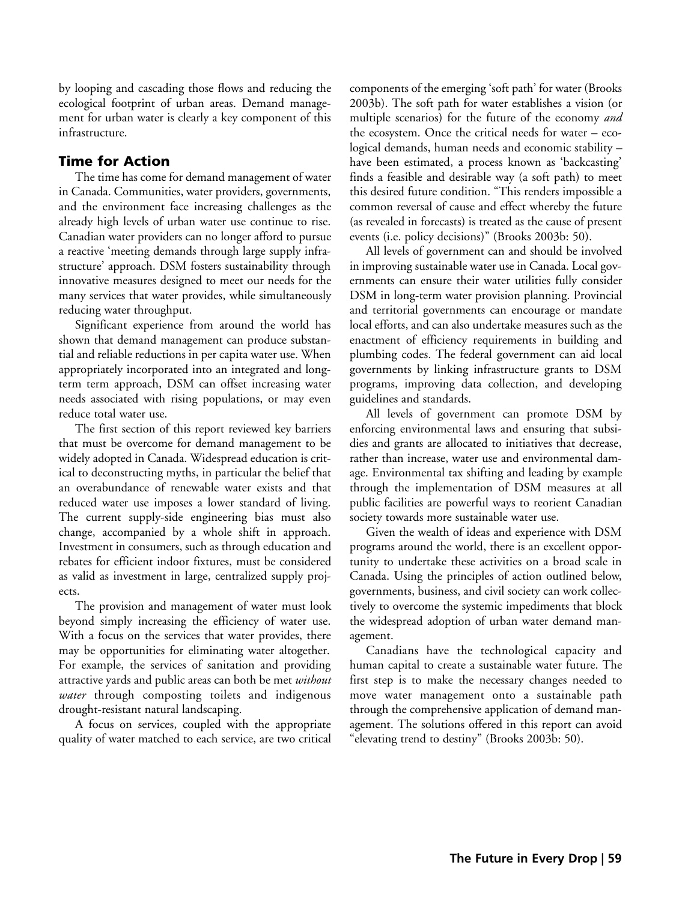by looping and cascading those flows and reducing the ecological footprint of urban areas. Demand management for urban water is clearly a key component of this infrastructure.

## Time for Action

The time has come for demand management of water in Canada. Communities, water providers, governments, and the environment face increasing challenges as the already high levels of urban water use continue to rise. Canadian water providers can no longer afford to pursue a reactive 'meeting demands through large supply infrastructure' approach. DSM fosters sustainability through innovative measures designed to meet our needs for the many services that water provides, while simultaneously reducing water throughput.

Significant experience from around the world has shown that demand management can produce substantial and reliable reductions in per capita water use. When appropriately incorporated into an integrated and long-term term approach, DSM can offset increasing water needs associated with rising populations, or may even reduce total water use.

The first section of this report reviewed key barriers that must be overcome for demand management to be widely adopted in Canada. Widespread education is critical to deconstructing myths, in particular the belief that an overabundance of renewable water exists and that reduced water use imposes a lower standard of living. The current supply-side engineering bias must also change, accompanied by a whole shift in approach. Investment in consumers, such as through education and rebates for efficient indoor fixtures, must be considered as valid as investment in large, centralized supply projects.

The provision and management of water must look beyond simply increasing the efficiency of water use. With a focus on the services that water provides, there may be opportunities for eliminating water altogether. For example, the services of sanitation and providing attractive yards and public areas can both be met *without water* through composting toilets and indigenous drought-resistant natural landscaping.

A focus on services, coupled with the appropriate quality of water matched to each service, are two critical components of the emerging 'soft path' for water (Brooks 2003b). The soft path for water establishes a vision (or multiple scenarios) for the future of the economy *and* the ecosystem. Once the critical needs for water – ecological demands, human needs and economic stability – have been estimated, a process known as 'backcasting' finds a feasible and desirable way (a soft path) to meet this desired future condition. "This renders impossible a common reversal of cause and effect whereby the future (as revealed in forecasts) is treated as the cause of present events (i.e. policy decisions)" (Brooks 2003b: 50).

All levels of government can and should be involved in improving sustainable water use in Canada. Local governments can ensure their water utilities fully consider DSM in long-term water provision planning. Provincial and territorial governments can encourage or mandate local efforts, and can also undertake measures such as the enactment of efficiency requirements in building and plumbing codes. The federal government can aid local governments by linking infrastructure grants to DSM programs, improving data collection, and developing guidelines and standards.

All levels of government can promote DSM by enforcing environmental laws and ensuring that subsidies and grants are allocated to initiatives that decrease, rather than increase, water use and environmental damage. Environmental tax shifting and leading by example through the implementation of DSM measures at all public facilities are powerful ways to reorient Canadian society towards more sustainable water use.

Given the wealth of ideas and experience with DSM programs around the world, there is an excellent opportunity to undertake these activities on a broad scale in Canada. Using the principles of action outlined below, governments, business, and civil society can work collectively to overcome the systemic impediments that block the widespread adoption of urban water demand management.

Canadians have the technological capacity and human capital to create a sustainable water future. The first step is to make the necessary changes needed to move water management onto a sustainable path through the comprehensive application of demand management. The solutions offered in this report can avoid "elevating trend to destiny" (Brooks 2003b: 50).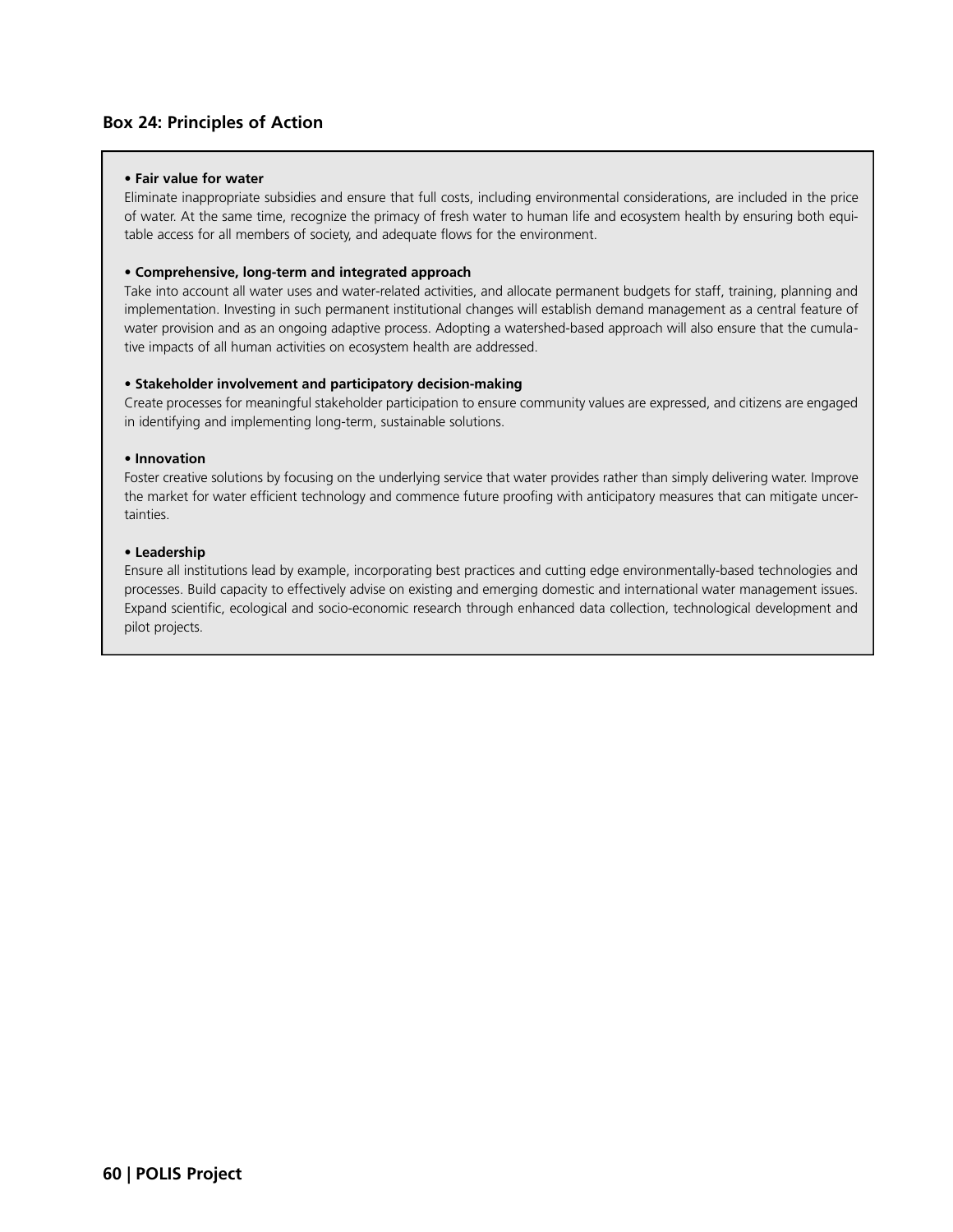### Box 24: Principles of Action

- **Fair value for water**

  Eliminate inappropriate subsidies and ensure that full costs, including environmental considerations, are included in the price of water. At the same time, recognize the primacy of fresh water to human life and ecosystem health by ensuring both equitable access for all members of society, and adequate flows for the environment.

- **Comprehensive, long-term and integrated approach**

  Take into account all water uses and water-related activities, and allocate permanent budgets for staff, training, planning and implementation. Investing in such permanent institutional changes will establish demand management as a central feature of water provision and as an ongoing adaptive process. Adopting a watershed-based approach will also ensure that the cumulative impacts of all human activities on ecosystem health are addressed.

- **Stakeholder involvement and participatory decision-making**

  Create processes for meaningful stakeholder participation to ensure community values are expressed, and citizens are engaged in identifying and implementing long-term, sustainable solutions.

- **Innovation**

  Foster creative solutions by focusing on the underlying service that water provides rather than simply delivering water. Improve the market for water efficient technology and commence future proofing with anticipatory measures that can mitigate uncertainties.

- **Leadership**

  Ensure all institutions lead by example, incorporating best practices and cutting edge environmentally-based technologies and processes. Build capacity to effectively advise on existing and emerging domestic and international water management issues. Expand scientific, ecological and socio-economic research through enhanced data collection, technological development and pilot projects.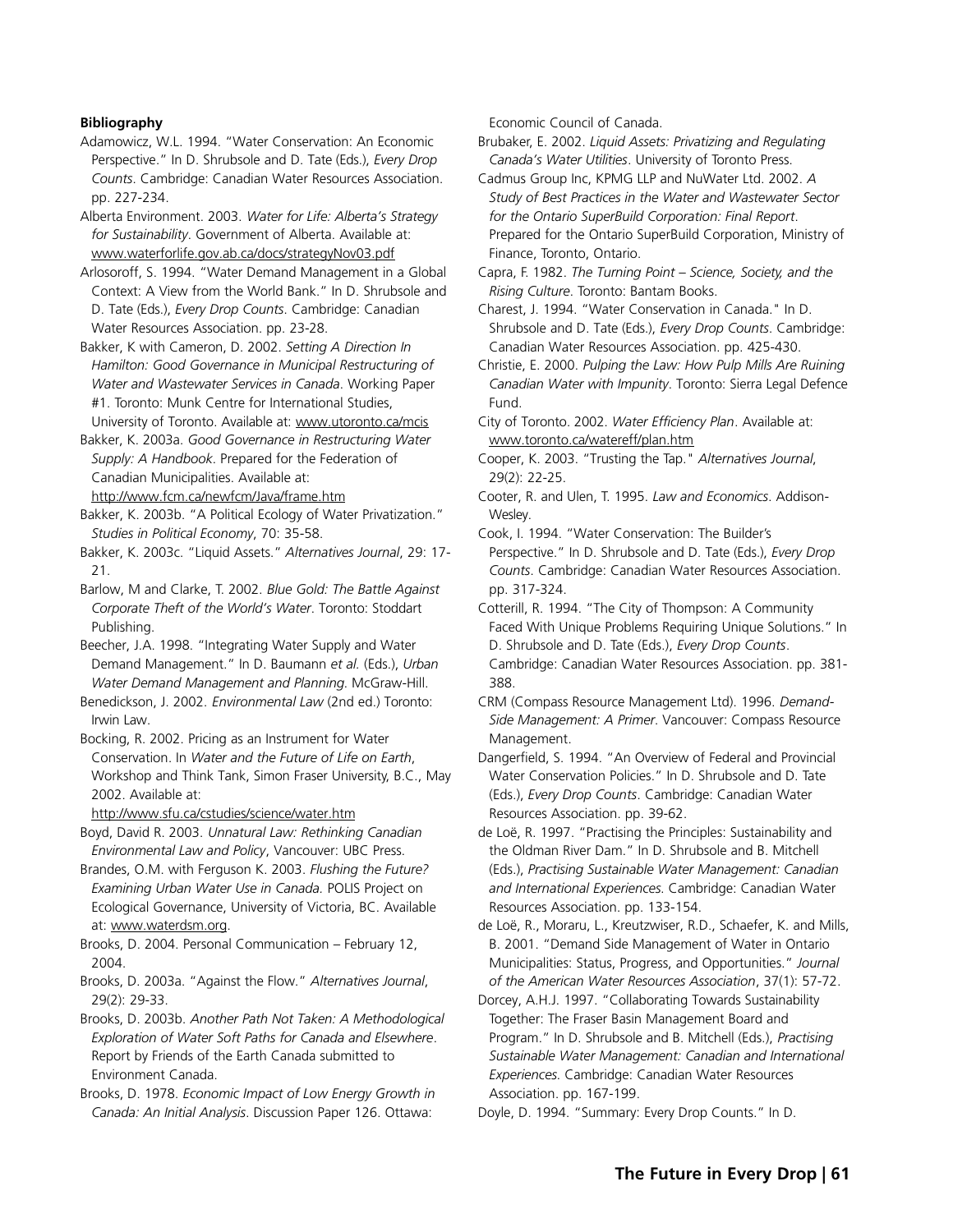**Bibliography**

Adamowicz, W.L. 1994. "Water Conservation: An Economic Perspective." In D. Shrubsole and D. Tate (Eds.), *Every Drop Counts*. Cambridge: Canadian Water Resources Association. pp. 227-234.

Alberta Environment. 2003. *Water for Life: Alberta's Strategy for Sustainability*. Government of Alberta. Available at: www.waterforlife.gov.ab.ca/docs/strategyNov03.pdf

Arlosoroff, S. 1994. "Water Demand Management in a Global Context: A View from the World Bank." In D. Shrubsole and D. Tate (Eds.), *Every Drop Counts*. Cambridge: Canadian Water Resources Association. pp. 23-28.

Bakker, K with Cameron, D. 2002. *Setting A Direction In Hamilton: Good Governance in Municipal Restructuring of Water and Wastewater Services in Canada*. Working Paper #1. Toronto: Munk Centre for International Studies, University of Toronto. Available at: www.utoronto.ca/mcis

Bakker, K. 2003a. *Good Governance in Restructuring Water Supply: A Handbook*. Prepared for the Federation of Canadian Municipalities. Available at: http://www.fcm.ca/newfcm/Java/frame.htm

Bakker, K. 2003b. "A Political Ecology of Water Privatization." *Studies in Political Economy*, 70: 35-58.

Bakker, K. 2003c. "Liquid Assets." *Alternatives Journal*, 29: 17-21.

Barlow, M and Clarke, T. 2002. *Blue Gold: The Battle Against Corporate Theft of the World's Water*. Toronto: Stoddart Publishing.

Beecher, J.A. 1998. "Integrating Water Supply and Water Demand Management." In D. Baumann *et al.* (Eds.), *Urban Water Demand Management and Planning*. McGraw-Hill.

Benedickson, J. 2002. *Environmental Law* (2nd ed.) Toronto: Irwin Law.

Bocking, R. 2002. Pricing as an Instrument for Water Conservation. In *Water and the Future of Life on Earth*, Workshop and Think Tank, Simon Fraser University, B.C., May 2002. Available at: http://www.sfu.ca/cstudies/science/water.htm

Boyd, David R. 2003. *Unnatural Law: Rethinking Canadian Environmental Law and Policy*, Vancouver: UBC Press.

Brandes, O.M. with Ferguson K. 2003. *Flushing the Future? Examining Urban Water Use in Canada.* POLIS Project on Ecological Governance, University of Victoria, BC. Available at: www.waterdsm.org.

Brooks, D. 2004. Personal Communication – February 12, 2004.

Brooks, D. 2003a. "Against the Flow." *Alternatives Journal*, 29(2): 29-33.

Brooks, D. 2003b. *Another Path Not Taken: A Methodological Exploration of Water Soft Paths for Canada and Elsewhere*. Report by Friends of the Earth Canada submitted to Environment Canada.

Brooks, D. 1978. *Economic Impact of Low Energy Growth in Canada: An Initial Analysis*. Discussion Paper 126. Ottawa: Economic Council of Canada.

Brubaker, E. 2002. *Liquid Assets: Privatizing and Regulating Canada's Water Utilities*. University of Toronto Press.

Cadmus Group Inc, KPMG LLP and NuWater Ltd. 2002. *A Study of Best Practices in the Water and Wastewater Sector for the Ontario SuperBuild Corporation: Final Report*. Prepared for the Ontario SuperBuild Corporation, Ministry of Finance, Toronto, Ontario.

Capra, F. 1982. *The Turning Point – Science, Society, and the Rising Culture*. Toronto: Bantam Books.

Charest, J. 1994. "Water Conservation in Canada." In D. Shrubsole and D. Tate (Eds.), *Every Drop Counts*. Cambridge: Canadian Water Resources Association. pp. 425-430.

Christie, E. 2000. *Pulping the Law: How Pulp Mills Are Ruining Canadian Water with Impunity*. Toronto: Sierra Legal Defence Fund.

City of Toronto. 2002. *Water Efficiency Plan*. Available at: www.toronto.ca/watereff/plan.htm

Cooper, K. 2003. "Trusting the Tap." *Alternatives Journal*, 29(2): 22-25.

Cooter, R. and Ulen, T. 1995. *Law and Economics*. Addison-Wesley.

Cook, I. 1994. "Water Conservation: The Builder's Perspective." In D. Shrubsole and D. Tate (Eds.), *Every Drop Counts*. Cambridge: Canadian Water Resources Association. pp. 317-324.

Cotterill, R. 1994. "The City of Thompson: A Community Faced With Unique Problems Requiring Unique Solutions." In D. Shrubsole and D. Tate (Eds.), *Every Drop Counts*. Cambridge: Canadian Water Resources Association. pp. 381-388.

CRM (Compass Resource Management Ltd). 1996. *Demand-Side Management: A Primer*. Vancouver: Compass Resource Management.

Dangerfield, S. 1994. "An Overview of Federal and Provincial Water Conservation Policies." In D. Shrubsole and D. Tate (Eds.), *Every Drop Counts*. Cambridge: Canadian Water Resources Association. pp. 39-62.

de Loë, R. 1997. "Practising the Principles: Sustainability and the Oldman River Dam." In D. Shrubsole and B. Mitchell (Eds.), *Practising Sustainable Water Management: Canadian and International Experiences.* Cambridge: Canadian Water Resources Association. pp. 133-154.

de Loë, R., Moraru, L., Kreutzwiser, R.D., Schaefer, K. and Mills, B. 2001. "Demand Side Management of Water in Ontario Municipalities: Status, Progress, and Opportunities." *Journal of the American Water Resources Association*, 37(1): 57-72.

Dorcey, A.H.J. 1997. "Collaborating Towards Sustainability Together: The Fraser Basin Management Board and Program." In D. Shrubsole and B. Mitchell (Eds.), *Practising Sustainable Water Management: Canadian and International Experiences.* Cambridge: Canadian Water Resources Association. pp. 167-199.

Doyle, D. 1994. "Summary: Every Drop Counts." In D.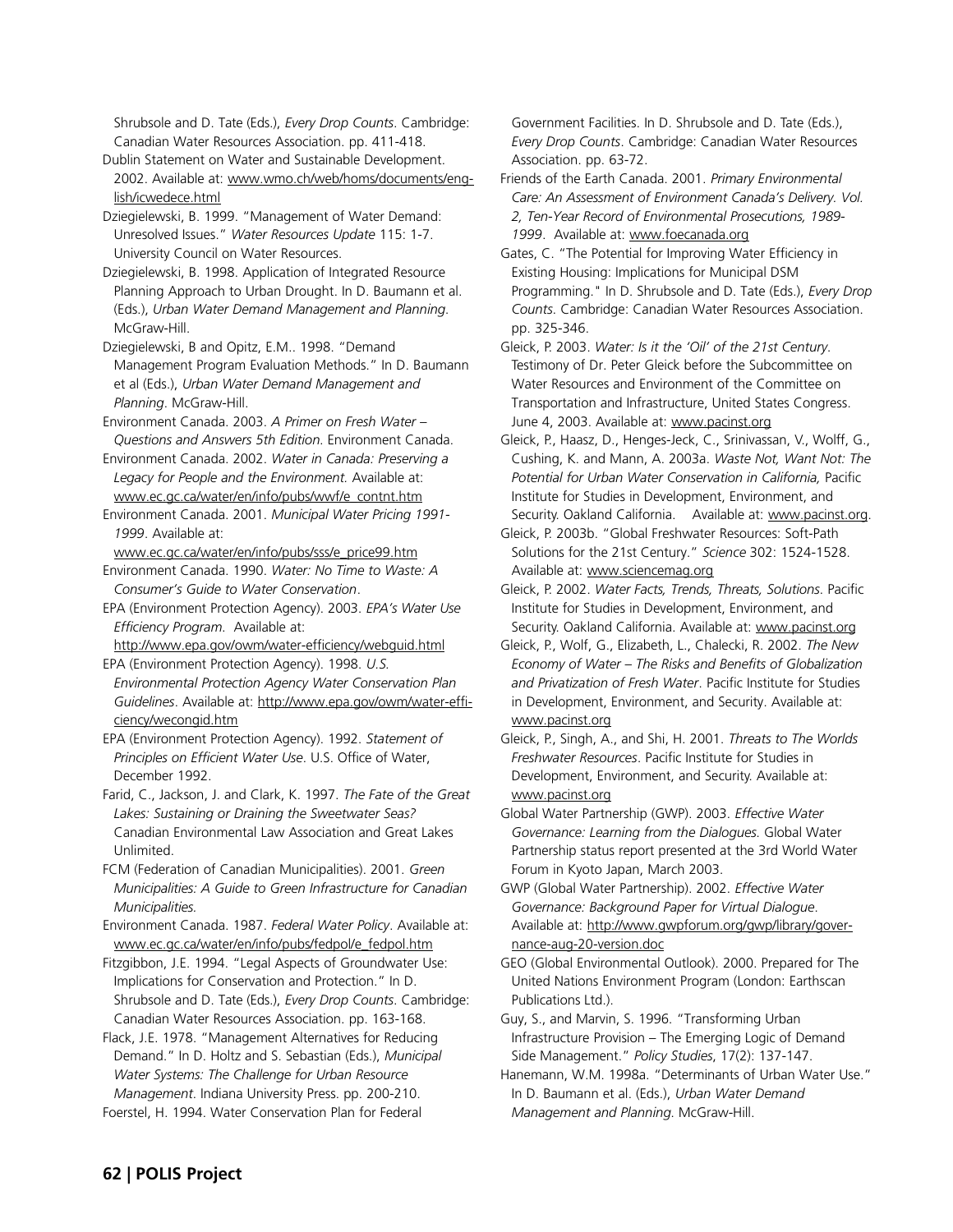Shrubsole and D. Tate (Eds.), *Every Drop Counts*. Cambridge: Canadian Water Resources Association. pp. 411-418.

Dublin Statement on Water and Sustainable Development. 2002. Available at: www.wmo.ch/web/homs/documents/english/icwedece.html

Dziegielewski, B. 1999. "Management of Water Demand: Unresolved Issues." *Water Resources Update* 115: 1-7. University Council on Water Resources.

Dziegielewski, B. 1998. Application of Integrated Resource Planning Approach to Urban Drought. In D. Baumann et al. (Eds.), *Urban Water Demand Management and Planning*. McGraw-Hill.

Dziegielewski, B and Opitz, E.M.. 1998. "Demand Management Program Evaluation Methods." In D. Baumann et al (Eds.), *Urban Water Demand Management and Planning*. McGraw-Hill.

Environment Canada. 2003. *A Primer on Fresh Water – Questions and Answers 5th Edition*. Environment Canada.

Environment Canada. 2002. *Water in Canada: Preserving a Legacy for People and the Environment.* Available at: www.ec.gc.ca/water/en/info/pubs/wwf/e_contnt.htm

Environment Canada. 2001. *Municipal Water Pricing 1991-1999*. Available at: www.ec.gc.ca/water/en/info/pubs/sss/e_price99.htm

Environment Canada. 1990. *Water: No Time to Waste: A Consumer's Guide to Water Conservation*.

EPA (Environment Protection Agency). 2003. *EPA's Water Use Efficiency Program.* Available at: http://www.epa.gov/owm/water-efficiency/webguid.html

EPA (Environment Protection Agency). 1998. *U.S. Environmental Protection Agency Water Conservation Plan Guidelines*. Available at: http://www.epa.gov/owm/water-efficiency/wecongid.htm

EPA (Environment Protection Agency). 1992. *Statement of Principles on Efficient Water Use*. U.S. Office of Water, December 1992.

Farid, C., Jackson, J. and Clark, K. 1997. *The Fate of the Great Lakes: Sustaining or Draining the Sweetwater Seas?* Canadian Environmental Law Association and Great Lakes Unlimited.

FCM (Federation of Canadian Municipalities). 2001. *Green Municipalities: A Guide to Green Infrastructure for Canadian Municipalities.*

Environment Canada. 1987. *Federal Water Policy*. Available at: www.ec.gc.ca/water/en/info/pubs/fedpol/e_fedpol.htm

Fitzgibbon, J.E. 1994. "Legal Aspects of Groundwater Use: Implications for Conservation and Protection." In D. Shrubsole and D. Tate (Eds.), *Every Drop Counts*. Cambridge: Canadian Water Resources Association. pp. 163-168.

Flack, J.E. 1978. "Management Alternatives for Reducing Demand." In D. Holtz and S. Sebastian (Eds.), *Municipal Water Systems: The Challenge for Urban Resource Management*. Indiana University Press. pp. 200-210.

Foerstel, H. 1994. Water Conservation Plan for Federal Government Facilities. In D. Shrubsole and D. Tate (Eds.), *Every Drop Counts*. Cambridge: Canadian Water Resources Association. pp. 63-72.

Friends of the Earth Canada. 2001. *Primary Environmental Care: An Assessment of Environment Canada's Delivery. Vol. 2, Ten-Year Record of Environmental Prosecutions, 1989-1999*. Available at: www.foecanada.org

Gates, C. "The Potential for Improving Water Efficiency in Existing Housing: Implications for Municipal DSM Programming." In D. Shrubsole and D. Tate (Eds.), *Every Drop Counts*. Cambridge: Canadian Water Resources Association. pp. 325-346.

Gleick, P. 2003. *Water: Is it the 'Oil' of the 21st Century.* Testimony of Dr. Peter Gleick before the Subcommittee on Water Resources and Environment of the Committee on Transportation and Infrastructure, United States Congress. June 4, 2003. Available at: www.pacinst.org

Gleick, P., Haasz, D., Henges-Jeck, C., Srinivassan, V., Wolff, G., Cushing, K. and Mann, A. 2003a. *Waste Not, Want Not: The Potential for Urban Water Conservation in California,* Pacific Institute for Studies in Development, Environment, and Security. Oakland California. Available at: www.pacinst.org.

Gleick, P. 2003b. "Global Freshwater Resources: Soft-Path Solutions for the 21st Century." *Science* 302: 1524-1528. Available at: www.sciencemag.org

Gleick, P. 2002. *Water Facts, Trends, Threats, Solutions*. Pacific Institute for Studies in Development, Environment, and Security. Oakland California. Available at: www.pacinst.org

Gleick, P., Wolf, G., Elizabeth, L., Chalecki, R. 2002. *The New Economy of Water – The Risks and Benefits of Globalization and Privatization of Fresh Water*. Pacific Institute for Studies in Development, Environment, and Security. Available at: www.pacinst.org

Gleick, P., Singh, A., and Shi, H. 2001. *Threats to The Worlds Freshwater Resources*. Pacific Institute for Studies in Development, Environment, and Security. Available at: www.pacinst.org

Global Water Partnership (GWP). 2003. *Effective Water Governance: Learning from the Dialogues.* Global Water Partnership status report presented at the 3rd World Water Forum in Kyoto Japan, March 2003.

GWP (Global Water Partnership). 2002. *Effective Water Governance: Background Paper for Virtual Dialogue*. Available at: http://www.gwpforum.org/gwp/library/governance-aug-20-version.doc

GEO (Global Environmental Outlook). 2000. Prepared for The United Nations Environment Program (London: Earthscan Publications Ltd.).

Guy, S., and Marvin, S. 1996. "Transforming Urban Infrastructure Provision – The Emerging Logic of Demand Side Management." *Policy Studies*, 17(2): 137-147.

Hanemann, W.M. 1998a. "Determinants of Urban Water Use." In D. Baumann et al. (Eds.), *Urban Water Demand Management and Planning*. McGraw-Hill.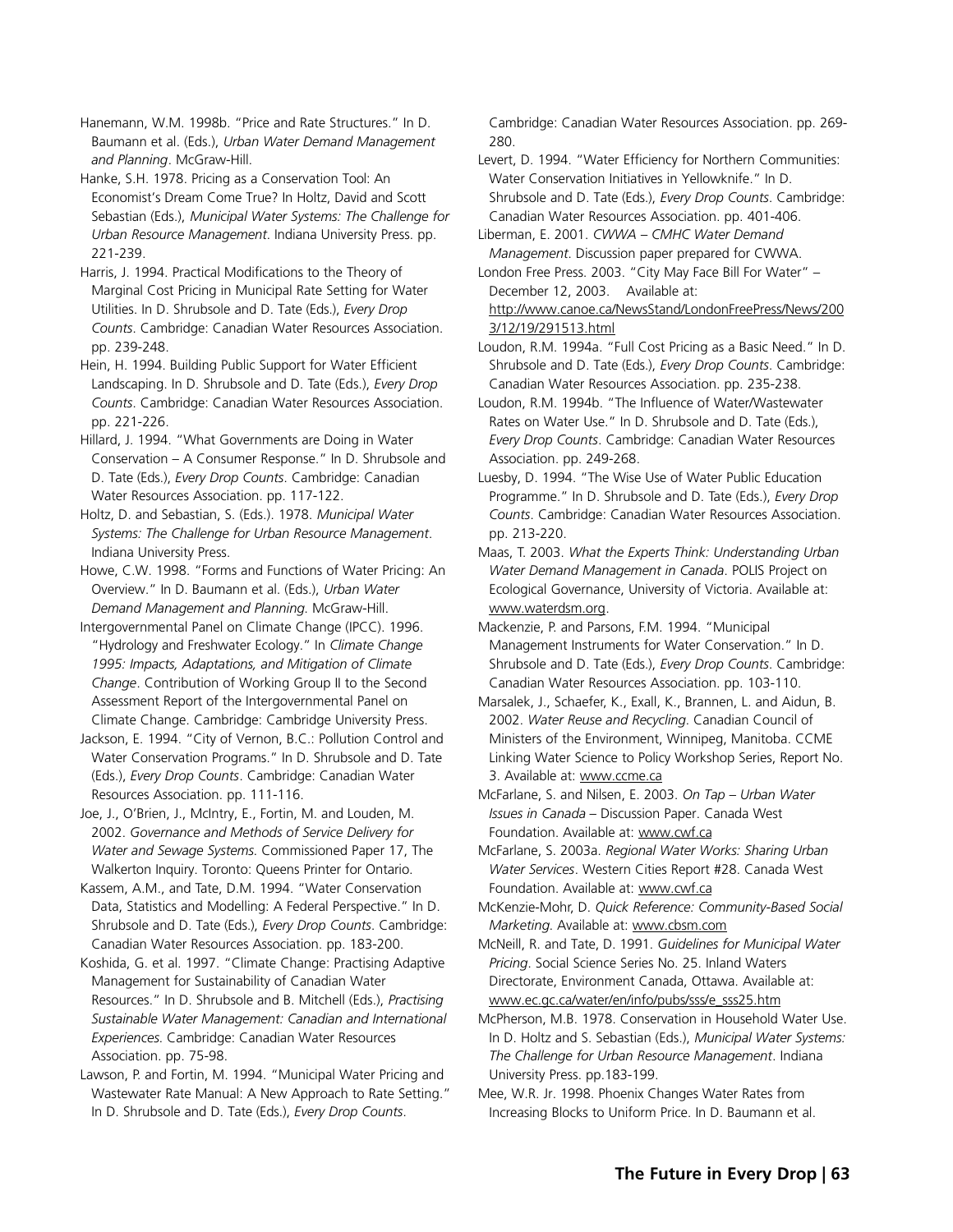Hanemann, W.M. 1998b. "Price and Rate Structures." In D. Baumann et al. (Eds.), *Urban Water Demand Management and Planning*. McGraw-Hill.

Hanke, S.H. 1978. Pricing as a Conservation Tool: An Economist's Dream Come True? In Holtz, David and Scott Sebastian (Eds.), *Municipal Water Systems: The Challenge for Urban Resource Management*. Indiana University Press. pp. 221-239.

Harris, J. 1994. Practical Modifications to the Theory of Marginal Cost Pricing in Municipal Rate Setting for Water Utilities. In D. Shrubsole and D. Tate (Eds.), *Every Drop Counts*. Cambridge: Canadian Water Resources Association. pp. 239-248.

Hein, H. 1994. Building Public Support for Water Efficient Landscaping. In D. Shrubsole and D. Tate (Eds.), *Every Drop Counts*. Cambridge: Canadian Water Resources Association. pp. 221-226.

Hillard, J. 1994. "What Governments are Doing in Water Conservation – A Consumer Response." In D. Shrubsole and D. Tate (Eds.), *Every Drop Counts*. Cambridge: Canadian Water Resources Association. pp. 117-122.

Holtz, D. and Sebastian, S. (Eds.). 1978. *Municipal Water Systems: The Challenge for Urban Resource Management*. Indiana University Press.

Howe, C.W. 1998. "Forms and Functions of Water Pricing: An Overview." In D. Baumann et al. (Eds.), *Urban Water Demand Management and Planning.* McGraw-Hill.

Intergovernmental Panel on Climate Change (IPCC). 1996. "Hydrology and Freshwater Ecology." In *Climate Change 1995: Impacts, Adaptations, and Mitigation of Climate Change*. Contribution of Working Group II to the Second Assessment Report of the Intergovernmental Panel on Climate Change. Cambridge: Cambridge University Press.

Jackson, E. 1994. "City of Vernon, B.C.: Pollution Control and Water Conservation Programs." In D. Shrubsole and D. Tate (Eds.), *Every Drop Counts*. Cambridge: Canadian Water Resources Association. pp. 111-116.

Joe, J., O'Brien, J., McIntry, E., Fortin, M. and Louden, M. 2002. *Governance and Methods of Service Delivery for Water and Sewage Systems.* Commissioned Paper 17, The Walkerton Inquiry. Toronto: Queens Printer for Ontario.

Kassem, A.M., and Tate, D.M. 1994. "Water Conservation Data, Statistics and Modelling: A Federal Perspective." In D. Shrubsole and D. Tate (Eds.), *Every Drop Counts*. Cambridge: Canadian Water Resources Association. pp. 183-200.

Koshida, G. et al. 1997. "Climate Change: Practising Adaptive Management for Sustainability of Canadian Water Resources." In D. Shrubsole and B. Mitchell (Eds.), *Practising Sustainable Water Management: Canadian and International Experiences.* Cambridge: Canadian Water Resources Association. pp. 75-98.

Lawson, P. and Fortin, M. 1994. "Municipal Water Pricing and Wastewater Rate Manual: A New Approach to Rate Setting." In D. Shrubsole and D. Tate (Eds.), *Every Drop Counts*. Cambridge: Canadian Water Resources Association. pp. 269-280.

Levert, D. 1994. "Water Efficiency for Northern Communities: Water Conservation Initiatives in Yellowknife." In D. Shrubsole and D. Tate (Eds.), *Every Drop Counts*. Cambridge: Canadian Water Resources Association. pp. 401-406.

Liberman, E. 2001. *CWWA – CMHC Water Demand Management*. Discussion paper prepared for CWWA.

London Free Press. 2003. "City May Face Bill For Water" – December 12, 2003. Available at: http://www.canoe.ca/NewsStand/LondonFreePress/News/2003/12/19/291513.html

Loudon, R.M. 1994a. "Full Cost Pricing as a Basic Need." In D. Shrubsole and D. Tate (Eds.), *Every Drop Counts*. Cambridge: Canadian Water Resources Association. pp. 235-238.

Loudon, R.M. 1994b. "The Influence of Water/Wastewater Rates on Water Use." In D. Shrubsole and D. Tate (Eds.), *Every Drop Counts*. Cambridge: Canadian Water Resources Association. pp. 249-268.

Luesby, D. 1994. "The Wise Use of Water Public Education Programme." In D. Shrubsole and D. Tate (Eds.), *Every Drop Counts*. Cambridge: Canadian Water Resources Association. pp. 213-220.

Maas, T. 2003. *What the Experts Think: Understanding Urban Water Demand Management in Canada*. POLIS Project on Ecological Governance, University of Victoria. Available at: www.waterdsm.org.

Mackenzie, P. and Parsons, F.M. 1994. "Municipal Management Instruments for Water Conservation." In D. Shrubsole and D. Tate (Eds.), *Every Drop Counts*. Cambridge: Canadian Water Resources Association. pp. 103-110.

Marsalek, J., Schaefer, K., Exall, K., Brannen, L. and Aidun, B. 2002. *Water Reuse and Recycling*. Canadian Council of Ministers of the Environment, Winnipeg, Manitoba. CCME Linking Water Science to Policy Workshop Series, Report No. 3. Available at: www.ccme.ca

McFarlane, S. and Nilsen, E. 2003. *On Tap – Urban Water Issues in Canada* – Discussion Paper. Canada West Foundation. Available at: www.cwf.ca

McFarlane, S. 2003a. *Regional Water Works: Sharing Urban Water Services*. Western Cities Report #28. Canada West Foundation. Available at: www.cwf.ca

McKenzie-Mohr, D. *Quick Reference: Community-Based Social Marketing*. Available at: www.cbsm.com

McNeill, R. and Tate, D. 1991. *Guidelines for Municipal Water Pricing*. Social Science Series No. 25. Inland Waters Directorate, Environment Canada, Ottawa. Available at: www.ec.gc.ca/water/en/info/pubs/sss/e_sss25.htm

McPherson, M.B. 1978. Conservation in Household Water Use. In D. Holtz and S. Sebastian (Eds.), *Municipal Water Systems: The Challenge for Urban Resource Management*. Indiana University Press. pp.183-199.

Mee, W.R. Jr. 1998. Phoenix Changes Water Rates from Increasing Blocks to Uniform Price. In D. Baumann et al.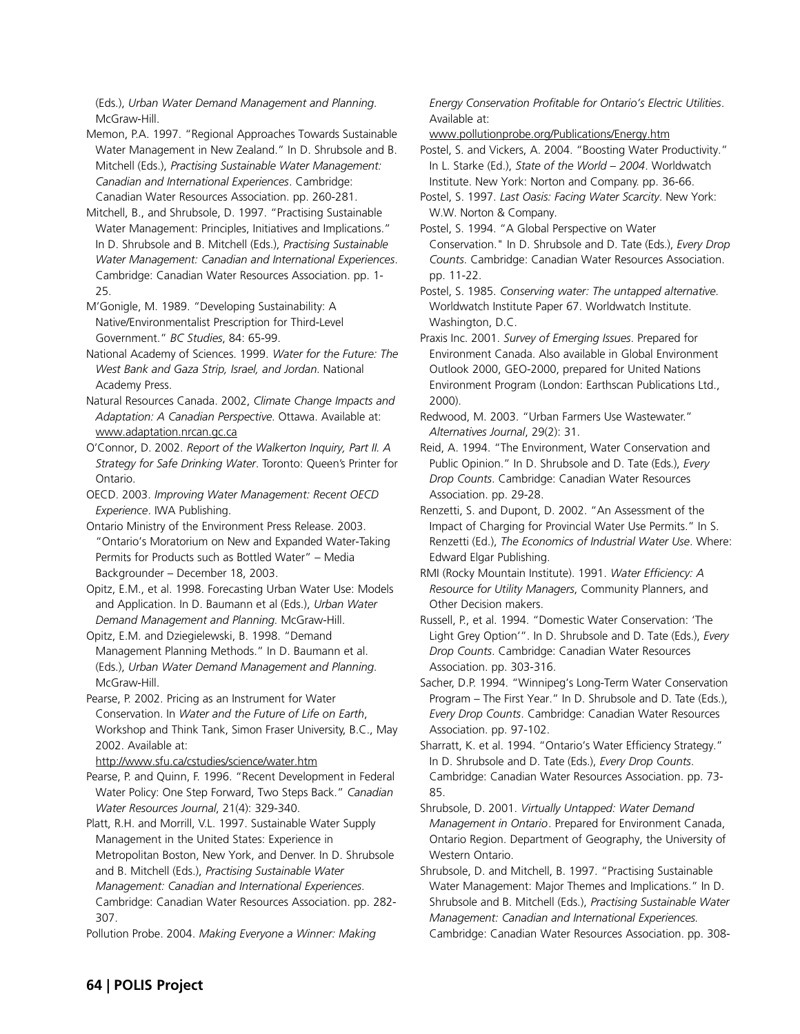(Eds.), *Urban Water Demand Management and Planning*. McGraw-Hill.

Memon, P.A. 1997. "Regional Approaches Towards Sustainable Water Management in New Zealand." In D. Shrubsole and B. Mitchell (Eds.), *Practising Sustainable Water Management: Canadian and International Experiences*. Cambridge: Canadian Water Resources Association. pp. 260-281.

Mitchell, B., and Shrubsole, D. 1997. "Practising Sustainable Water Management: Principles, Initiatives and Implications." In D. Shrubsole and B. Mitchell (Eds.), *Practising Sustainable Water Management: Canadian and International Experiences*. Cambridge: Canadian Water Resources Association. pp. 1-25.

M'Gonigle, M. 1989. "Developing Sustainability: A Native/Environmentalist Prescription for Third-Level Government." *BC Studies*, 84: 65-99.

National Academy of Sciences. 1999. *Water for the Future: The West Bank and Gaza Strip, Israel, and Jordan*. National Academy Press.

Natural Resources Canada. 2002, *Climate Change Impacts and Adaptation: A Canadian Perspective*. Ottawa. Available at: www.adaptation.nrcan.gc.ca

O'Connor, D. 2002. *Report of the Walkerton Inquiry, Part II. A Strategy for Safe Drinking Water*. Toronto: Queen's Printer for Ontario.

OECD. 2003. *Improving Water Management: Recent OECD Experience*. IWA Publishing.

Ontario Ministry of the Environment Press Release. 2003. "Ontario's Moratorium on New and Expanded Water-Taking Permits for Products such as Bottled Water" – Media Backgrounder – December 18, 2003.

Opitz, E.M., et al. 1998. Forecasting Urban Water Use: Models and Application. In D. Baumann et al (Eds.), *Urban Water Demand Management and Planning.* McGraw-Hill.

Opitz, E.M. and Dziegielewski, B. 1998. "Demand Management Planning Methods." In D. Baumann et al. (Eds.), *Urban Water Demand Management and Planning*. McGraw-Hill.

Pearse, P. 2002. Pricing as an Instrument for Water Conservation. In *Water and the Future of Life on Earth*, Workshop and Think Tank, Simon Fraser University, B.C., May 2002. Available at: http://www.sfu.ca/cstudies/science/water.htm

Pearse, P. and Quinn, F. 1996. "Recent Development in Federal Water Policy: One Step Forward, Two Steps Back." *Canadian Water Resources Journal*, 21(4): 329-340.

Platt, R.H. and Morrill, V.L. 1997. Sustainable Water Supply Management in the United States: Experience in Metropolitan Boston, New York, and Denver. In D. Shrubsole and B. Mitchell (Eds.), *Practising Sustainable Water Management: Canadian and International Experiences*. Cambridge: Canadian Water Resources Association. pp. 282-307.

Pollution Probe. 2004. *Making Everyone a Winner: Making Energy Conservation Profitable for Ontario's Electric Utilities*. Available at: www.pollutionprobe.org/Publications/Energy.htm

Postel, S. and Vickers, A. 2004. "Boosting Water Productivity." In L. Starke (Ed.), *State of the World – 2004*. Worldwatch Institute. New York: Norton and Company. pp. 36-66.

Postel, S. 1997. *Last Oasis: Facing Water Scarcity*. New York: W.W. Norton & Company.

Postel, S. 1994. "A Global Perspective on Water Conservation." In D. Shrubsole and D. Tate (Eds.), *Every Drop Counts*. Cambridge: Canadian Water Resources Association. pp. 11-22.

Postel, S. 1985. *Conserving water: The untapped alternative*. Worldwatch Institute Paper 67. Worldwatch Institute. Washington, D.C.

Praxis Inc. 2001. *Survey of Emerging Issues*. Prepared for Environment Canada. Also available in Global Environment Outlook 2000, GEO-2000, prepared for United Nations Environment Program (London: Earthscan Publications Ltd., 2000).

Redwood, M. 2003. "Urban Farmers Use Wastewater." *Alternatives Journal*, 29(2): 31.

Reid, A. 1994. "The Environment, Water Conservation and Public Opinion." In D. Shrubsole and D. Tate (Eds.), *Every Drop Counts*. Cambridge: Canadian Water Resources Association. pp. 29-28.

Renzetti, S. and Dupont, D. 2002. "An Assessment of the Impact of Charging for Provincial Water Use Permits." In S. Renzetti (Ed.), *The Economics of Industrial Water Use*. Where: Edward Elgar Publishing.

RMI (Rocky Mountain Institute). 1991. *Water Efficiency: A Resource for Utility Managers*, Community Planners, and Other Decision makers.

Russell, P., et al. 1994. "Domestic Water Conservation: 'The Light Grey Option'". In D. Shrubsole and D. Tate (Eds.), *Every Drop Counts*. Cambridge: Canadian Water Resources Association. pp. 303-316.

Sacher, D.P. 1994. "Winnipeg's Long-Term Water Conservation Program – The First Year." In D. Shrubsole and D. Tate (Eds.), *Every Drop Counts*. Cambridge: Canadian Water Resources Association. pp. 97-102.

Sharratt, K. et al. 1994. "Ontario's Water Efficiency Strategy." In D. Shrubsole and D. Tate (Eds.), *Every Drop Counts*. Cambridge: Canadian Water Resources Association. pp. 73-85.

Shrubsole, D. 2001. *Virtually Untapped: Water Demand Management in Ontario*. Prepared for Environment Canada, Ontario Region. Department of Geography, the University of Western Ontario.

Shrubsole, D. and Mitchell, B. 1997. "Practising Sustainable Water Management: Major Themes and Implications." In D. Shrubsole and B. Mitchell (Eds.), *Practising Sustainable Water Management: Canadian and International Experiences.* Cambridge: Canadian Water Resources Association. pp. 308-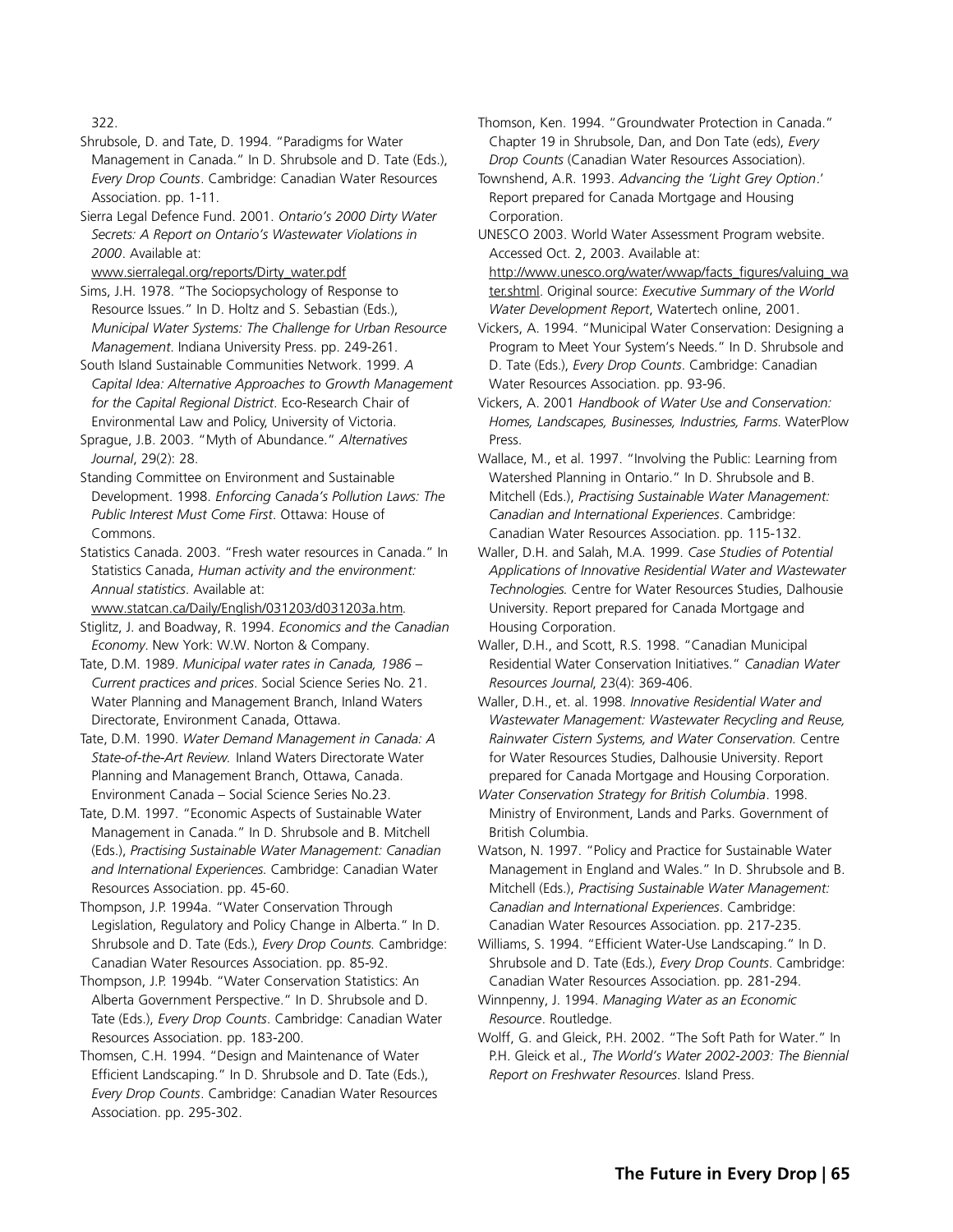322.

Shrubsole, D. and Tate, D. 1994. "Paradigms for Water Management in Canada." In D. Shrubsole and D. Tate (Eds.), *Every Drop Counts*. Cambridge: Canadian Water Resources Association. pp. 1-11.

Sierra Legal Defence Fund. 2001. *Ontario's 2000 Dirty Water Secrets: A Report on Ontario's Wastewater Violations in 2000*. Available at: www.sierralegal.org/reports/Dirty_water.pdf

Sims, J.H. 1978. "The Sociopsychology of Response to Resource Issues." In D. Holtz and S. Sebastian (Eds.), *Municipal Water Systems: The Challenge for Urban Resource Management*. Indiana University Press. pp. 249-261.

South Island Sustainable Communities Network. 1999. *A Capital Idea: Alternative Approaches to Growth Management for the Capital Regional District*. Eco-Research Chair of Environmental Law and Policy, University of Victoria.

Sprague, J.B. 2003. "Myth of Abundance." *Alternatives Journal*, 29(2): 28.

Standing Committee on Environment and Sustainable Development. 1998. *Enforcing Canada's Pollution Laws: The Public Interest Must Come First*. Ottawa: House of Commons.

Statistics Canada. 2003. "Fresh water resources in Canada." In Statistics Canada, *Human activity and the environment: Annual statistics*. Available at: www.statcan.ca/Daily/English/031203/d031203a.htm.

Stiglitz, J. and Boadway, R. 1994. *Economics and the Canadian Economy*. New York: W.W. Norton & Company.

Tate, D.M. 1989. *Municipal water rates in Canada, 1986 – Current practices and prices*. Social Science Series No. 21. Water Planning and Management Branch, Inland Waters Directorate, Environment Canada, Ottawa.

Tate, D.M. 1990. *Water Demand Management in Canada: A State-of-the-Art Review.* Inland Waters Directorate Water Planning and Management Branch, Ottawa, Canada. Environment Canada – Social Science Series No.23.

Tate, D.M. 1997. "Economic Aspects of Sustainable Water Management in Canada." In D. Shrubsole and B. Mitchell (Eds.), *Practising Sustainable Water Management: Canadian and International Experiences.* Cambridge: Canadian Water Resources Association. pp. 45-60.

Thompson, J.P. 1994a. "Water Conservation Through Legislation, Regulatory and Policy Change in Alberta." In D. Shrubsole and D. Tate (Eds.), *Every Drop Counts.* Cambridge: Canadian Water Resources Association. pp. 85-92.

Thompson, J.P. 1994b. "Water Conservation Statistics: An Alberta Government Perspective." In D. Shrubsole and D. Tate (Eds.), *Every Drop Counts*. Cambridge: Canadian Water Resources Association. pp. 183-200.

Thomsen, C.H. 1994. "Design and Maintenance of Water Efficient Landscaping." In D. Shrubsole and D. Tate (Eds.), *Every Drop Counts*. Cambridge: Canadian Water Resources Association. pp. 295-302.

Thomson, Ken. 1994. "Groundwater Protection in Canada." Chapter 19 in Shrubsole, Dan, and Don Tate (eds), *Every Drop Counts* (Canadian Water Resources Association).

Townshend, A.R. 1993. *Advancing the 'Light Grey Option*.' Report prepared for Canada Mortgage and Housing Corporation.

UNESCO 2003. World Water Assessment Program website. Accessed Oct. 2, 2003. Available at: http://www.unesco.org/water/wwap/facts_figures/valuing_water.shtml. Original source: *Executive Summary of the World Water Development Report*, Watertech online, 2001.

Vickers, A. 1994. "Municipal Water Conservation: Designing a Program to Meet Your System's Needs." In D. Shrubsole and D. Tate (Eds.), *Every Drop Counts*. Cambridge: Canadian Water Resources Association. pp. 93-96.

Vickers, A. 2001 *Handbook of Water Use and Conservation: Homes, Landscapes, Businesses, Industries, Farms*. WaterPlow Press.

Wallace, M., et al. 1997. "Involving the Public: Learning from Watershed Planning in Ontario." In D. Shrubsole and B. Mitchell (Eds.), *Practising Sustainable Water Management: Canadian and International Experiences*. Cambridge: Canadian Water Resources Association. pp. 115-132.

Waller, D.H. and Salah, M.A. 1999. *Case Studies of Potential Applications of Innovative Residential Water and Wastewater Technologies.* Centre for Water Resources Studies, Dalhousie University. Report prepared for Canada Mortgage and Housing Corporation.

Waller, D.H., and Scott, R.S. 1998. "Canadian Municipal Residential Water Conservation Initiatives." *Canadian Water Resources Journal*, 23(4): 369-406.

Waller, D.H., et. al. 1998. *Innovative Residential Water and Wastewater Management: Wastewater Recycling and Reuse, Rainwater Cistern Systems, and Water Conservation.* Centre for Water Resources Studies, Dalhousie University. Report prepared for Canada Mortgage and Housing Corporation.

*Water Conservation Strategy for British Columbia*. 1998. Ministry of Environment, Lands and Parks. Government of British Columbia.

Watson, N. 1997. "Policy and Practice for Sustainable Water Management in England and Wales." In D. Shrubsole and B. Mitchell (Eds.), *Practising Sustainable Water Management: Canadian and International Experiences*. Cambridge: Canadian Water Resources Association. pp. 217-235.

Williams, S. 1994. "Efficient Water-Use Landscaping." In D. Shrubsole and D. Tate (Eds.), *Every Drop Counts*. Cambridge: Canadian Water Resources Association. pp. 281-294.

Winnpenny, J. 1994. *Managing Water as an Economic Resource*. Routledge.

Wolff, G. and Gleick, P.H. 2002. "The Soft Path for Water." In P.H. Gleick et al., *The World's Water 2002-2003: The Biennial Report on Freshwater Resources*. Island Press.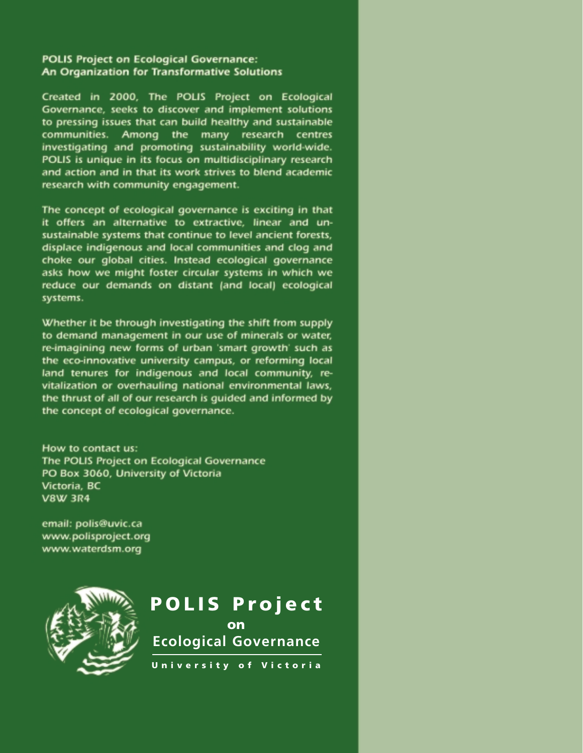## POLIS Project on Ecological Governance: An Organization for Transformative Solutions

Created in 2000, The POLIS Project on Ecological Governance, seeks to discover and implement solutions to pressing issues that can build healthy and sustainable communities. Among the many research centres investigating and promoting sustainability world-wide. POLIS is unique in its focus on multidisciplinary research and action and in that its work strives to blend academic research with community engagement.

The concept of ecological governance is exciting in that it offers an alternative to extractive, linear and unsustainable systems that continue to level ancient forests, displace indigenous and local communities and clog and choke our global cities. Instead ecological governance asks how we might foster circular systems in which we reduce our demands on distant (and local) ecological systems.

Whether it be through investigating the shift from supply to demand management in our use of minerals or water, re-imagining new forms of urban 'smart growth' such as the eco-innovative university campus, or reforming local land tenures for indigenous and local community, re-vitalization or overhauling national environmental laws, the thrust of all of our research is guided and informed by the concept of ecological governance.

How to contact us:
The POLIS Project on Ecological Governance
PO Box 3060, University of Victoria
Victoria, BC
V8W 3R4

email: polis@uvic.ca
www.polisproject.org
www.waterdsm.org

**POLIS Project**
**on**
**Ecological Governance**

**University of Victoria**